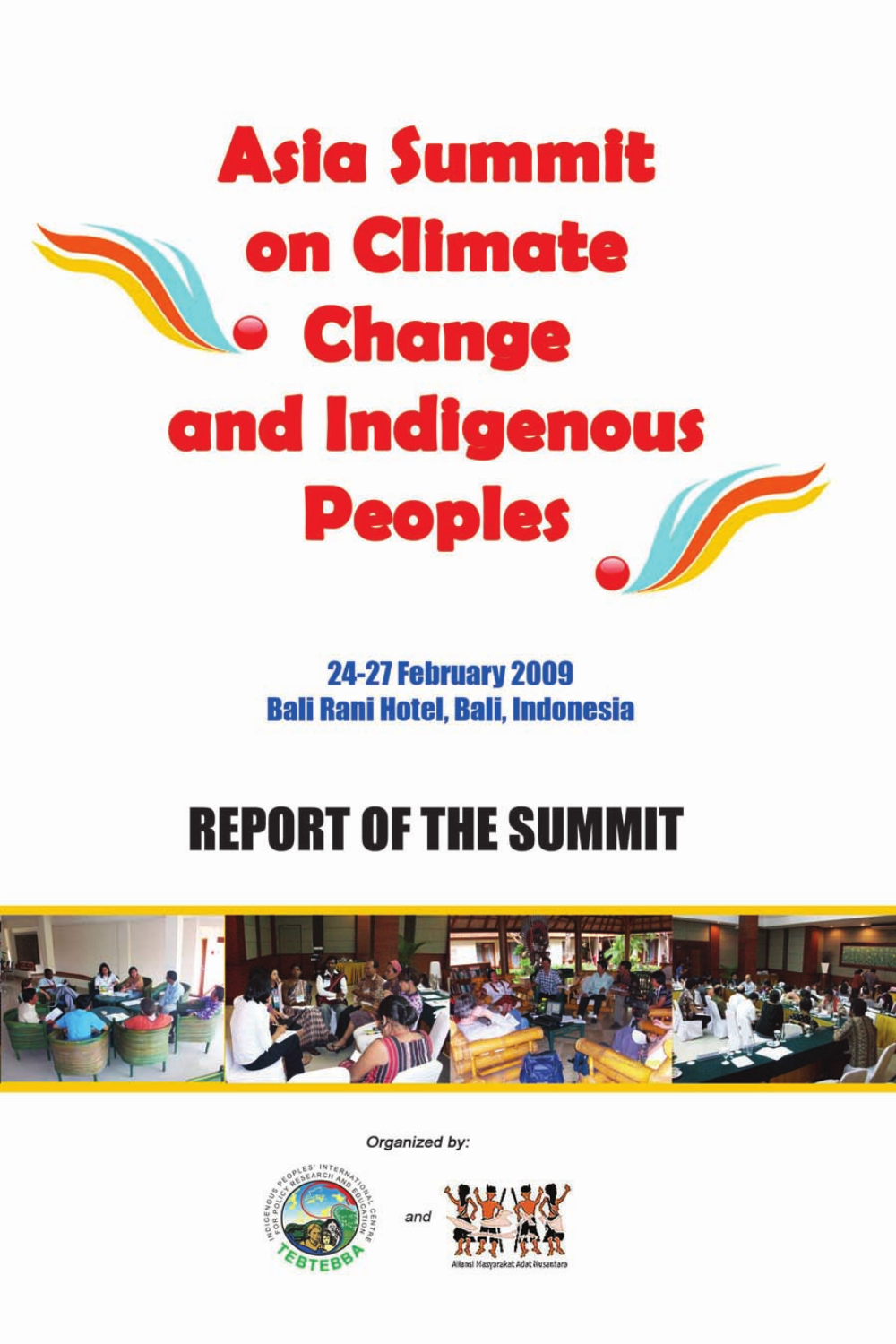# Asia Summit on Climate Change and Indigenous Peoples

**24-27 February 2009**
**Bali Rani Hotel, Bali, Indonesia**

## REPORT OF THE SUMMIT

*Organized by:*

TEBTEBBA (Indigenous Peoples' International Centre for Policy Research and Education) and Aliansi Masyarakat Adat Nusantara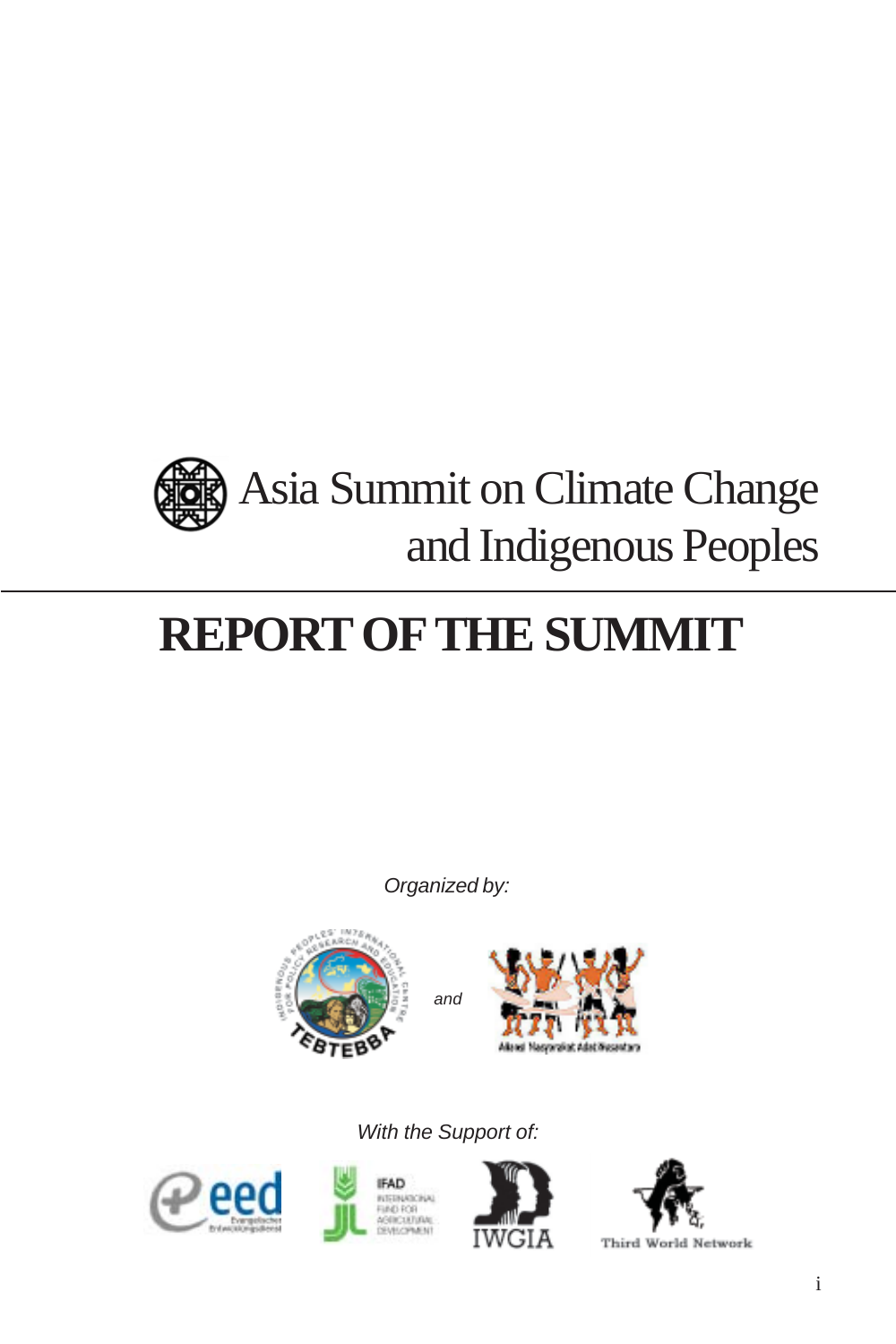# Asia Summit on Climate Change and Indigenous Peoples

# REPORT OF THE SUMMIT

*Organized by:*

TEBTEBBA — Indigenous Peoples' International Centre for Policy Research and Education

*and*

Aliansi Masyarakat Adat Nusantara

*With the Support of:*

eed — Evangelischer Entwicklungsdienst

IFAD — International Fund for Agricultural Development

IWGIA

Third World Network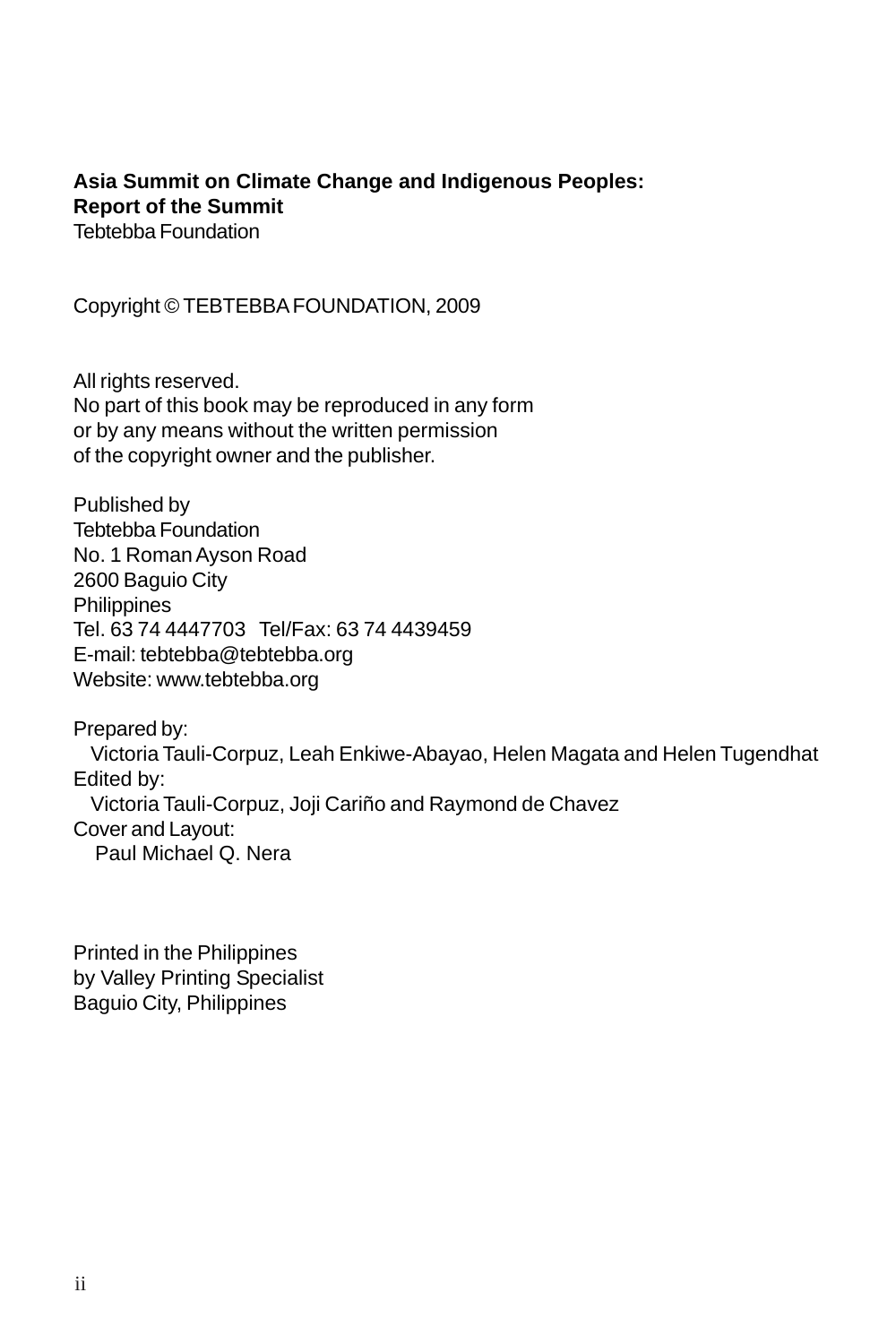**Asia Summit on Climate Change and Indigenous Peoples:**
**Report of the Summit**
Tebtebba Foundation

Copyright © TEBTEBBA FOUNDATION, 2009

All rights reserved.
No part of this book may be reproduced in any form
or by any means without the written permission
of the copyright owner and the publisher.

Published by
Tebtebba Foundation
No. 1 Roman Ayson Road
2600 Baguio City
Philippines
Tel. 63 74 4447703 Tel/Fax: 63 74 4439459
E-mail: tebtebba@tebtebba.org
Website: www.tebtebba.org

Prepared by:
Victoria Tauli-Corpuz, Leah Enkiwe-Abayao, Helen Magata and Helen Tugendhat
Edited by:
Victoria Tauli-Corpuz, Joji Cariño and Raymond de Chavez
Cover and Layout:
Paul Michael Q. Nera

Printed in the Philippines
by Valley Printing Specialist
Baguio City, Philippines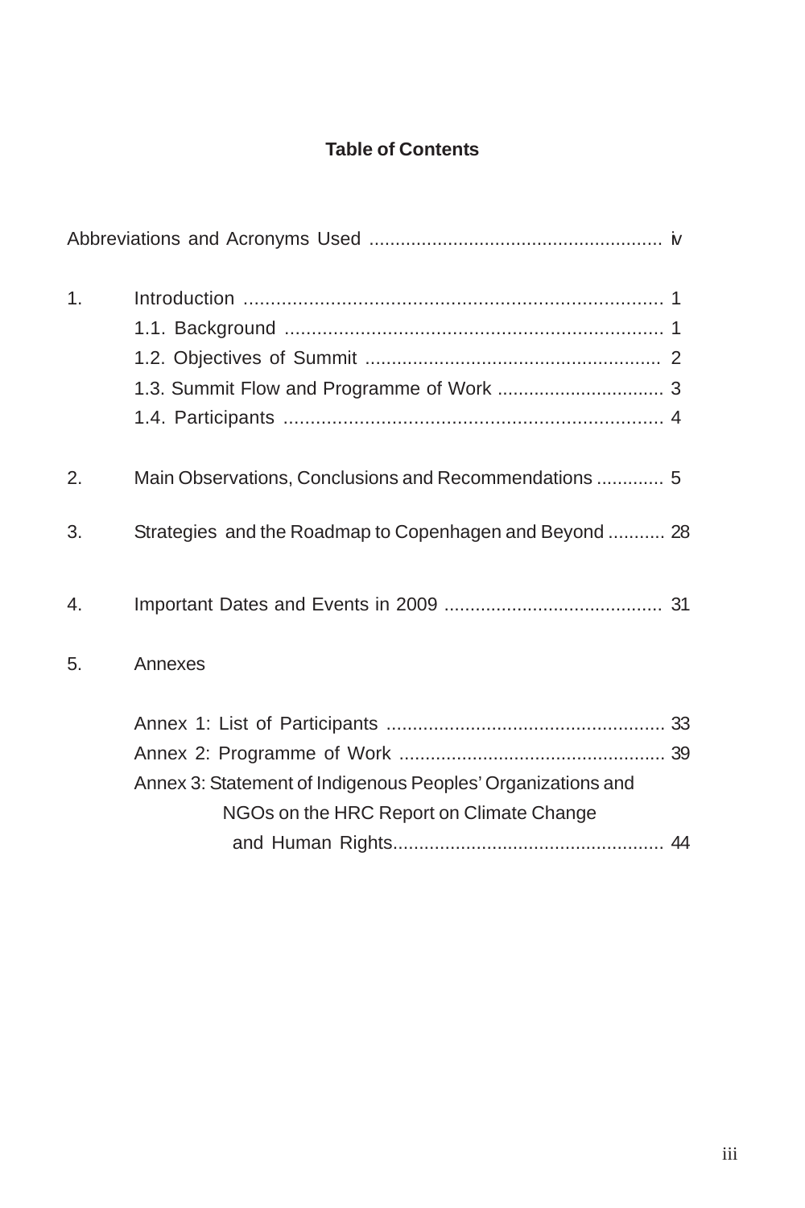**Table of Contents**

Abbreviations and Acronyms Used ........................................................ iv

1. Introduction ............................................................................ 1
    - 1.1. Background ..................................................................... 1
    - 1.2. Objectives of Summit ....................................................... 2
    - 1.3. Summit Flow and Programme of Work ................................ 3
    - 1.4. Participants ..................................................................... 4

2. Main Observations, Conclusions and Recommendations ............. 5

3. Strategies and the Roadmap to Copenhagen and Beyond ........... 28

4. Important Dates and Events in 2009 .......................................... 31

5. Annexes

    Annex 1: List of Participants ..................................................... 33

    Annex 2: Programme of Work ................................................... 39

    Annex 3: Statement of Indigenous Peoples' Organizations and NGOs on the HRC Report on Climate Change and Human Rights.................................................... 44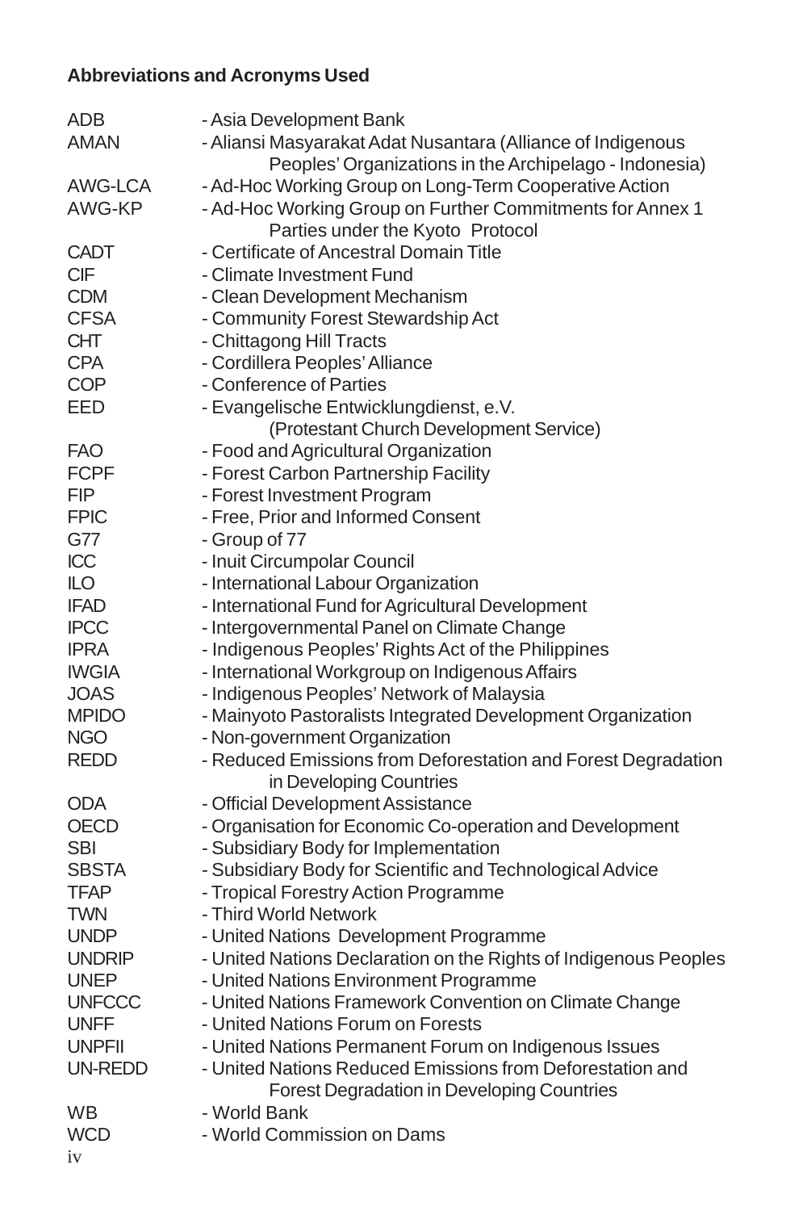**Abbreviations and Acronyms Used**

| | |
|---|---|
| ADB | - Asia Development Bank |
| AMAN | - Aliansi Masyarakat Adat Nusantara (Alliance of Indigenous Peoples' Organizations in the Archipelago - Indonesia) |
| AWG-LCA | - Ad-Hoc Working Group on Long-Term Cooperative Action |
| AWG-KP | - Ad-Hoc Working Group on Further Commitments for Annex 1 Parties under the Kyoto Protocol |
| CADT | - Certificate of Ancestral Domain Title |
| CIF | - Climate Investment Fund |
| CDM | - Clean Development Mechanism |
| CFSA | - Community Forest Stewardship Act |
| CHT | - Chittagong Hill Tracts |
| CPA | - Cordillera Peoples' Alliance |
| COP | - Conference of Parties |
| EED | - Evangelische Entwicklungdienst, e.V. (Protestant Church Development Service) |
| FAO | - Food and Agricultural Organization |
| FCPF | - Forest Carbon Partnership Facility |
| FIP | - Forest Investment Program |
| FPIC | - Free, Prior and Informed Consent |
| G77 | - Group of 77 |
| ICC | - Inuit Circumpolar Council |
| ILO | - International Labour Organization |
| IFAD | - International Fund for Agricultural Development |
| IPCC | - Intergovernmental Panel on Climate Change |
| IPRA | - Indigenous Peoples' Rights Act of the Philippines |
| IWGIA | - International Workgroup on Indigenous Affairs |
| JOAS | - Indigenous Peoples' Network of Malaysia |
| MPIDO | - Mainyoto Pastoralists Integrated Development Organization |
| NGO | - Non-government Organization |
| REDD | - Reduced Emissions from Deforestation and Forest Degradation in Developing Countries |
| ODA | - Official Development Assistance |
| OECD | - Organisation for Economic Co-operation and Development |
| SBI | - Subsidiary Body for Implementation |
| SBSTA | - Subsidiary Body for Scientific and Technological Advice |
| TFAP | - Tropical Forestry Action Programme |
| TWN | - Third World Network |
| UNDP | - United Nations Development Programme |
| UNDRIP | - United Nations Declaration on the Rights of Indigenous Peoples |
| UNEP | - United Nations Environment Programme |
| UNFCCC | - United Nations Framework Convention on Climate Change |
| UNFF | - United Nations Forum on Forests |
| UNPFII | - United Nations Permanent Forum on Indigenous Issues |
| UN-REDD | - United Nations Reduced Emissions from Deforestation and Forest Degradation in Developing Countries |
| WB | - World Bank |
| WCD | - World Commission on Dams |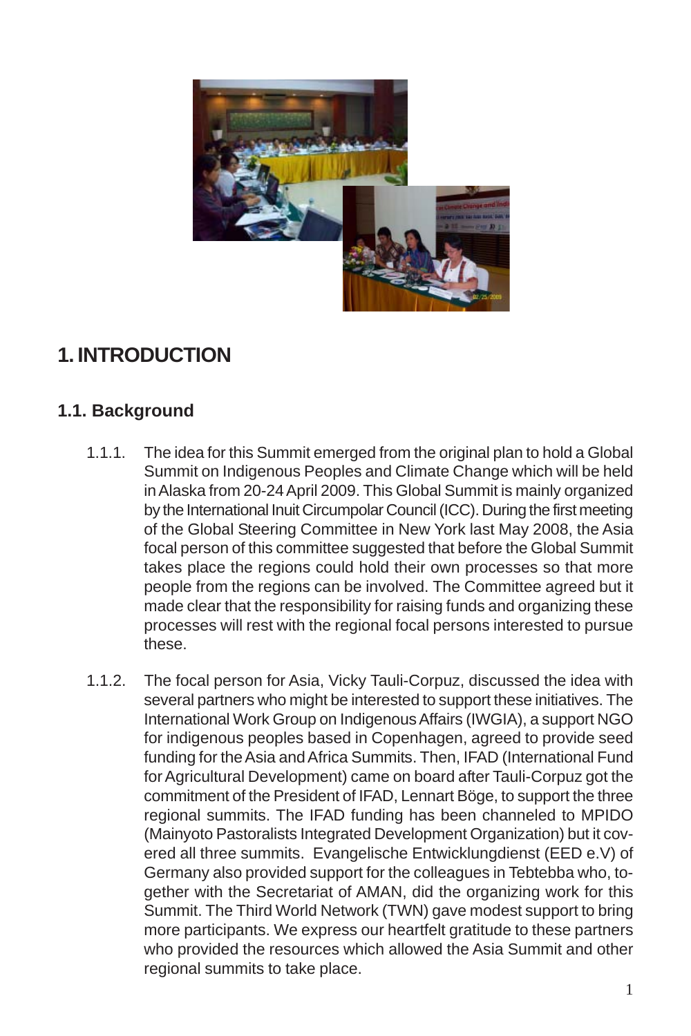# 1. INTRODUCTION

## 1.1. Background

1.1.1. The idea for this Summit emerged from the original plan to hold a Global Summit on Indigenous Peoples and Climate Change which will be held in Alaska from 20-24 April 2009. This Global Summit is mainly organized by the International Inuit Circumpolar Council (ICC). During the first meeting of the Global Steering Committee in New York last May 2008, the Asia focal person of this committee suggested that before the Global Summit takes place the regions could hold their own processes so that more people from the regions can be involved. The Committee agreed but it made clear that the responsibility for raising funds and organizing these processes will rest with the regional focal persons interested to pursue these.

1.1.2. The focal person for Asia, Vicky Tauli-Corpuz, discussed the idea with several partners who might be interested to support these initiatives. The International Work Group on Indigenous Affairs (IWGIA), a support NGO for indigenous peoples based in Copenhagen, agreed to provide seed funding for the Asia and Africa Summits. Then, IFAD (International Fund for Agricultural Development) came on board after Tauli-Corpuz got the commitment of the President of IFAD, Lennart Böge, to support the three regional summits. The IFAD funding has been channeled to MPIDO (Mainyoto Pastoralists Integrated Development Organization) but it covered all three summits. Evangelische Entwicklungdienst (EED e.V) of Germany also provided support for the colleagues in Tebtebba who, together with the Secretariat of AMAN, did the organizing work for this Summit. The Third World Network (TWN) gave modest support to bring more participants. We express our heartfelt gratitude to these partners who provided the resources which allowed the Asia Summit and other regional summits to take place.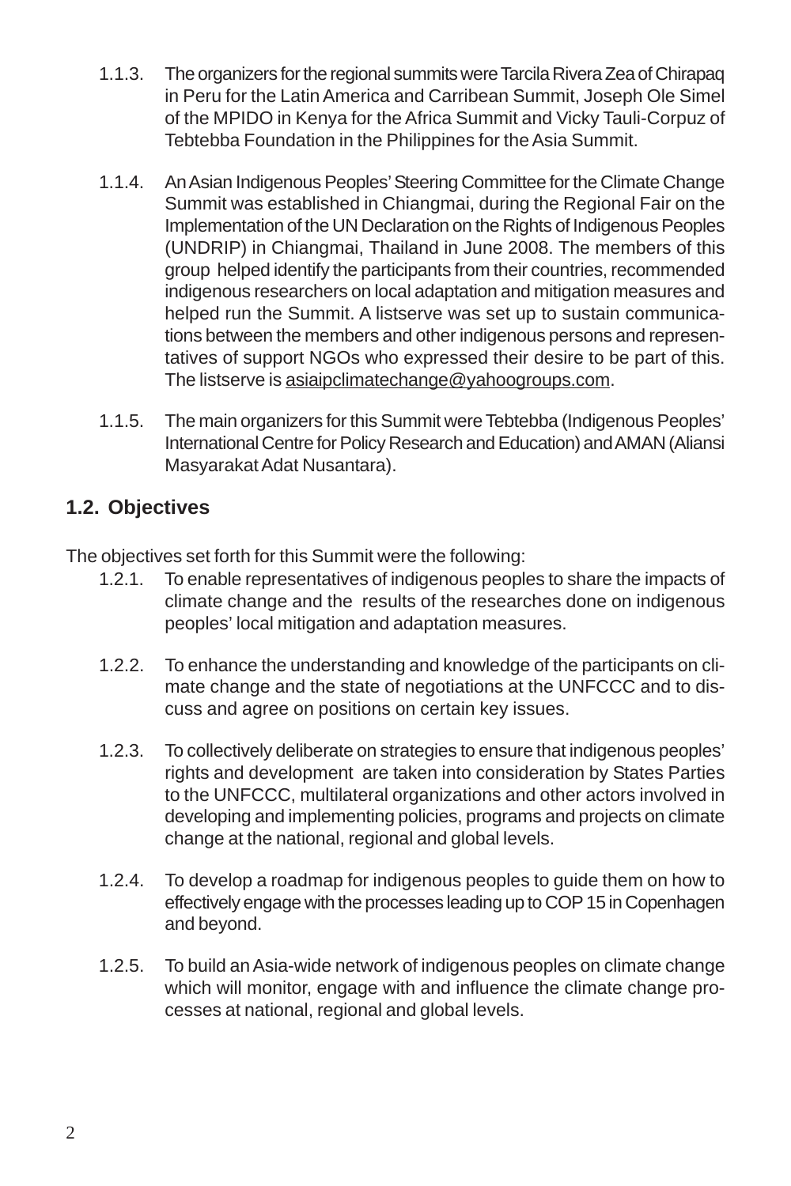1.1.3. The organizers for the regional summits were Tarcila Rivera Zea of Chirapaq in Peru for the Latin America and Carribean Summit, Joseph Ole Simel of the MPIDO in Kenya for the Africa Summit and Vicky Tauli-Corpuz of Tebtebba Foundation in the Philippines for the Asia Summit.

1.1.4. An Asian Indigenous Peoples' Steering Committee for the Climate Change Summit was established in Chiangmai, during the Regional Fair on the Implementation of the UN Declaration on the Rights of Indigenous Peoples (UNDRIP) in Chiangmai, Thailand in June 2008. The members of this group helped identify the participants from their countries, recommended indigenous researchers on local adaptation and mitigation measures and helped run the Summit. A listserve was set up to sustain communications between the members and other indigenous persons and representatives of support NGOs who expressed their desire to be part of this. The listserve is asiaipclimatechange@yahoogroups.com.

1.1.5. The main organizers for this Summit were Tebtebba (Indigenous Peoples' International Centre for Policy Research and Education) and AMAN (Aliansi Masyarakat Adat Nusantara).

## 1.2. Objectives

The objectives set forth for this Summit were the following:

1.2.1. To enable representatives of indigenous peoples to share the impacts of climate change and the results of the researches done on indigenous peoples' local mitigation and adaptation measures.

1.2.2. To enhance the understanding and knowledge of the participants on climate change and the state of negotiations at the UNFCCC and to discuss and agree on positions on certain key issues.

1.2.3. To collectively deliberate on strategies to ensure that indigenous peoples' rights and development are taken into consideration by States Parties to the UNFCCC, multilateral organizations and other actors involved in developing and implementing policies, programs and projects on climate change at the national, regional and global levels.

1.2.4. To develop a roadmap for indigenous peoples to guide them on how to effectively engage with the processes leading up to COP 15 in Copenhagen and beyond.

1.2.5. To build an Asia-wide network of indigenous peoples on climate change which will monitor, engage with and influence the climate change processes at national, regional and global levels.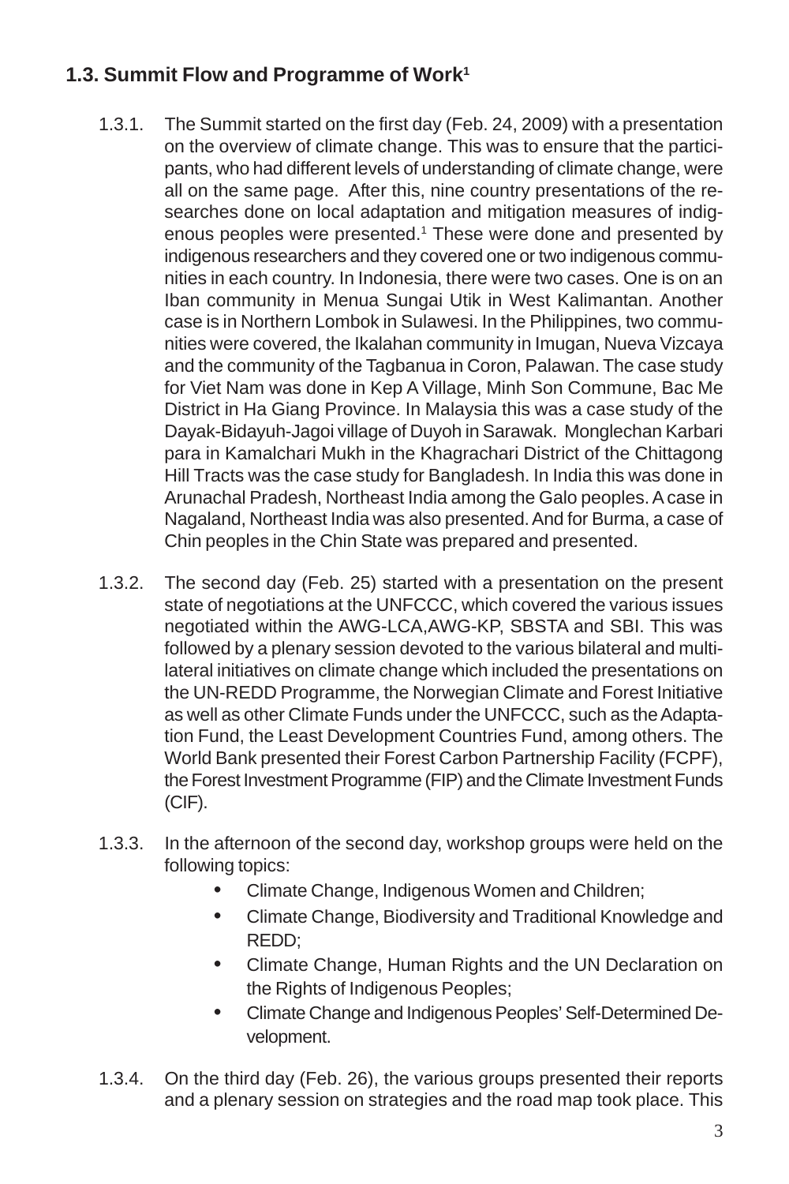### 1.3. Summit Flow and Programme of Work[1]

1.3.1. The Summit started on the first day (Feb. 24, 2009) with a presentation on the overview of climate change. This was to ensure that the participants, who had different levels of understanding of climate change, were all on the same page. After this, nine country presentations of the researches done on local adaptation and mitigation measures of indigenous peoples were presented.[1] These were done and presented by indigenous researchers and they covered one or two indigenous communities in each country. In Indonesia, there were two cases. One is on an Iban community in Menua Sungai Utik in West Kalimantan. Another case is in Northern Lombok in Sulawesi. In the Philippines, two communities were covered, the Ikalahan community in Imugan, Nueva Vizcaya and the community of the Tagbanua in Coron, Palawan. The case study for Viet Nam was done in Kep A Village, Minh Son Commune, Bac Me District in Ha Giang Province. In Malaysia this was a case study of the Dayak-Bidayuh-Jagoi village of Duyoh in Sarawak. Monglechan Karbari para in Kamalchari Mukh in the Khagrachari District of the Chittagong Hill Tracts was the case study for Bangladesh. In India this was done in Arunachal Pradesh, Northeast India among the Galo peoples. A case in Nagaland, Northeast India was also presented. And for Burma, a case of Chin peoples in the Chin State was prepared and presented.

1.3.2. The second day (Feb. 25) started with a presentation on the present state of negotiations at the UNFCCC, which covered the various issues negotiated within the AWG-LCA,AWG-KP, SBSTA and SBI. This was followed by a plenary session devoted to the various bilateral and multilateral initiatives on climate change which included the presentations on the UN-REDD Programme, the Norwegian Climate and Forest Initiative as well as other Climate Funds under the UNFCCC, such as the Adaptation Fund, the Least Development Countries Fund, among others. The World Bank presented their Forest Carbon Partnership Facility (FCPF), the Forest Investment Programme (FIP) and the Climate Investment Funds (CIF).

1.3.3. In the afternoon of the second day, workshop groups were held on the following topics:

- Climate Change, Indigenous Women and Children;
- Climate Change, Biodiversity and Traditional Knowledge and REDD;
- Climate Change, Human Rights and the UN Declaration on the Rights of Indigenous Peoples;
- Climate Change and Indigenous Peoples' Self-Determined Development.

1.3.4. On the third day (Feb. 26), the various groups presented their reports and a plenary session on strategies and the road map took place. This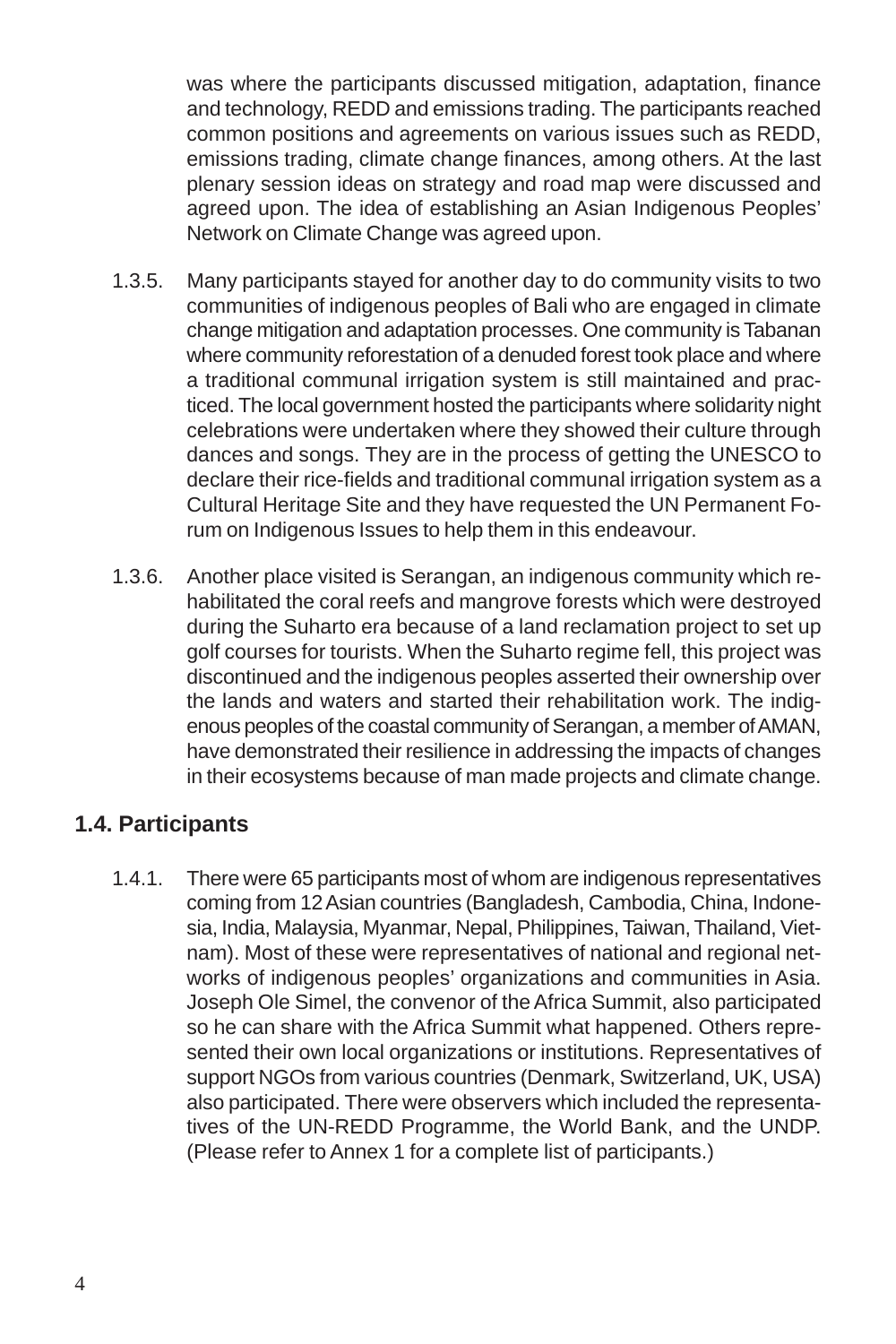was where the participants discussed mitigation, adaptation, finance and technology, REDD and emissions trading. The participants reached common positions and agreements on various issues such as REDD, emissions trading, climate change finances, among others. At the last plenary session ideas on strategy and road map were discussed and agreed upon. The idea of establishing an Asian Indigenous Peoples' Network on Climate Change was agreed upon.

1.3.5. Many participants stayed for another day to do community visits to two communities of indigenous peoples of Bali who are engaged in climate change mitigation and adaptation processes. One community is Tabanan where community reforestation of a denuded forest took place and where a traditional communal irrigation system is still maintained and practiced. The local government hosted the participants where solidarity night celebrations were undertaken where they showed their culture through dances and songs. They are in the process of getting the UNESCO to declare their rice-fields and traditional communal irrigation system as a Cultural Heritage Site and they have requested the UN Permanent Forum on Indigenous Issues to help them in this endeavour.

1.3.6. Another place visited is Serangan, an indigenous community which rehabilitated the coral reefs and mangrove forests which were destroyed during the Suharto era because of a land reclamation project to set up golf courses for tourists. When the Suharto regime fell, this project was discontinued and the indigenous peoples asserted their ownership over the lands and waters and started their rehabilitation work. The indigenous peoples of the coastal community of Serangan, a member of AMAN, have demonstrated their resilience in addressing the impacts of changes in their ecosystems because of man made projects and climate change.

## 1.4. Participants

1.4.1. There were 65 participants most of whom are indigenous representatives coming from 12 Asian countries (Bangladesh, Cambodia, China, Indonesia, India, Malaysia, Myanmar, Nepal, Philippines, Taiwan, Thailand, Vietnam). Most of these were representatives of national and regional networks of indigenous peoples' organizations and communities in Asia. Joseph Ole Simel, the convenor of the Africa Summit, also participated so he can share with the Africa Summit what happened. Others represented their own local organizations or institutions. Representatives of support NGOs from various countries (Denmark, Switzerland, UK, USA) also participated. There were observers which included the representatives of the UN-REDD Programme, the World Bank, and the UNDP. (Please refer to Annex 1 for a complete list of participants.)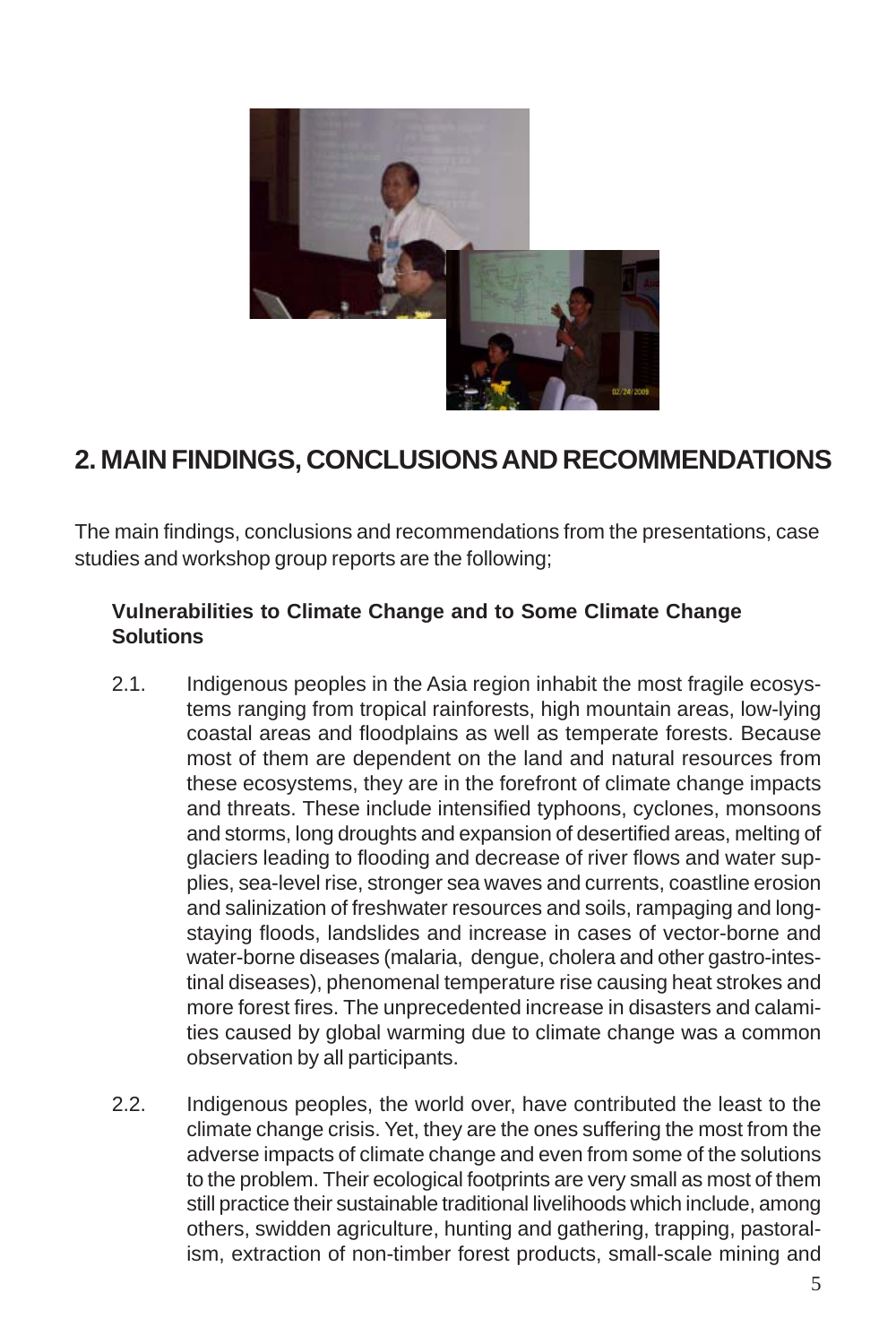## 2. MAIN FINDINGS, CONCLUSIONS AND RECOMMENDATIONS

The main findings, conclusions and recommendations from the presentations, case studies and workshop group reports are the following;

**Vulnerabilities to Climate Change and to Some Climate Change Solutions**

2.1. Indigenous peoples in the Asia region inhabit the most fragile ecosystems ranging from tropical rainforests, high mountain areas, low-lying coastal areas and floodplains as well as temperate forests. Because most of them are dependent on the land and natural resources from these ecosystems, they are in the forefront of climate change impacts and threats. These include intensified typhoons, cyclones, monsoons and storms, long droughts and expansion of desertified areas, melting of glaciers leading to flooding and decrease of river flows and water supplies, sea-level rise, stronger sea waves and currents, coastline erosion and salinization of freshwater resources and soils, rampaging and long-staying floods, landslides and increase in cases of vector-borne and water-borne diseases (malaria, dengue, cholera and other gastro-intestinal diseases), phenomenal temperature rise causing heat strokes and more forest fires. The unprecedented increase in disasters and calamities caused by global warming due to climate change was a common observation by all participants.

2.2. Indigenous peoples, the world over, have contributed the least to the climate change crisis. Yet, they are the ones suffering the most from the adverse impacts of climate change and even from some of the solutions to the problem. Their ecological footprints are very small as most of them still practice their sustainable traditional livelihoods which include, among others, swidden agriculture, hunting and gathering, trapping, pastoralism, extraction of non-timber forest products, small-scale mining and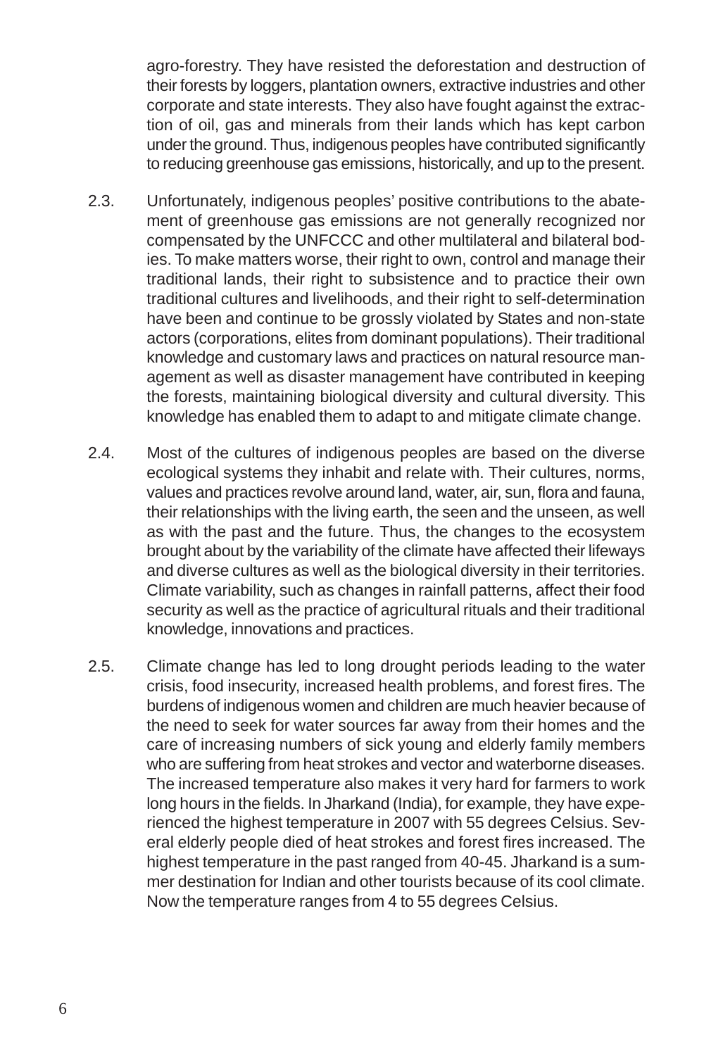agro-forestry. They have resisted the deforestation and destruction of their forests by loggers, plantation owners, extractive industries and other corporate and state interests. They also have fought against the extraction of oil, gas and minerals from their lands which has kept carbon under the ground. Thus, indigenous peoples have contributed significantly to reducing greenhouse gas emissions, historically, and up to the present.

2.3. Unfortunately, indigenous peoples' positive contributions to the abatement of greenhouse gas emissions are not generally recognized nor compensated by the UNFCCC and other multilateral and bilateral bodies. To make matters worse, their right to own, control and manage their traditional lands, their right to subsistence and to practice their own traditional cultures and livelihoods, and their right to self-determination have been and continue to be grossly violated by States and non-state actors (corporations, elites from dominant populations). Their traditional knowledge and customary laws and practices on natural resource management as well as disaster management have contributed in keeping the forests, maintaining biological diversity and cultural diversity. This knowledge has enabled them to adapt to and mitigate climate change.

2.4. Most of the cultures of indigenous peoples are based on the diverse ecological systems they inhabit and relate with. Their cultures, norms, values and practices revolve around land, water, air, sun, flora and fauna, their relationships with the living earth, the seen and the unseen, as well as with the past and the future. Thus, the changes to the ecosystem brought about by the variability of the climate have affected their lifeways and diverse cultures as well as the biological diversity in their territories. Climate variability, such as changes in rainfall patterns, affect their food security as well as the practice of agricultural rituals and their traditional knowledge, innovations and practices.

2.5. Climate change has led to long drought periods leading to the water crisis, food insecurity, increased health problems, and forest fires. The burdens of indigenous women and children are much heavier because of the need to seek for water sources far away from their homes and the care of increasing numbers of sick young and elderly family members who are suffering from heat strokes and vector and waterborne diseases. The increased temperature also makes it very hard for farmers to work long hours in the fields. In Jharkand (India), for example, they have experienced the highest temperature in 2007 with 55 degrees Celsius. Several elderly people died of heat strokes and forest fires increased. The highest temperature in the past ranged from 40-45. Jharkand is a summer destination for Indian and other tourists because of its cool climate. Now the temperature ranges from 4 to 55 degrees Celsius.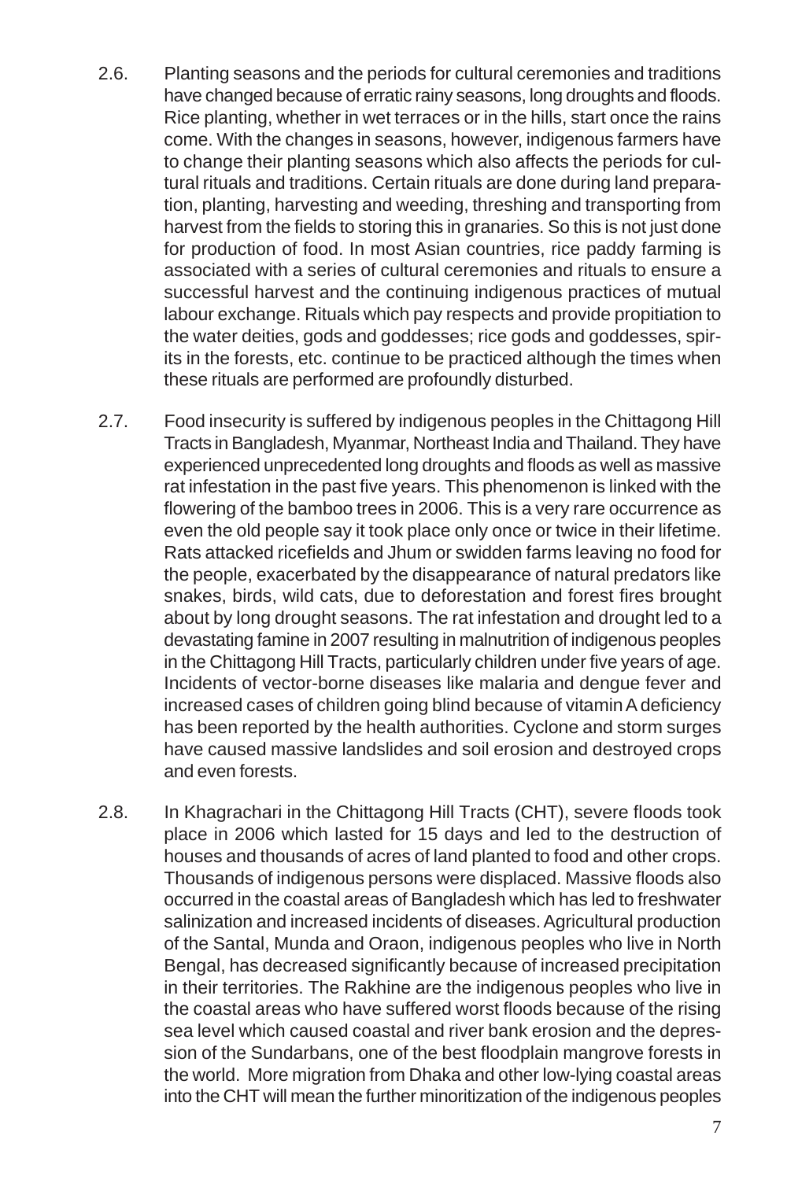2.6. Planting seasons and the periods for cultural ceremonies and traditions have changed because of erratic rainy seasons, long droughts and floods. Rice planting, whether in wet terraces or in the hills, start once the rains come. With the changes in seasons, however, indigenous farmers have to change their planting seasons which also affects the periods for cultural rituals and traditions. Certain rituals are done during land preparation, planting, harvesting and weeding, threshing and transporting from harvest from the fields to storing this in granaries. So this is not just done for production of food. In most Asian countries, rice paddy farming is associated with a series of cultural ceremonies and rituals to ensure a successful harvest and the continuing indigenous practices of mutual labour exchange. Rituals which pay respects and provide propitiation to the water deities, gods and goddesses; rice gods and goddesses, spirits in the forests, etc. continue to be practiced although the times when these rituals are performed are profoundly disturbed.

2.7. Food insecurity is suffered by indigenous peoples in the Chittagong Hill Tracts in Bangladesh, Myanmar, Northeast India and Thailand. They have experienced unprecedented long droughts and floods as well as massive rat infestation in the past five years. This phenomenon is linked with the flowering of the bamboo trees in 2006. This is a very rare occurrence as even the old people say it took place only once or twice in their lifetime. Rats attacked ricefields and Jhum or swidden farms leaving no food for the people, exacerbated by the disappearance of natural predators like snakes, birds, wild cats, due to deforestation and forest fires brought about by long drought seasons. The rat infestation and drought led to a devastating famine in 2007 resulting in malnutrition of indigenous peoples in the Chittagong Hill Tracts, particularly children under five years of age. Incidents of vector-borne diseases like malaria and dengue fever and increased cases of children going blind because of vitamin A deficiency has been reported by the health authorities. Cyclone and storm surges have caused massive landslides and soil erosion and destroyed crops and even forests.

2.8. In Khagrachari in the Chittagong Hill Tracts (CHT), severe floods took place in 2006 which lasted for 15 days and led to the destruction of houses and thousands of acres of land planted to food and other crops. Thousands of indigenous persons were displaced. Massive floods also occurred in the coastal areas of Bangladesh which has led to freshwater salinization and increased incidents of diseases. Agricultural production of the Santal, Munda and Oraon, indigenous peoples who live in North Bengal, has decreased significantly because of increased precipitation in their territories. The Rakhine are the indigenous peoples who live in the coastal areas who have suffered worst floods because of the rising sea level which caused coastal and river bank erosion and the depression of the Sundarbans, one of the best floodplain mangrove forests in the world. More migration from Dhaka and other low-lying coastal areas into the CHT will mean the further minoritization of the indigenous peoples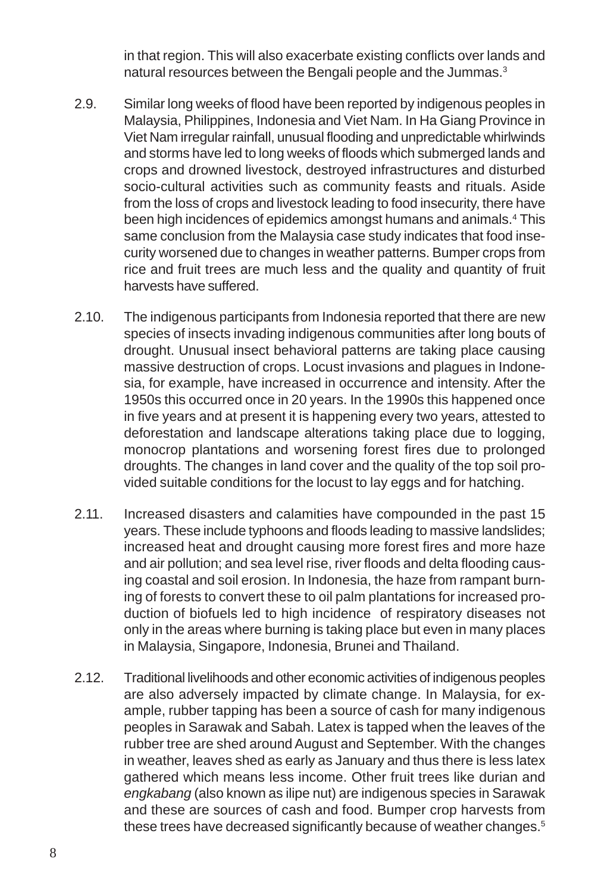in that region. This will also exacerbate existing conflicts over lands and natural resources between the Bengali people and the Jummas.[3]

2.9. Similar long weeks of flood have been reported by indigenous peoples in Malaysia, Philippines, Indonesia and Viet Nam. In Ha Giang Province in Viet Nam irregular rainfall, unusual flooding and unpredictable whirlwinds and storms have led to long weeks of floods which submerged lands and crops and drowned livestock, destroyed infrastructures and disturbed socio-cultural activities such as community feasts and rituals. Aside from the loss of crops and livestock leading to food insecurity, there have been high incidences of epidemics amongst humans and animals.[4] This same conclusion from the Malaysia case study indicates that food insecurity worsened due to changes in weather patterns. Bumper crops from rice and fruit trees are much less and the quality and quantity of fruit harvests have suffered.

2.10. The indigenous participants from Indonesia reported that there are new species of insects invading indigenous communities after long bouts of drought. Unusual insect behavioral patterns are taking place causing massive destruction of crops. Locust invasions and plagues in Indonesia, for example, have increased in occurrence and intensity. After the 1950s this occurred once in 20 years. In the 1990s this happened once in five years and at present it is happening every two years, attested to deforestation and landscape alterations taking place due to logging, monocrop plantations and worsening forest fires due to prolonged droughts. The changes in land cover and the quality of the top soil provided suitable conditions for the locust to lay eggs and for hatching.

2.11. Increased disasters and calamities have compounded in the past 15 years. These include typhoons and floods leading to massive landslides; increased heat and drought causing more forest fires and more haze and air pollution; and sea level rise, river floods and delta flooding causing coastal and soil erosion. In Indonesia, the haze from rampant burning of forests to convert these to oil palm plantations for increased production of biofuels led to high incidence of respiratory diseases not only in the areas where burning is taking place but even in many places in Malaysia, Singapore, Indonesia, Brunei and Thailand.

2.12. Traditional livelihoods and other economic activities of indigenous peoples are also adversely impacted by climate change. In Malaysia, for example, rubber tapping has been a source of cash for many indigenous peoples in Sarawak and Sabah. Latex is tapped when the leaves of the rubber tree are shed around August and September. With the changes in weather, leaves shed as early as January and thus there is less latex gathered which means less income. Other fruit trees like durian and *engkabang* (also known as ilipe nut) are indigenous species in Sarawak and these are sources of cash and food. Bumper crop harvests from these trees have decreased significantly because of weather changes.[5]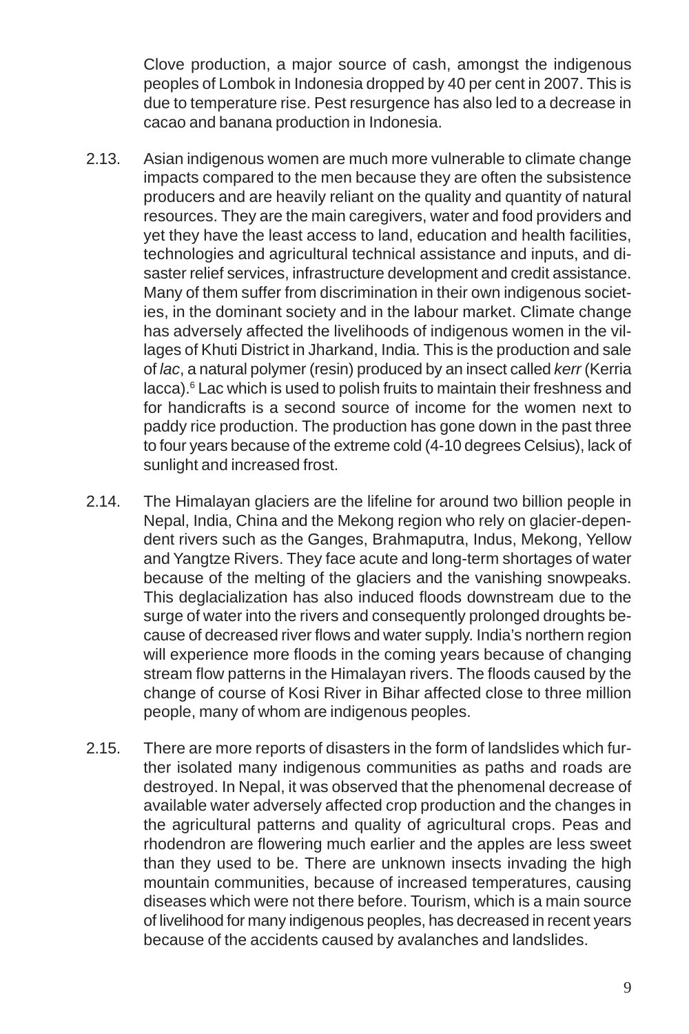Clove production, a major source of cash, amongst the indigenous peoples of Lombok in Indonesia dropped by 40 per cent in 2007. This is due to temperature rise. Pest resurgence has also led to a decrease in cacao and banana production in Indonesia.

2.13. Asian indigenous women are much more vulnerable to climate change impacts compared to the men because they are often the subsistence producers and are heavily reliant on the quality and quantity of natural resources. They are the main caregivers, water and food providers and yet they have the least access to land, education and health facilities, technologies and agricultural technical assistance and inputs, and disaster relief services, infrastructure development and credit assistance. Many of them suffer from discrimination in their own indigenous societies, in the dominant society and in the labour market. Climate change has adversely affected the livelihoods of indigenous women in the villages of Khuti District in Jharkand, India. This is the production and sale of *lac*, a natural polymer (resin) produced by an insect called *kerr* (Kerria lacca).[6] Lac which is used to polish fruits to maintain their freshness and for handicrafts is a second source of income for the women next to paddy rice production. The production has gone down in the past three to four years because of the extreme cold (4-10 degrees Celsius), lack of sunlight and increased frost.

2.14. The Himalayan glaciers are the lifeline for around two billion people in Nepal, India, China and the Mekong region who rely on glacier-dependent rivers such as the Ganges, Brahmaputra, Indus, Mekong, Yellow and Yangtze Rivers. They face acute and long-term shortages of water because of the melting of the glaciers and the vanishing snowpeaks. This deglacialization has also induced floods downstream due to the surge of water into the rivers and consequently prolonged droughts because of decreased river flows and water supply. India's northern region will experience more floods in the coming years because of changing stream flow patterns in the Himalayan rivers. The floods caused by the change of course of Kosi River in Bihar affected close to three million people, many of whom are indigenous peoples.

2.15. There are more reports of disasters in the form of landslides which further isolated many indigenous communities as paths and roads are destroyed. In Nepal, it was observed that the phenomenal decrease of available water adversely affected crop production and the changes in the agricultural patterns and quality of agricultural crops. Peas and rhodendron are flowering much earlier and the apples are less sweet than they used to be. There are unknown insects invading the high mountain communities, because of increased temperatures, causing diseases which were not there before. Tourism, which is a main source of livelihood for many indigenous peoples, has decreased in recent years because of the accidents caused by avalanches and landslides.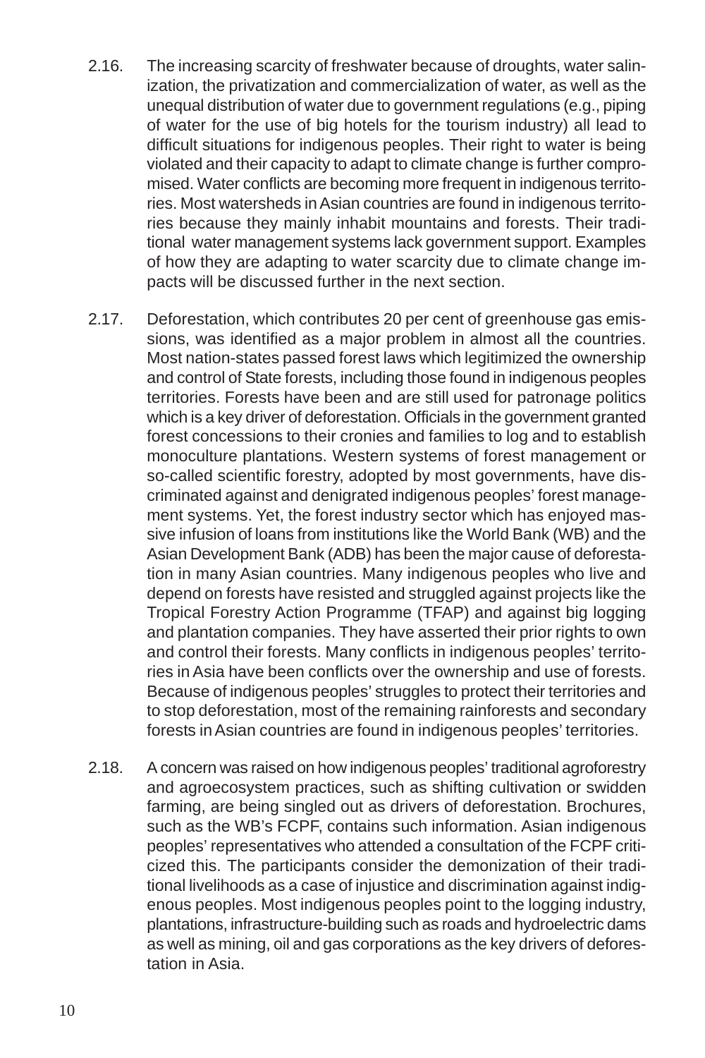2.16. The increasing scarcity of freshwater because of droughts, water salinization, the privatization and commercialization of water, as well as the unequal distribution of water due to government regulations (e.g., piping of water for the use of big hotels for the tourism industry) all lead to difficult situations for indigenous peoples. Their right to water is being violated and their capacity to adapt to climate change is further compromised. Water conflicts are becoming more frequent in indigenous territories. Most watersheds in Asian countries are found in indigenous territories because they mainly inhabit mountains and forests. Their traditional water management systems lack government support. Examples of how they are adapting to water scarcity due to climate change impacts will be discussed further in the next section.

2.17. Deforestation, which contributes 20 per cent of greenhouse gas emissions, was identified as a major problem in almost all the countries. Most nation-states passed forest laws which legitimized the ownership and control of State forests, including those found in indigenous peoples territories. Forests have been and are still used for patronage politics which is a key driver of deforestation. Officials in the government granted forest concessions to their cronies and families to log and to establish monoculture plantations. Western systems of forest management or so-called scientific forestry, adopted by most governments, have discriminated against and denigrated indigenous peoples' forest management systems. Yet, the forest industry sector which has enjoyed massive infusion of loans from institutions like the World Bank (WB) and the Asian Development Bank (ADB) has been the major cause of deforestation in many Asian countries. Many indigenous peoples who live and depend on forests have resisted and struggled against projects like the Tropical Forestry Action Programme (TFAP) and against big logging and plantation companies. They have asserted their prior rights to own and control their forests. Many conflicts in indigenous peoples' territories in Asia have been conflicts over the ownership and use of forests. Because of indigenous peoples' struggles to protect their territories and to stop deforestation, most of the remaining rainforests and secondary forests in Asian countries are found in indigenous peoples' territories.

2.18. A concern was raised on how indigenous peoples' traditional agroforestry and agroecosystem practices, such as shifting cultivation or swidden farming, are being singled out as drivers of deforestation. Brochures, such as the WB's FCPF, contains such information. Asian indigenous peoples' representatives who attended a consultation of the FCPF criticized this. The participants consider the demonization of their traditional livelihoods as a case of injustice and discrimination against indigenous peoples. Most indigenous peoples point to the logging industry, plantations, infrastructure-building such as roads and hydroelectric dams as well as mining, oil and gas corporations as the key drivers of deforestation in Asia.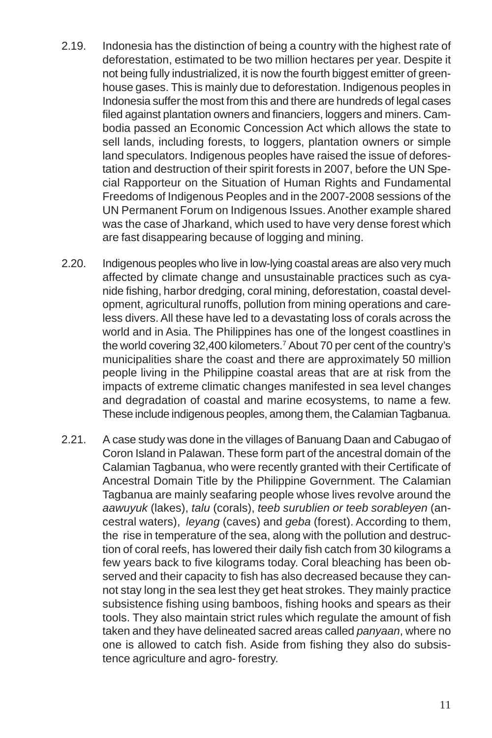2.19. Indonesia has the distinction of being a country with the highest rate of deforestation, estimated to be two million hectares per year. Despite it not being fully industrialized, it is now the fourth biggest emitter of greenhouse gases. This is mainly due to deforestation. Indigenous peoples in Indonesia suffer the most from this and there are hundreds of legal cases filed against plantation owners and financiers, loggers and miners. Cambodia passed an Economic Concession Act which allows the state to sell lands, including forests, to loggers, plantation owners or simple land speculators. Indigenous peoples have raised the issue of deforestation and destruction of their spirit forests in 2007, before the UN Special Rapporteur on the Situation of Human Rights and Fundamental Freedoms of Indigenous Peoples and in the 2007-2008 sessions of the UN Permanent Forum on Indigenous Issues. Another example shared was the case of Jharkand, which used to have very dense forest which are fast disappearing because of logging and mining.

2.20. Indigenous peoples who live in low-lying coastal areas are also very much affected by climate change and unsustainable practices such as cyanide fishing, harbor dredging, coral mining, deforestation, coastal development, agricultural runoffs, pollution from mining operations and careless divers. All these have led to a devastating loss of corals across the world and in Asia. The Philippines has one of the longest coastlines in the world covering 32,400 kilometers.[7] About 70 per cent of the country's municipalities share the coast and there are approximately 50 million people living in the Philippine coastal areas that are at risk from the impacts of extreme climatic changes manifested in sea level changes and degradation of coastal and marine ecosystems, to name a few. These include indigenous peoples, among them, the Calamian Tagbanua.

2.21. A case study was done in the villages of Banuang Daan and Cabugao of Coron Island in Palawan. These form part of the ancestral domain of the Calamian Tagbanua, who were recently granted with their Certificate of Ancestral Domain Title by the Philippine Government. The Calamian Tagbanua are mainly seafaring people whose lives revolve around the *aawuyuk* (lakes), *talu* (corals), *teeb surublien or teeb sorableyen* (ancestral waters), *leyang* (caves) and *geba* (forest). According to them, the rise in temperature of the sea, along with the pollution and destruction of coral reefs, has lowered their daily fish catch from 30 kilograms a few years back to five kilograms today. Coral bleaching has been observed and their capacity to fish has also decreased because they cannot stay long in the sea lest they get heat strokes. They mainly practice subsistence fishing using bamboos, fishing hooks and spears as their tools. They also maintain strict rules which regulate the amount of fish taken and they have delineated sacred areas called *panyaan*, where no one is allowed to catch fish. Aside from fishing they also do subsistence agriculture and agro- forestry.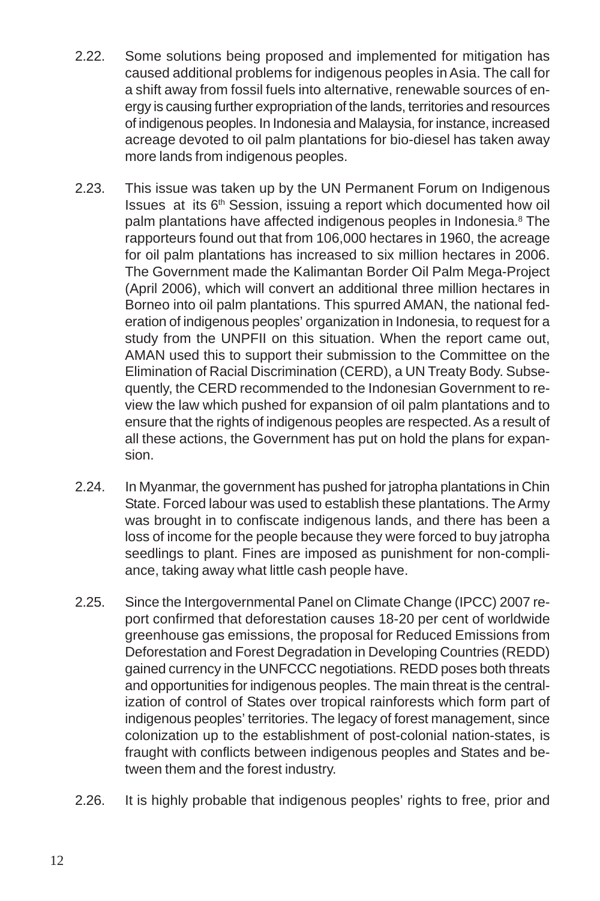2.22. Some solutions being proposed and implemented for mitigation has caused additional problems for indigenous peoples in Asia. The call for a shift away from fossil fuels into alternative, renewable sources of energy is causing further expropriation of the lands, territories and resources of indigenous peoples. In Indonesia and Malaysia, for instance, increased acreage devoted to oil palm plantations for bio-diesel has taken away more lands from indigenous peoples.

2.23. This issue was taken up by the UN Permanent Forum on Indigenous Issues at its 6th Session, issuing a report which documented how oil palm plantations have affected indigenous peoples in Indonesia.[8] The rapporteurs found out that from 106,000 hectares in 1960, the acreage for oil palm plantations has increased to six million hectares in 2006. The Government made the Kalimantan Border Oil Palm Mega-Project (April 2006), which will convert an additional three million hectares in Borneo into oil palm plantations. This spurred AMAN, the national federation of indigenous peoples' organization in Indonesia, to request for a study from the UNPFII on this situation. When the report came out, AMAN used this to support their submission to the Committee on the Elimination of Racial Discrimination (CERD), a UN Treaty Body. Subsequently, the CERD recommended to the Indonesian Government to review the law which pushed for expansion of oil palm plantations and to ensure that the rights of indigenous peoples are respected. As a result of all these actions, the Government has put on hold the plans for expansion.

2.24. In Myanmar, the government has pushed for jatropha plantations in Chin State. Forced labour was used to establish these plantations. The Army was brought in to confiscate indigenous lands, and there has been a loss of income for the people because they were forced to buy jatropha seedlings to plant. Fines are imposed as punishment for non-compliance, taking away what little cash people have.

2.25. Since the Intergovernmental Panel on Climate Change (IPCC) 2007 report confirmed that deforestation causes 18-20 per cent of worldwide greenhouse gas emissions, the proposal for Reduced Emissions from Deforestation and Forest Degradation in Developing Countries (REDD) gained currency in the UNFCCC negotiations. REDD poses both threats and opportunities for indigenous peoples. The main threat is the centralization of control of States over tropical rainforests which form part of indigenous peoples' territories. The legacy of forest management, since colonization up to the establishment of post-colonial nation-states, is fraught with conflicts between indigenous peoples and States and between them and the forest industry.

2.26. It is highly probable that indigenous peoples' rights to free, prior and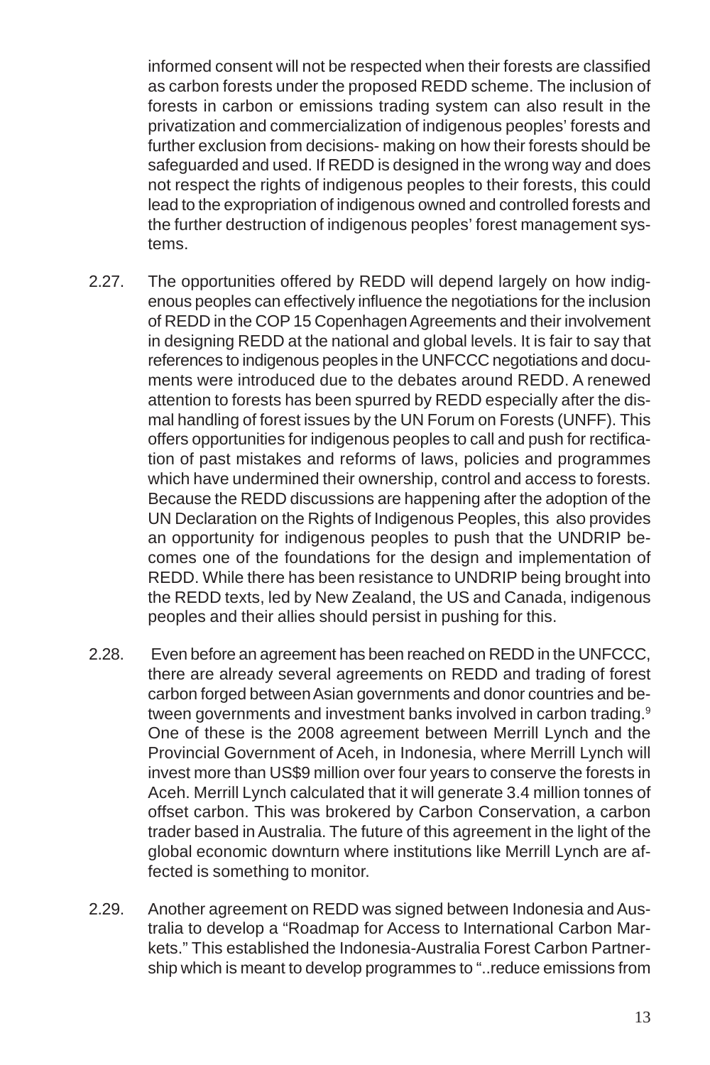informed consent will not be respected when their forests are classified as carbon forests under the proposed REDD scheme. The inclusion of forests in carbon or emissions trading system can also result in the privatization and commercialization of indigenous peoples' forests and further exclusion from decisions- making on how their forests should be safeguarded and used. If REDD is designed in the wrong way and does not respect the rights of indigenous peoples to their forests, this could lead to the expropriation of indigenous owned and controlled forests and the further destruction of indigenous peoples' forest management systems.

2.27. The opportunities offered by REDD will depend largely on how indigenous peoples can effectively influence the negotiations for the inclusion of REDD in the COP 15 Copenhagen Agreements and their involvement in designing REDD at the national and global levels. It is fair to say that references to indigenous peoples in the UNFCCC negotiations and documents were introduced due to the debates around REDD. A renewed attention to forests has been spurred by REDD especially after the dismal handling of forest issues by the UN Forum on Forests (UNFF). This offers opportunities for indigenous peoples to call and push for rectification of past mistakes and reforms of laws, policies and programmes which have undermined their ownership, control and access to forests. Because the REDD discussions are happening after the adoption of the UN Declaration on the Rights of Indigenous Peoples, this also provides an opportunity for indigenous peoples to push that the UNDRIP becomes one of the foundations for the design and implementation of REDD. While there has been resistance to UNDRIP being brought into the REDD texts, led by New Zealand, the US and Canada, indigenous peoples and their allies should persist in pushing for this.

2.28. Even before an agreement has been reached on REDD in the UNFCCC, there are already several agreements on REDD and trading of forest carbon forged between Asian governments and donor countries and between governments and investment banks involved in carbon trading.[9] One of these is the 2008 agreement between Merrill Lynch and the Provincial Government of Aceh, in Indonesia, where Merrill Lynch will invest more than US$9 million over four years to conserve the forests in Aceh. Merrill Lynch calculated that it will generate 3.4 million tonnes of offset carbon. This was brokered by Carbon Conservation, a carbon trader based in Australia. The future of this agreement in the light of the global economic downturn where institutions like Merrill Lynch are affected is something to monitor.

2.29. Another agreement on REDD was signed between Indonesia and Australia to develop a "Roadmap for Access to International Carbon Markets." This established the Indonesia-Australia Forest Carbon Partnership which is meant to develop programmes to "..reduce emissions from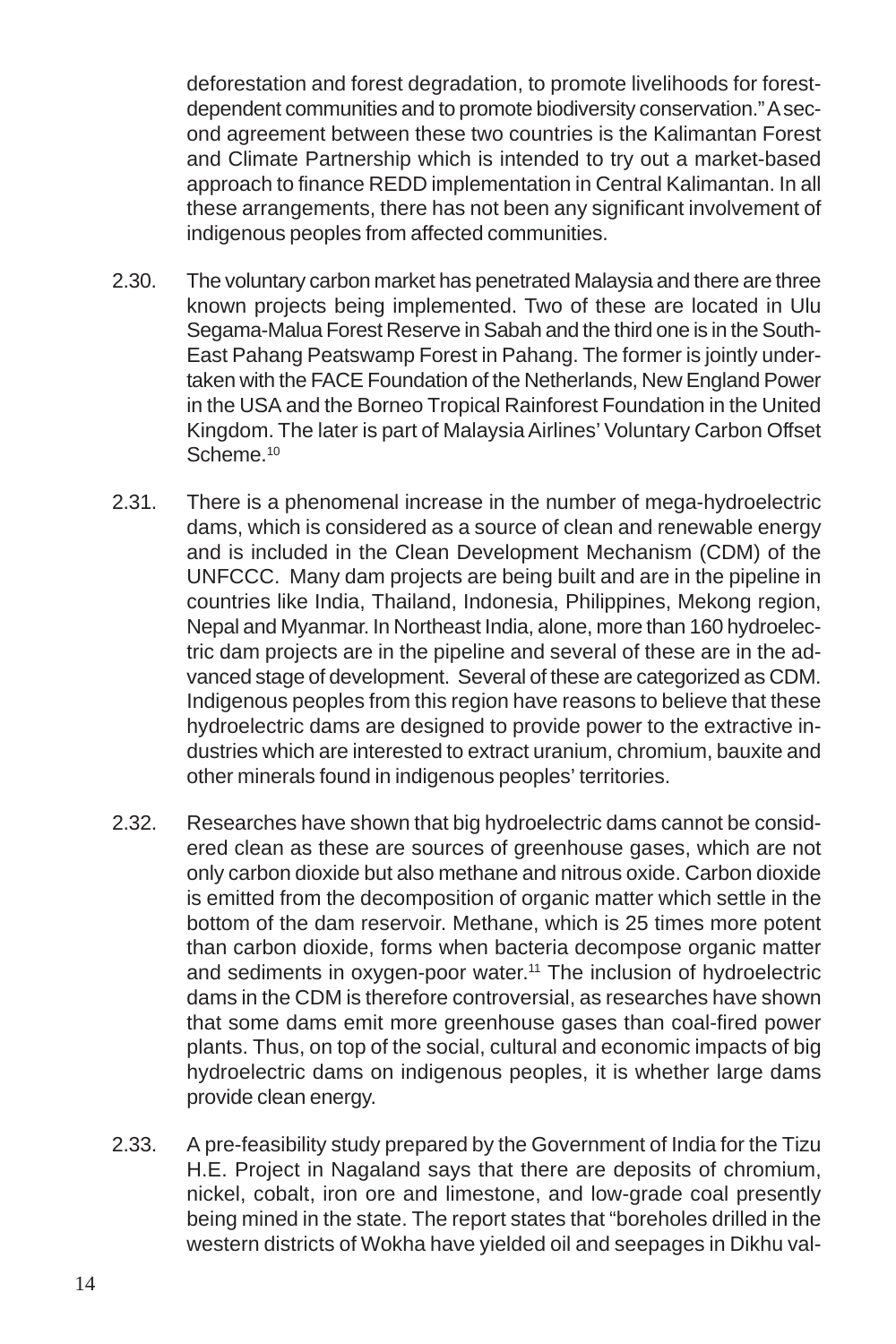deforestation and forest degradation, to promote livelihoods for forest-dependent communities and to promote biodiversity conservation." A second agreement between these two countries is the Kalimantan Forest and Climate Partnership which is intended to try out a market-based approach to finance REDD implementation in Central Kalimantan. In all these arrangements, there has not been any significant involvement of indigenous peoples from affected communities.

2.30. The voluntary carbon market has penetrated Malaysia and there are three known projects being implemented. Two of these are located in Ulu Segama-Malua Forest Reserve in Sabah and the third one is in the South-East Pahang Peatswamp Forest in Pahang. The former is jointly undertaken with the FACE Foundation of the Netherlands, New England Power in the USA and the Borneo Tropical Rainforest Foundation in the United Kingdom. The later is part of Malaysia Airlines' Voluntary Carbon Offset Scheme.[10]

2.31. There is a phenomenal increase in the number of mega-hydroelectric dams, which is considered as a source of clean and renewable energy and is included in the Clean Development Mechanism (CDM) of the UNFCCC. Many dam projects are being built and are in the pipeline in countries like India, Thailand, Indonesia, Philippines, Mekong region, Nepal and Myanmar. In Northeast India, alone, more than 160 hydroelectric dam projects are in the pipeline and several of these are in the advanced stage of development. Several of these are categorized as CDM. Indigenous peoples from this region have reasons to believe that these hydroelectric dams are designed to provide power to the extractive industries which are interested to extract uranium, chromium, bauxite and other minerals found in indigenous peoples' territories.

2.32. Researches have shown that big hydroelectric dams cannot be considered clean as these are sources of greenhouse gases, which are not only carbon dioxide but also methane and nitrous oxide. Carbon dioxide is emitted from the decomposition of organic matter which settle in the bottom of the dam reservoir. Methane, which is 25 times more potent than carbon dioxide, forms when bacteria decompose organic matter and sediments in oxygen-poor water.[11] The inclusion of hydroelectric dams in the CDM is therefore controversial, as researches have shown that some dams emit more greenhouse gases than coal-fired power plants. Thus, on top of the social, cultural and economic impacts of big hydroelectric dams on indigenous peoples, it is whether large dams provide clean energy.

2.33. A pre-feasibility study prepared by the Government of India for the Tizu H.E. Project in Nagaland says that there are deposits of chromium, nickel, cobalt, iron ore and limestone, and low-grade coal presently being mined in the state. The report states that "boreholes drilled in the western districts of Wokha have yielded oil and seepages in Dikhu val-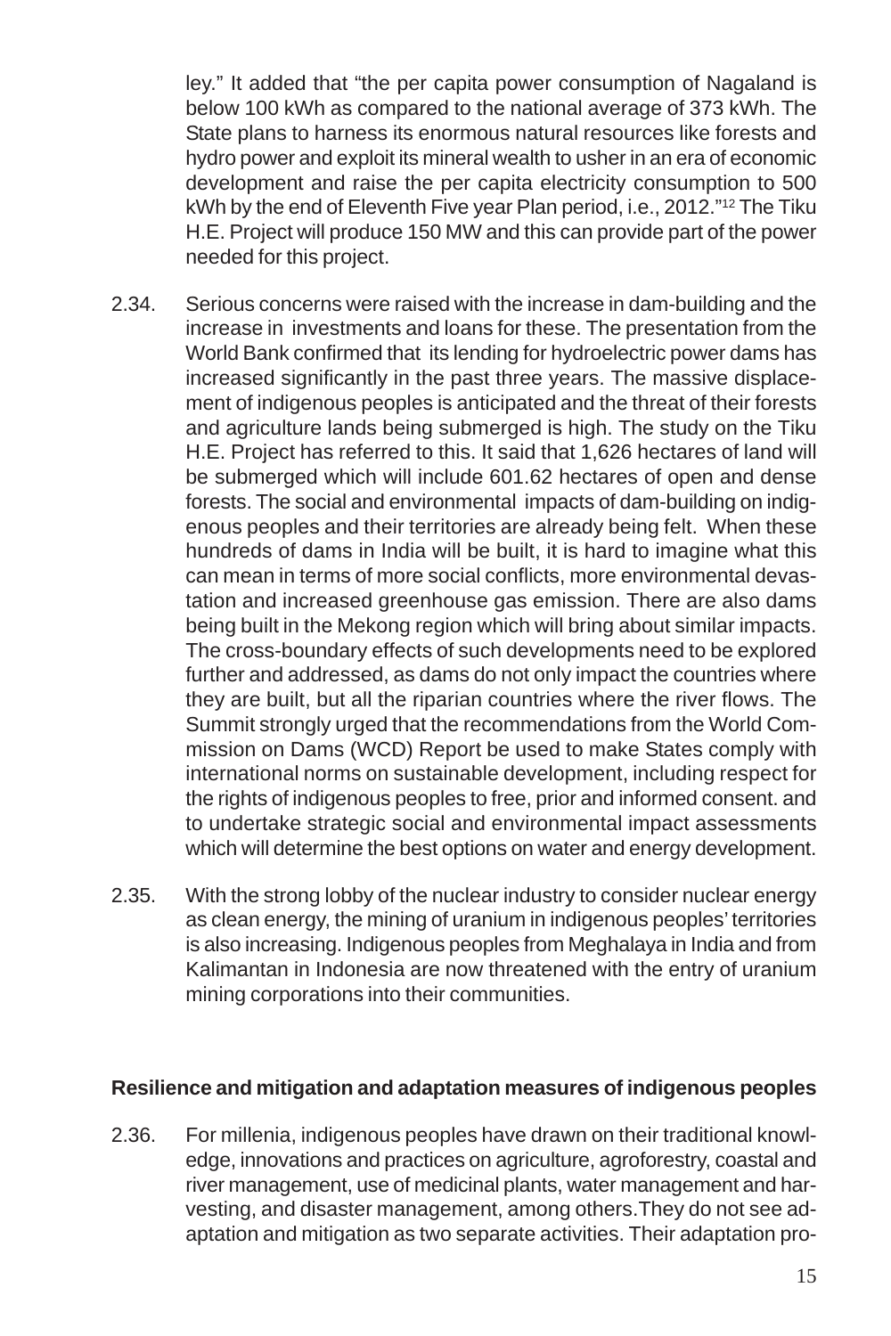ley." It added that "the per capita power consumption of Nagaland is below 100 kWh as compared to the national average of 373 kWh. The State plans to harness its enormous natural resources like forests and hydro power and exploit its mineral wealth to usher in an era of economic development and raise the per capita electricity consumption to 500 kWh by the end of Eleventh Five year Plan period, i.e., 2012."[12] The Tiku H.E. Project will produce 150 MW and this can provide part of the power needed for this project.

2.34. Serious concerns were raised with the increase in dam-building and the increase in investments and loans for these. The presentation from the World Bank confirmed that its lending for hydroelectric power dams has increased significantly in the past three years. The massive displacement of indigenous peoples is anticipated and the threat of their forests and agriculture lands being submerged is high. The study on the Tiku H.E. Project has referred to this. It said that 1,626 hectares of land will be submerged which will include 601.62 hectares of open and dense forests. The social and environmental impacts of dam-building on indigenous peoples and their territories are already being felt. When these hundreds of dams in India will be built, it is hard to imagine what this can mean in terms of more social conflicts, more environmental devastation and increased greenhouse gas emission. There are also dams being built in the Mekong region which will bring about similar impacts. The cross-boundary effects of such developments need to be explored further and addressed, as dams do not only impact the countries where they are built, but all the riparian countries where the river flows. The Summit strongly urged that the recommendations from the World Commission on Dams (WCD) Report be used to make States comply with international norms on sustainable development, including respect for the rights of indigenous peoples to free, prior and informed consent. and to undertake strategic social and environmental impact assessments which will determine the best options on water and energy development.

2.35. With the strong lobby of the nuclear industry to consider nuclear energy as clean energy, the mining of uranium in indigenous peoples' territories is also increasing. Indigenous peoples from Meghalaya in India and from Kalimantan in Indonesia are now threatened with the entry of uranium mining corporations into their communities.

**Resilience and mitigation and adaptation measures of indigenous peoples**

2.36. For millenia, indigenous peoples have drawn on their traditional knowledge, innovations and practices on agriculture, agroforestry, coastal and river management, use of medicinal plants, water management and harvesting, and disaster management, among others.They do not see adaptation and mitigation as two separate activities. Their adaptation pro-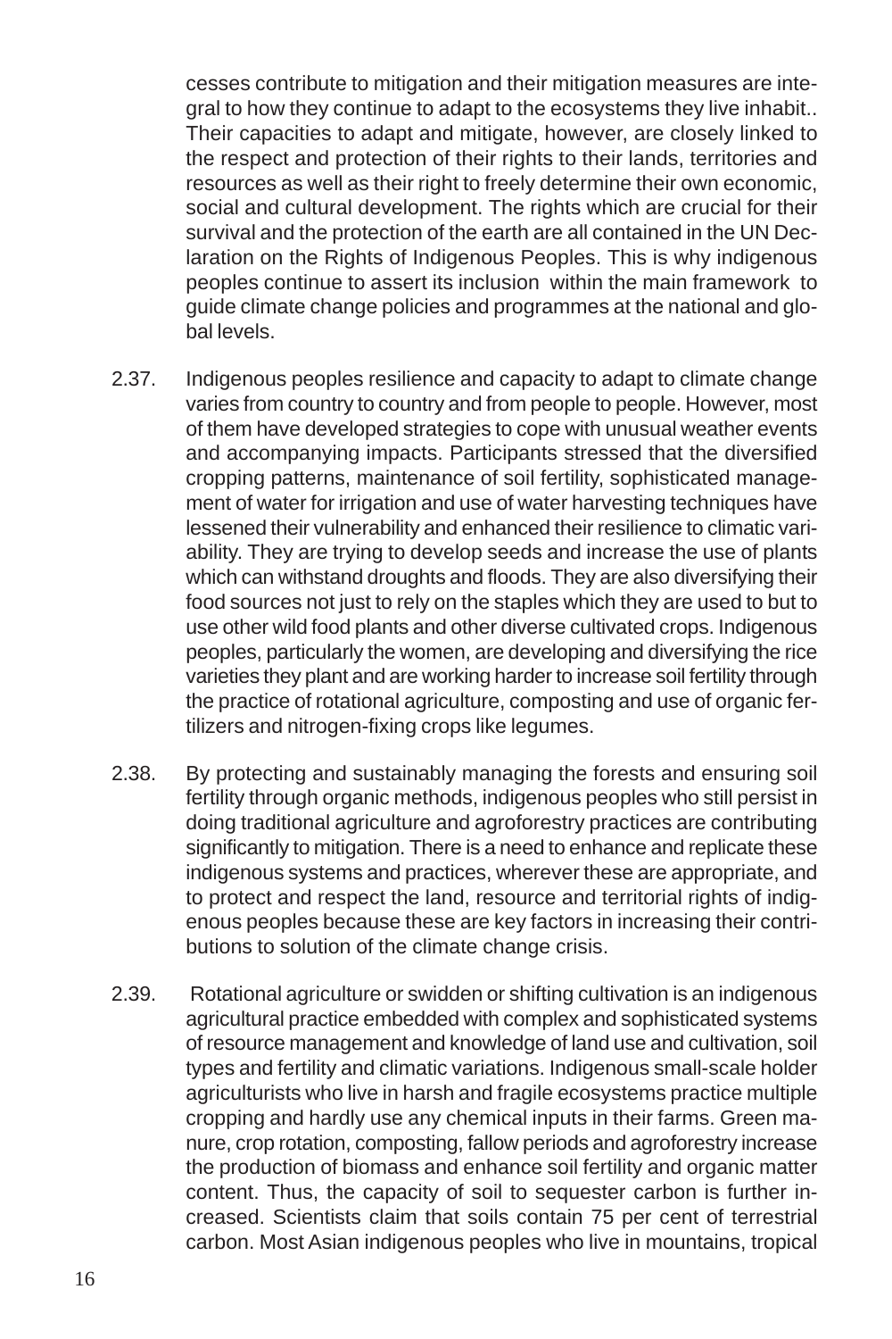cesses contribute to mitigation and their mitigation measures are integral to how they continue to adapt to the ecosystems they live inhabit.. Their capacities to adapt and mitigate, however, are closely linked to the respect and protection of their rights to their lands, territories and resources as well as their right to freely determine their own economic, social and cultural development. The rights which are crucial for their survival and the protection of the earth are all contained in the UN Declaration on the Rights of Indigenous Peoples. This is why indigenous peoples continue to assert its inclusion within the main framework to guide climate change policies and programmes at the national and global levels.

2.37. Indigenous peoples resilience and capacity to adapt to climate change varies from country to country and from people to people. However, most of them have developed strategies to cope with unusual weather events and accompanying impacts. Participants stressed that the diversified cropping patterns, maintenance of soil fertility, sophisticated management of water for irrigation and use of water harvesting techniques have lessened their vulnerability and enhanced their resilience to climatic variability. They are trying to develop seeds and increase the use of plants which can withstand droughts and floods. They are also diversifying their food sources not just to rely on the staples which they are used to but to use other wild food plants and other diverse cultivated crops. Indigenous peoples, particularly the women, are developing and diversifying the rice varieties they plant and are working harder to increase soil fertility through the practice of rotational agriculture, composting and use of organic fertilizers and nitrogen-fixing crops like legumes.

2.38. By protecting and sustainably managing the forests and ensuring soil fertility through organic methods, indigenous peoples who still persist in doing traditional agriculture and agroforestry practices are contributing significantly to mitigation. There is a need to enhance and replicate these indigenous systems and practices, wherever these are appropriate, and to protect and respect the land, resource and territorial rights of indigenous peoples because these are key factors in increasing their contributions to solution of the climate change crisis.

2.39. Rotational agriculture or swidden or shifting cultivation is an indigenous agricultural practice embedded with complex and sophisticated systems of resource management and knowledge of land use and cultivation, soil types and fertility and climatic variations. Indigenous small-scale holder agriculturists who live in harsh and fragile ecosystems practice multiple cropping and hardly use any chemical inputs in their farms. Green manure, crop rotation, composting, fallow periods and agroforestry increase the production of biomass and enhance soil fertility and organic matter content. Thus, the capacity of soil to sequester carbon is further increased. Scientists claim that soils contain 75 per cent of terrestrial carbon. Most Asian indigenous peoples who live in mountains, tropical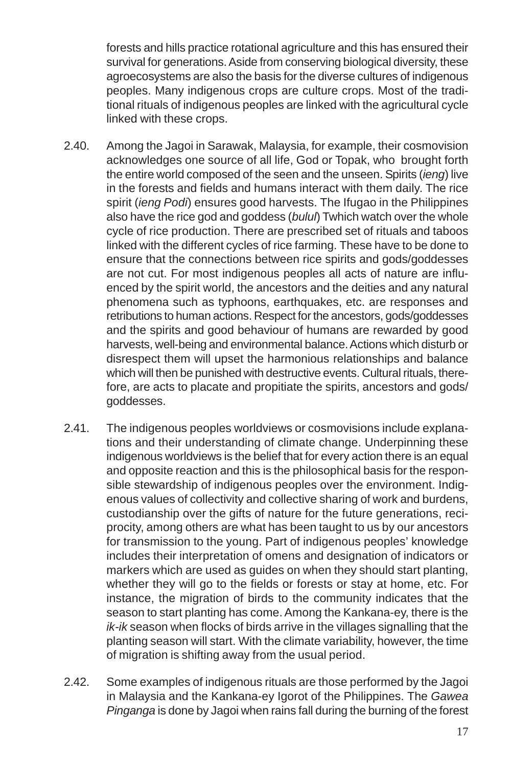forests and hills practice rotational agriculture and this has ensured their survival for generations. Aside from conserving biological diversity, these agroecosystems are also the basis for the diverse cultures of indigenous peoples. Many indigenous crops are culture crops. Most of the traditional rituals of indigenous peoples are linked with the agricultural cycle linked with these crops.

2.40. Among the Jagoi in Sarawak, Malaysia, for example, their cosmovision acknowledges one source of all life, God or Topak, who brought forth the entire world composed of the seen and the unseen. Spirits (*ieng*) live in the forests and fields and humans interact with them daily. The rice spirit (*ieng Podi*) ensures good harvests. The Ifugao in the Philippines also have the rice god and goddess (*bulul*) Twhich watch over the whole cycle of rice production. There are prescribed set of rituals and taboos linked with the different cycles of rice farming. These have to be done to ensure that the connections between rice spirits and gods/goddesses are not cut. For most indigenous peoples all acts of nature are influenced by the spirit world, the ancestors and the deities and any natural phenomena such as typhoons, earthquakes, etc. are responses and retributions to human actions. Respect for the ancestors, gods/goddesses and the spirits and good behaviour of humans are rewarded by good harvests, well-being and environmental balance. Actions which disturb or disrespect them will upset the harmonious relationships and balance which will then be punished with destructive events. Cultural rituals, therefore, are acts to placate and propitiate the spirits, ancestors and gods/ goddesses.

2.41. The indigenous peoples worldviews or cosmovisions include explanations and their understanding of climate change. Underpinning these indigenous worldviews is the belief that for every action there is an equal and opposite reaction and this is the philosophical basis for the responsible stewardship of indigenous peoples over the environment. Indigenous values of collectivity and collective sharing of work and burdens, custodianship over the gifts of nature for the future generations, reciprocity, among others are what has been taught to us by our ancestors for transmission to the young. Part of indigenous peoples' knowledge includes their interpretation of omens and designation of indicators or markers which are used as guides on when they should start planting, whether they will go to the fields or forests or stay at home, etc. For instance, the migration of birds to the community indicates that the season to start planting has come. Among the Kankana-ey, there is the *ik-ik* season when flocks of birds arrive in the villages signalling that the planting season will start. With the climate variability, however, the time of migration is shifting away from the usual period.

2.42. Some examples of indigenous rituals are those performed by the Jagoi in Malaysia and the Kankana-ey Igorot of the Philippines. The *Gawea Pinganga* is done by Jagoi when rains fall during the burning of the forest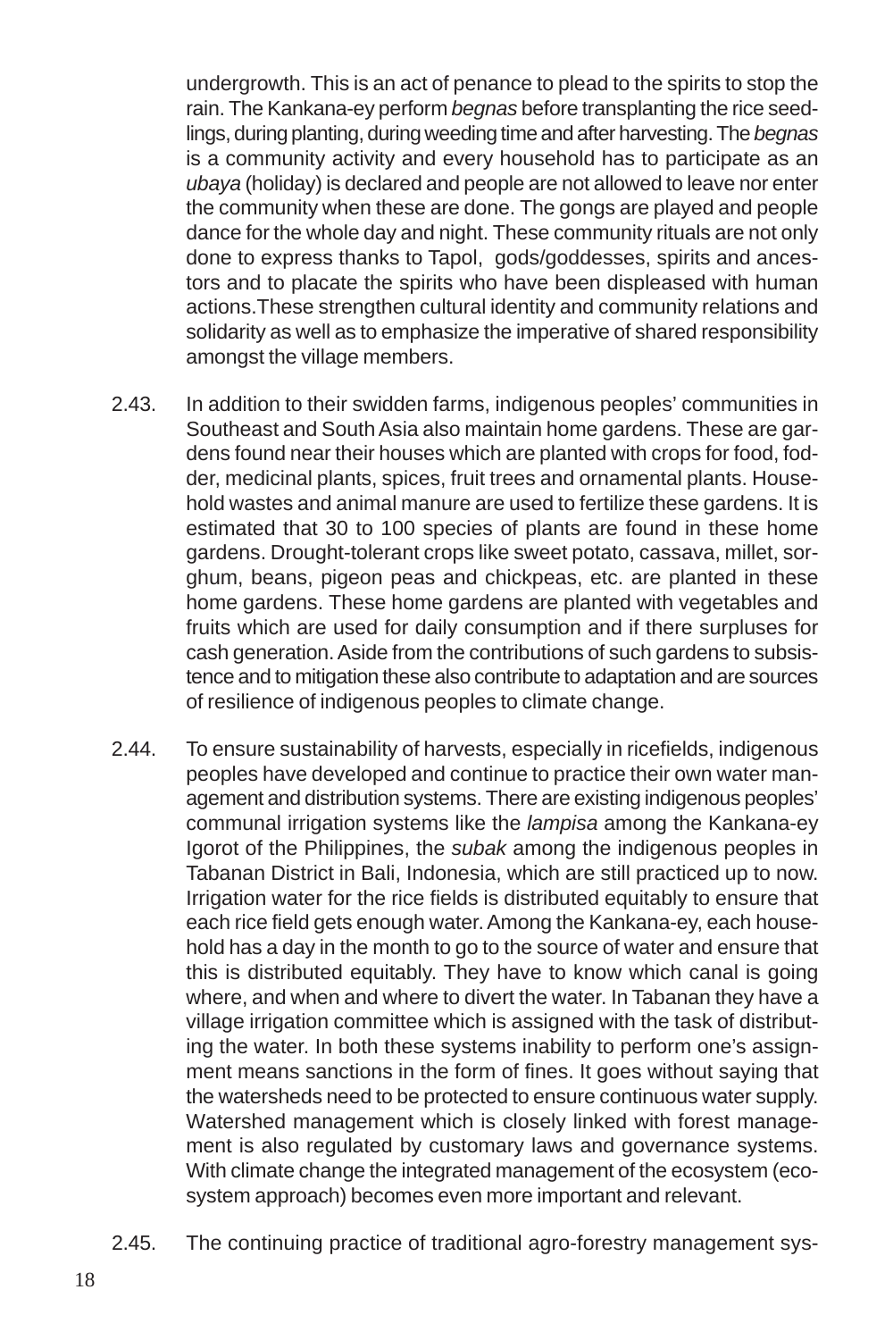undergrowth. This is an act of penance to plead to the spirits to stop the rain. The Kankana-ey perform *begnas* before transplanting the rice seedlings, during planting, during weeding time and after harvesting. The *begnas* is a community activity and every household has to participate as an *ubaya* (holiday) is declared and people are not allowed to leave nor enter the community when these are done. The gongs are played and people dance for the whole day and night. These community rituals are not only done to express thanks to Tapol, gods/goddesses, spirits and ancestors and to placate the spirits who have been displeased with human actions.These strengthen cultural identity and community relations and solidarity as well as to emphasize the imperative of shared responsibility amongst the village members.

2.43. In addition to their swidden farms, indigenous peoples' communities in Southeast and South Asia also maintain home gardens. These are gardens found near their houses which are planted with crops for food, fodder, medicinal plants, spices, fruit trees and ornamental plants. Household wastes and animal manure are used to fertilize these gardens. It is estimated that 30 to 100 species of plants are found in these home gardens. Drought-tolerant crops like sweet potato, cassava, millet, sorghum, beans, pigeon peas and chickpeas, etc. are planted in these home gardens. These home gardens are planted with vegetables and fruits which are used for daily consumption and if there surpluses for cash generation. Aside from the contributions of such gardens to subsistence and to mitigation these also contribute to adaptation and are sources of resilience of indigenous peoples to climate change.

2.44. To ensure sustainability of harvests, especially in ricefields, indigenous peoples have developed and continue to practice their own water management and distribution systems. There are existing indigenous peoples' communal irrigation systems like the *lampisa* among the Kankana-ey Igorot of the Philippines, the *subak* among the indigenous peoples in Tabanan District in Bali, Indonesia, which are still practiced up to now. Irrigation water for the rice fields is distributed equitably to ensure that each rice field gets enough water. Among the Kankana-ey, each household has a day in the month to go to the source of water and ensure that this is distributed equitably. They have to know which canal is going where, and when and where to divert the water. In Tabanan they have a village irrigation committee which is assigned with the task of distributing the water. In both these systems inability to perform one's assignment means sanctions in the form of fines. It goes without saying that the watersheds need to be protected to ensure continuous water supply. Watershed management which is closely linked with forest management is also regulated by customary laws and governance systems. With climate change the integrated management of the ecosystem (ecosystem approach) becomes even more important and relevant.

2.45. The continuing practice of traditional agro-forestry management sys-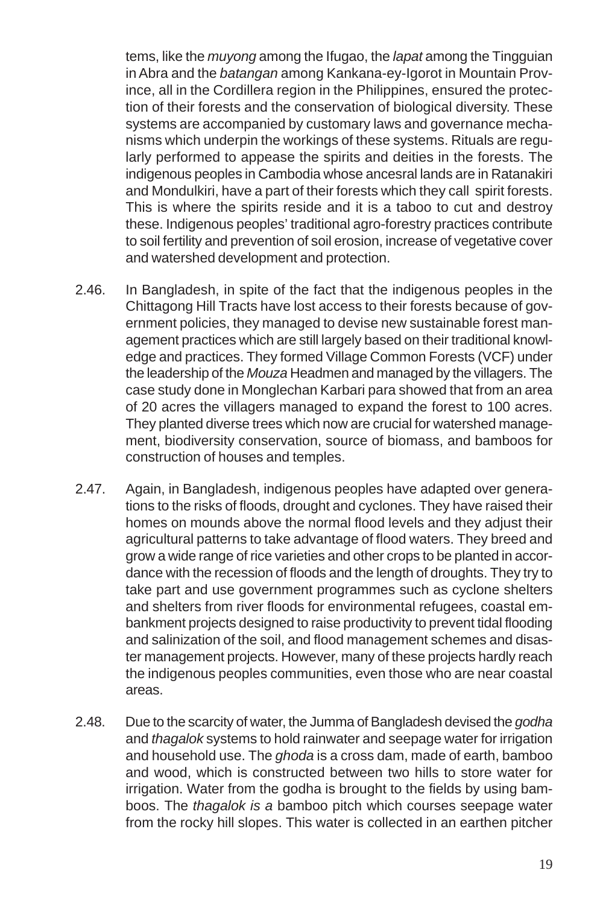tems, like the *muyong* among the Ifugao, the *lapat* among the Tingguian in Abra and the *batangan* among Kankana-ey-Igorot in Mountain Province, all in the Cordillera region in the Philippines, ensured the protection of their forests and the conservation of biological diversity. These systems are accompanied by customary laws and governance mechanisms which underpin the workings of these systems. Rituals are regularly performed to appease the spirits and deities in the forests. The indigenous peoples in Cambodia whose ancesral lands are in Ratanakiri and Mondulkiri, have a part of their forests which they call spirit forests. This is where the spirits reside and it is a taboo to cut and destroy these. Indigenous peoples' traditional agro-forestry practices contribute to soil fertility and prevention of soil erosion, increase of vegetative cover and watershed development and protection.

2.46. In Bangladesh, in spite of the fact that the indigenous peoples in the Chittagong Hill Tracts have lost access to their forests because of government policies, they managed to devise new sustainable forest management practices which are still largely based on their traditional knowledge and practices. They formed Village Common Forests (VCF) under the leadership of the *Mouza* Headmen and managed by the villagers. The case study done in Monglechan Karbari para showed that from an area of 20 acres the villagers managed to expand the forest to 100 acres. They planted diverse trees which now are crucial for watershed management, biodiversity conservation, source of biomass, and bamboos for construction of houses and temples.

2.47. Again, in Bangladesh, indigenous peoples have adapted over generations to the risks of floods, drought and cyclones. They have raised their homes on mounds above the normal flood levels and they adjust their agricultural patterns to take advantage of flood waters. They breed and grow a wide range of rice varieties and other crops to be planted in accordance with the recession of floods and the length of droughts. They try to take part and use government programmes such as cyclone shelters and shelters from river floods for environmental refugees, coastal embankment projects designed to raise productivity to prevent tidal flooding and salinization of the soil, and flood management schemes and disaster management projects. However, many of these projects hardly reach the indigenous peoples communities, even those who are near coastal areas.

2.48. Due to the scarcity of water, the Jumma of Bangladesh devised the *godha* and *thagalok* systems to hold rainwater and seepage water for irrigation and household use. The *ghoda* is a cross dam, made of earth, bamboo and wood, which is constructed between two hills to store water for irrigation. Water from the godha is brought to the fields by using bamboos. The *thagalok is a* bamboo pitch which courses seepage water from the rocky hill slopes. This water is collected in an earthen pitcher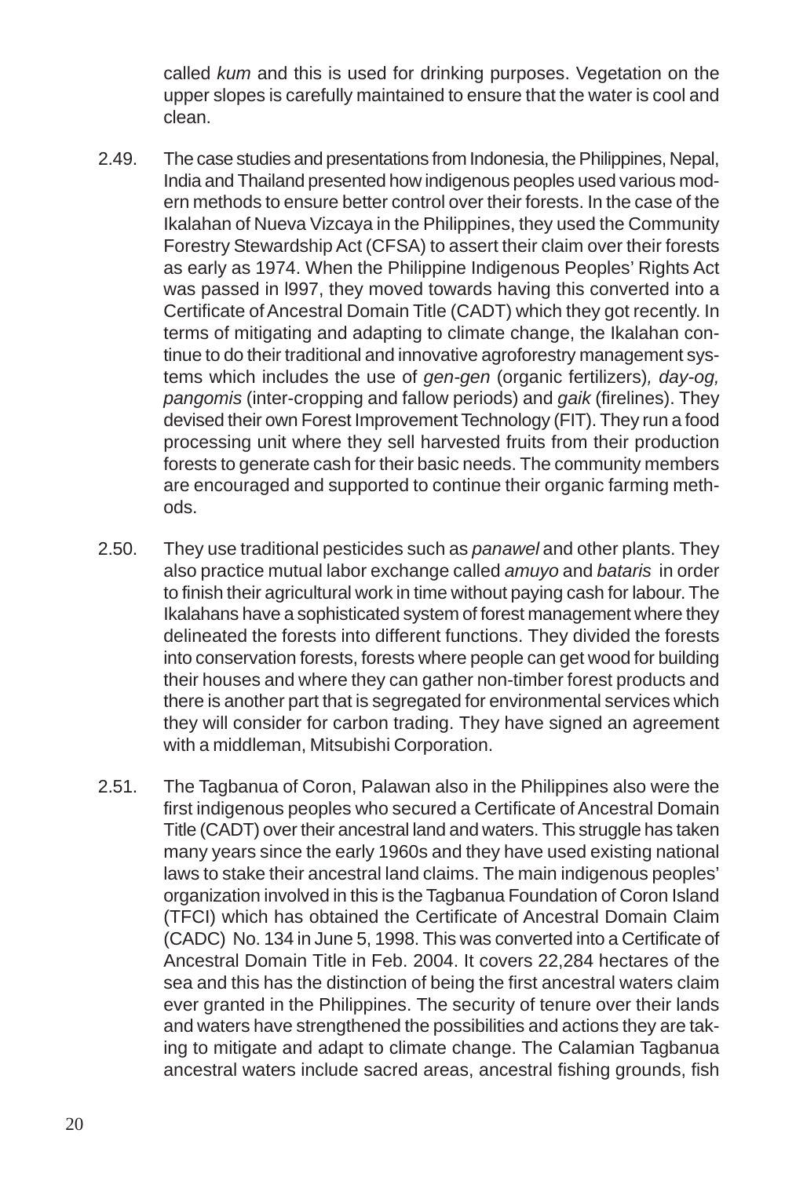called *kum* and this is used for drinking purposes. Vegetation on the upper slopes is carefully maintained to ensure that the water is cool and clean.

2.49. The case studies and presentations from Indonesia, the Philippines, Nepal, India and Thailand presented how indigenous peoples used various modern methods to ensure better control over their forests. In the case of the Ikalahan of Nueva Vizcaya in the Philippines, they used the Community Forestry Stewardship Act (CFSA) to assert their claim over their forests as early as 1974. When the Philippine Indigenous Peoples' Rights Act was passed in l997, they moved towards having this converted into a Certificate of Ancestral Domain Title (CADT) which they got recently. In terms of mitigating and adapting to climate change, the Ikalahan continue to do their traditional and innovative agroforestry management systems which includes the use of *gen-gen* (organic fertilizers), *day-og, pangomis* (inter-cropping and fallow periods) and *gaik* (firelines). They devised their own Forest Improvement Technology (FIT). They run a food processing unit where they sell harvested fruits from their production forests to generate cash for their basic needs. The community members are encouraged and supported to continue their organic farming methods.

2.50. They use traditional pesticides such as *panawel* and other plants. They also practice mutual labor exchange called *amuyo* and *bataris* in order to finish their agricultural work in time without paying cash for labour. The Ikalahans have a sophisticated system of forest management where they delineated the forests into different functions. They divided the forests into conservation forests, forests where people can get wood for building their houses and where they can gather non-timber forest products and there is another part that is segregated for environmental services which they will consider for carbon trading. They have signed an agreement with a middleman, Mitsubishi Corporation.

2.51. The Tagbanua of Coron, Palawan also in the Philippines also were the first indigenous peoples who secured a Certificate of Ancestral Domain Title (CADT) over their ancestral land and waters. This struggle has taken many years since the early 1960s and they have used existing national laws to stake their ancestral land claims. The main indigenous peoples' organization involved in this is the Tagbanua Foundation of Coron Island (TFCI) which has obtained the Certificate of Ancestral Domain Claim (CADC) No. 134 in June 5, 1998. This was converted into a Certificate of Ancestral Domain Title in Feb. 2004. It covers 22,284 hectares of the sea and this has the distinction of being the first ancestral waters claim ever granted in the Philippines. The security of tenure over their lands and waters have strengthened the possibilities and actions they are taking to mitigate and adapt to climate change. The Calamian Tagbanua ancestral waters include sacred areas, ancestral fishing grounds, fish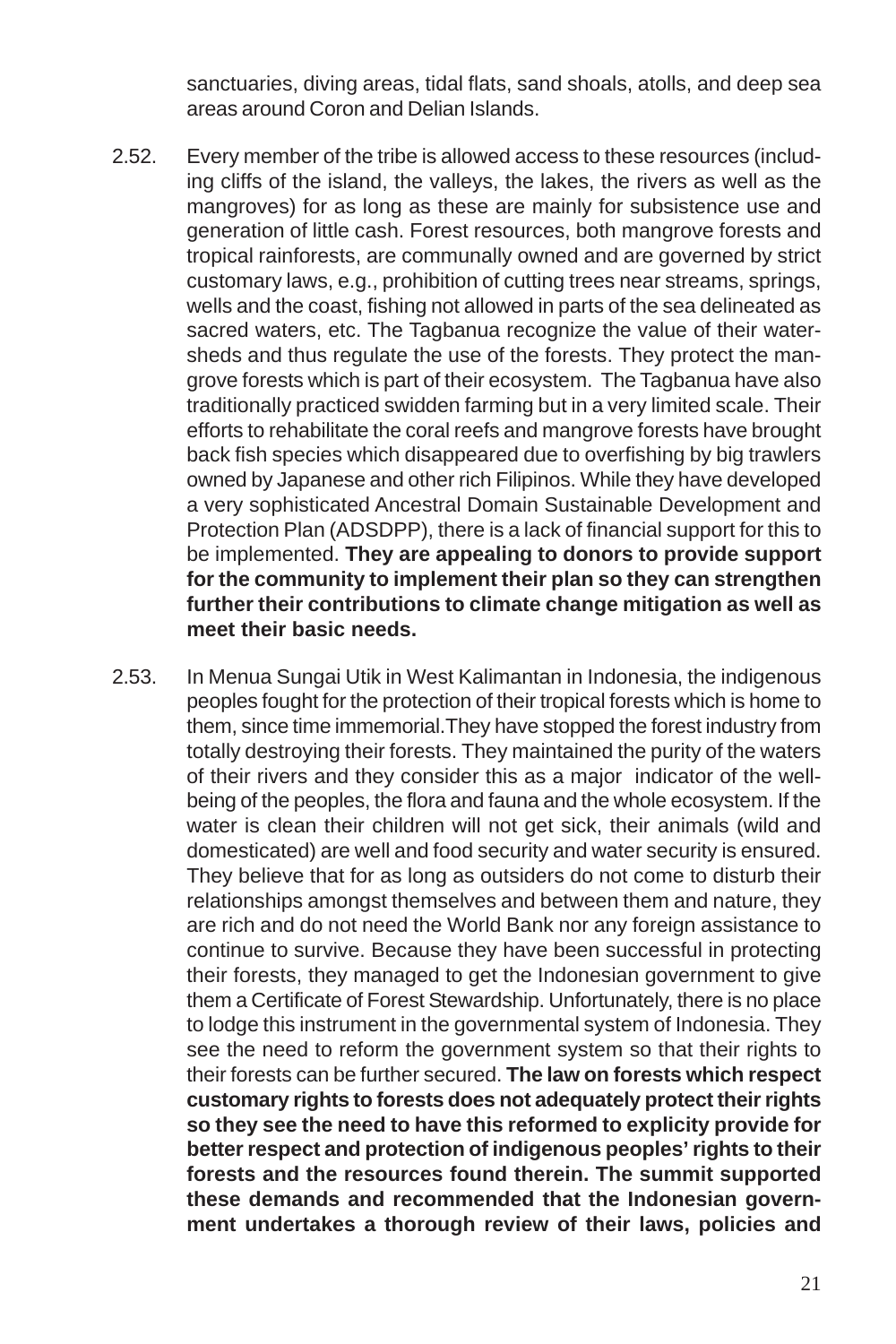sanctuaries, diving areas, tidal flats, sand shoals, atolls, and deep sea areas around Coron and Delian Islands.

2.52. Every member of the tribe is allowed access to these resources (including cliffs of the island, the valleys, the lakes, the rivers as well as the mangroves) for as long as these are mainly for subsistence use and generation of little cash. Forest resources, both mangrove forests and tropical rainforests, are communally owned and are governed by strict customary laws, e.g., prohibition of cutting trees near streams, springs, wells and the coast, fishing not allowed in parts of the sea delineated as sacred waters, etc. The Tagbanua recognize the value of their watersheds and thus regulate the use of the forests. They protect the mangrove forests which is part of their ecosystem. The Tagbanua have also traditionally practiced swidden farming but in a very limited scale. Their efforts to rehabilitate the coral reefs and mangrove forests have brought back fish species which disappeared due to overfishing by big trawlers owned by Japanese and other rich Filipinos. While they have developed a very sophisticated Ancestral Domain Sustainable Development and Protection Plan (ADSDPP), there is a lack of financial support for this to be implemented. **They are appealing to donors to provide support for the community to implement their plan so they can strengthen further their contributions to climate change mitigation as well as meet their basic needs.**

2.53. In Menua Sungai Utik in West Kalimantan in Indonesia, the indigenous peoples fought for the protection of their tropical forests which is home to them, since time immemorial.They have stopped the forest industry from totally destroying their forests. They maintained the purity of the waters of their rivers and they consider this as a major indicator of the well-being of the peoples, the flora and fauna and the whole ecosystem. If the water is clean their children will not get sick, their animals (wild and domesticated) are well and food security and water security is ensured. They believe that for as long as outsiders do not come to disturb their relationships amongst themselves and between them and nature, they are rich and do not need the World Bank nor any foreign assistance to continue to survive. Because they have been successful in protecting their forests, they managed to get the Indonesian government to give them a Certificate of Forest Stewardship. Unfortunately, there is no place to lodge this instrument in the governmental system of Indonesia. They see the need to reform the government system so that their rights to their forests can be further secured. **The law on forests which respect customary rights to forests does not adequately protect their rights so they see the need to have this reformed to explicity provide for better respect and protection of indigenous peoples' rights to their forests and the resources found therein. The summit supported these demands and recommended that the Indonesian government undertakes a thorough review of their laws, policies and**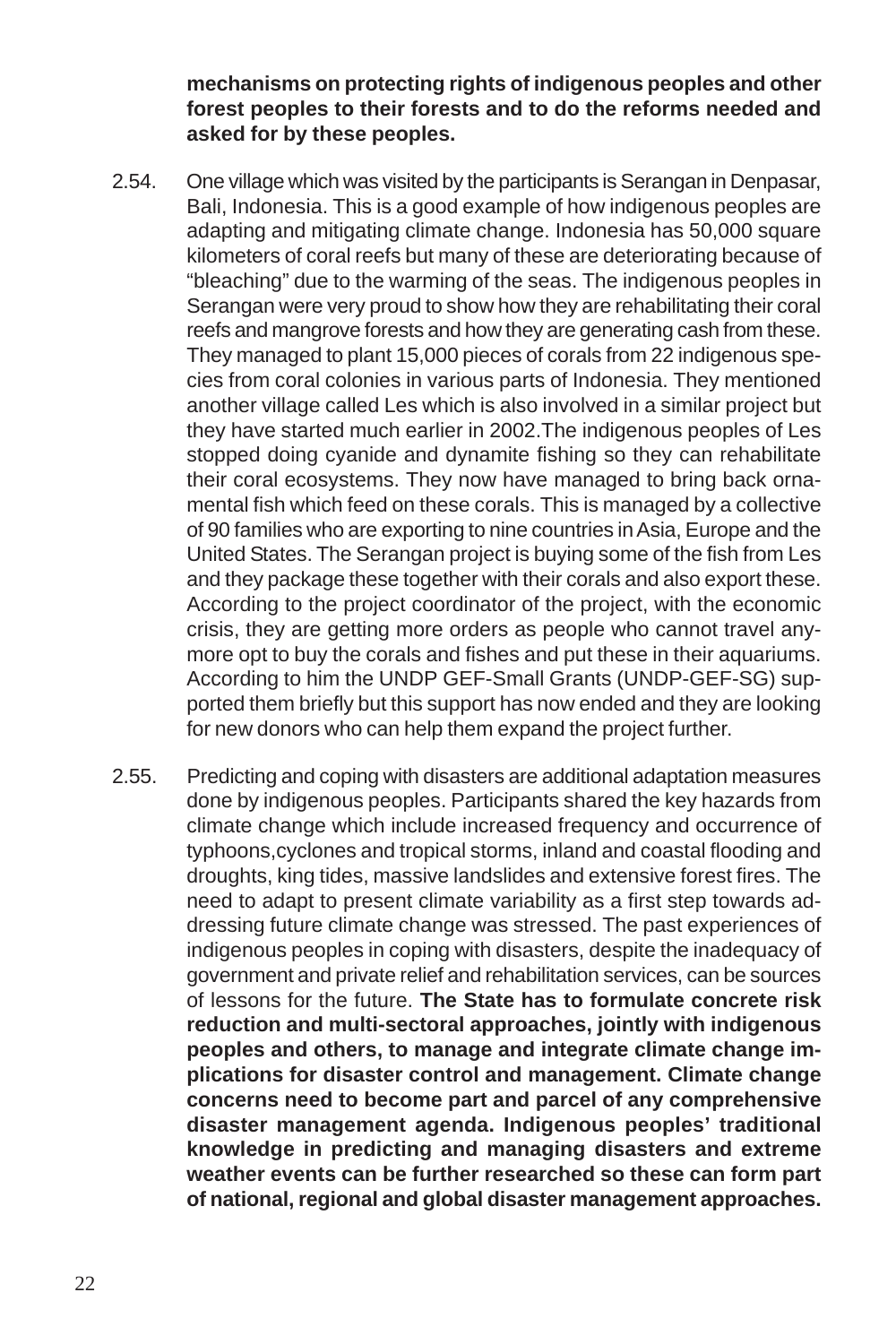**mechanisms on protecting rights of indigenous peoples and other forest peoples to their forests and to do the reforms needed and asked for by these peoples.**

2.54. One village which was visited by the participants is Serangan in Denpasar, Bali, Indonesia. This is a good example of how indigenous peoples are adapting and mitigating climate change. Indonesia has 50,000 square kilometers of coral reefs but many of these are deteriorating because of "bleaching" due to the warming of the seas. The indigenous peoples in Serangan were very proud to show how they are rehabilitating their coral reefs and mangrove forests and how they are generating cash from these. They managed to plant 15,000 pieces of corals from 22 indigenous species from coral colonies in various parts of Indonesia. They mentioned another village called Les which is also involved in a similar project but they have started much earlier in 2002.The indigenous peoples of Les stopped doing cyanide and dynamite fishing so they can rehabilitate their coral ecosystems. They now have managed to bring back ornamental fish which feed on these corals. This is managed by a collective of 90 families who are exporting to nine countries in Asia, Europe and the United States. The Serangan project is buying some of the fish from Les and they package these together with their corals and also export these. According to the project coordinator of the project, with the economic crisis, they are getting more orders as people who cannot travel anymore opt to buy the corals and fishes and put these in their aquariums. According to him the UNDP GEF-Small Grants (UNDP-GEF-SG) supported them briefly but this support has now ended and they are looking for new donors who can help them expand the project further.

2.55. Predicting and coping with disasters are additional adaptation measures done by indigenous peoples. Participants shared the key hazards from climate change which include increased frequency and occurrence of typhoons,cyclones and tropical storms, inland and coastal flooding and droughts, king tides, massive landslides and extensive forest fires. The need to adapt to present climate variability as a first step towards addressing future climate change was stressed. The past experiences of indigenous peoples in coping with disasters, despite the inadequacy of government and private relief and rehabilitation services, can be sources of lessons for the future. **The State has to formulate concrete risk reduction and multi-sectoral approaches, jointly with indigenous peoples and others, to manage and integrate climate change implications for disaster control and management. Climate change concerns need to become part and parcel of any comprehensive disaster management agenda. Indigenous peoples' traditional knowledge in predicting and managing disasters and extreme weather events can be further researched so these can form part of national, regional and global disaster management approaches.**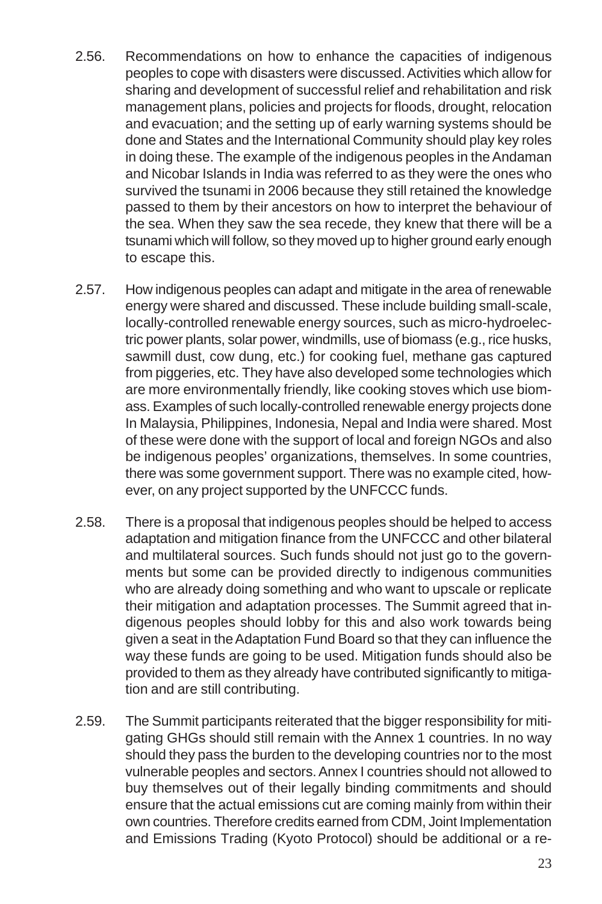2.56. Recommendations on how to enhance the capacities of indigenous peoples to cope with disasters were discussed. Activities which allow for sharing and development of successful relief and rehabilitation and risk management plans, policies and projects for floods, drought, relocation and evacuation; and the setting up of early warning systems should be done and States and the International Community should play key roles in doing these. The example of the indigenous peoples in the Andaman and Nicobar Islands in India was referred to as they were the ones who survived the tsunami in 2006 because they still retained the knowledge passed to them by their ancestors on how to interpret the behaviour of the sea. When they saw the sea recede, they knew that there will be a tsunami which will follow, so they moved up to higher ground early enough to escape this.

2.57. How indigenous peoples can adapt and mitigate in the area of renewable energy were shared and discussed. These include building small-scale, locally-controlled renewable energy sources, such as micro-hydroelectric power plants, solar power, windmills, use of biomass (e.g., rice husks, sawmill dust, cow dung, etc.) for cooking fuel, methane gas captured from piggeries, etc. They have also developed some technologies which are more environmentally friendly, like cooking stoves which use biomass. Examples of such locally-controlled renewable energy projects done In Malaysia, Philippines, Indonesia, Nepal and India were shared. Most of these were done with the support of local and foreign NGOs and also be indigenous peoples' organizations, themselves. In some countries, there was some government support. There was no example cited, however, on any project supported by the UNFCCC funds.

2.58. There is a proposal that indigenous peoples should be helped to access adaptation and mitigation finance from the UNFCCC and other bilateral and multilateral sources. Such funds should not just go to the governments but some can be provided directly to indigenous communities who are already doing something and who want to upscale or replicate their mitigation and adaptation processes. The Summit agreed that indigenous peoples should lobby for this and also work towards being given a seat in the Adaptation Fund Board so that they can influence the way these funds are going to be used. Mitigation funds should also be provided to them as they already have contributed significantly to mitigation and are still contributing.

2.59. The Summit participants reiterated that the bigger responsibility for mitigating GHGs should still remain with the Annex 1 countries. In no way should they pass the burden to the developing countries nor to the most vulnerable peoples and sectors. Annex I countries should not allowed to buy themselves out of their legally binding commitments and should ensure that the actual emissions cut are coming mainly from within their own countries. Therefore credits earned from CDM, Joint Implementation and Emissions Trading (Kyoto Protocol) should be additional or a re-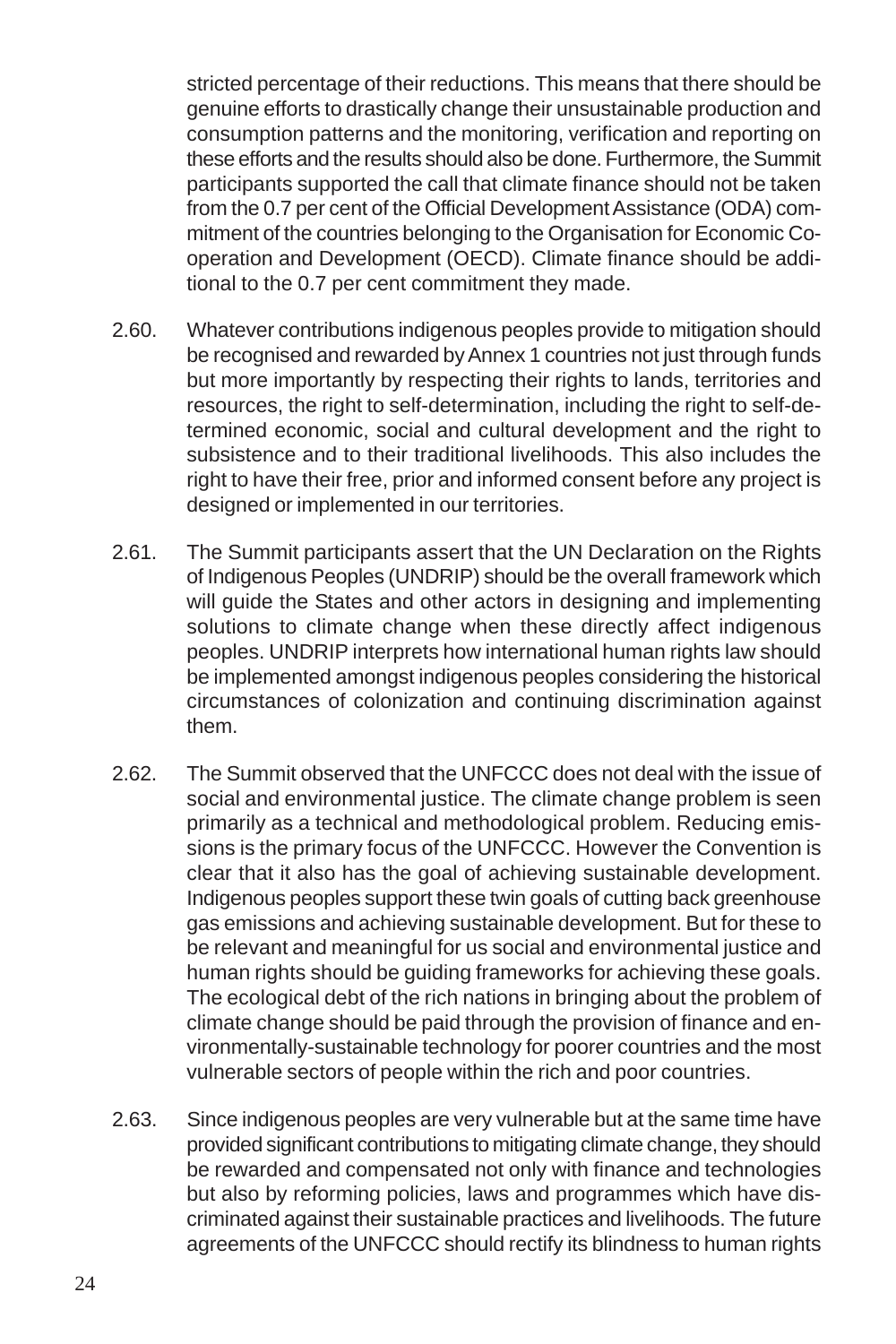stricted percentage of their reductions. This means that there should be genuine efforts to drastically change their unsustainable production and consumption patterns and the monitoring, verification and reporting on these efforts and the results should also be done. Furthermore, the Summit participants supported the call that climate finance should not be taken from the 0.7 per cent of the Official Development Assistance (ODA) commitment of the countries belonging to the Organisation for Economic Co-operation and Development (OECD). Climate finance should be additional to the 0.7 per cent commitment they made.

2.60. Whatever contributions indigenous peoples provide to mitigation should be recognised and rewarded by Annex 1 countries not just through funds but more importantly by respecting their rights to lands, territories and resources, the right to self-determination, including the right to self-determined economic, social and cultural development and the right to subsistence and to their traditional livelihoods. This also includes the right to have their free, prior and informed consent before any project is designed or implemented in our territories.

2.61. The Summit participants assert that the UN Declaration on the Rights of Indigenous Peoples (UNDRIP) should be the overall framework which will guide the States and other actors in designing and implementing solutions to climate change when these directly affect indigenous peoples. UNDRIP interprets how international human rights law should be implemented amongst indigenous peoples considering the historical circumstances of colonization and continuing discrimination against them.

2.62. The Summit observed that the UNFCCC does not deal with the issue of social and environmental justice. The climate change problem is seen primarily as a technical and methodological problem. Reducing emissions is the primary focus of the UNFCCC. However the Convention is clear that it also has the goal of achieving sustainable development. Indigenous peoples support these twin goals of cutting back greenhouse gas emissions and achieving sustainable development. But for these to be relevant and meaningful for us social and environmental justice and human rights should be guiding frameworks for achieving these goals. The ecological debt of the rich nations in bringing about the problem of climate change should be paid through the provision of finance and environmentally-sustainable technology for poorer countries and the most vulnerable sectors of people within the rich and poor countries.

2.63. Since indigenous peoples are very vulnerable but at the same time have provided significant contributions to mitigating climate change, they should be rewarded and compensated not only with finance and technologies but also by reforming policies, laws and programmes which have discriminated against their sustainable practices and livelihoods. The future agreements of the UNFCCC should rectify its blindness to human rights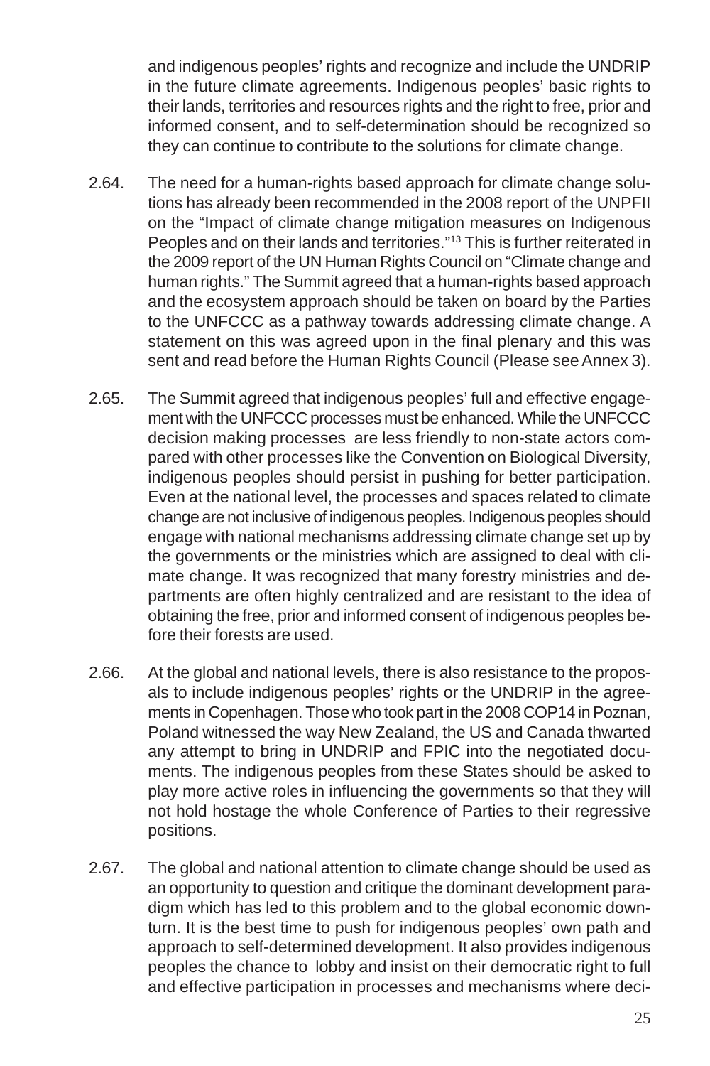and indigenous peoples' rights and recognize and include the UNDRIP in the future climate agreements. Indigenous peoples' basic rights to their lands, territories and resources rights and the right to free, prior and informed consent, and to self-determination should be recognized so they can continue to contribute to the solutions for climate change.

2.64. The need for a human-rights based approach for climate change solutions has already been recommended in the 2008 report of the UNPFII on the "Impact of climate change mitigation measures on Indigenous Peoples and on their lands and territories."[13] This is further reiterated in the 2009 report of the UN Human Rights Council on "Climate change and human rights." The Summit agreed that a human-rights based approach and the ecosystem approach should be taken on board by the Parties to the UNFCCC as a pathway towards addressing climate change. A statement on this was agreed upon in the final plenary and this was sent and read before the Human Rights Council (Please see Annex 3).

2.65. The Summit agreed that indigenous peoples' full and effective engagement with the UNFCCC processes must be enhanced. While the UNFCCC decision making processes are less friendly to non-state actors compared with other processes like the Convention on Biological Diversity, indigenous peoples should persist in pushing for better participation. Even at the national level, the processes and spaces related to climate change are not inclusive of indigenous peoples. Indigenous peoples should engage with national mechanisms addressing climate change set up by the governments or the ministries which are assigned to deal with climate change. It was recognized that many forestry ministries and departments are often highly centralized and are resistant to the idea of obtaining the free, prior and informed consent of indigenous peoples before their forests are used.

2.66. At the global and national levels, there is also resistance to the proposals to include indigenous peoples' rights or the UNDRIP in the agreements in Copenhagen. Those who took part in the 2008 COP14 in Poznan, Poland witnessed the way New Zealand, the US and Canada thwarted any attempt to bring in UNDRIP and FPIC into the negotiated documents. The indigenous peoples from these States should be asked to play more active roles in influencing the governments so that they will not hold hostage the whole Conference of Parties to their regressive positions.

2.67. The global and national attention to climate change should be used as an opportunity to question and critique the dominant development paradigm which has led to this problem and to the global economic downturn. It is the best time to push for indigenous peoples' own path and approach to self-determined development. It also provides indigenous peoples the chance to lobby and insist on their democratic right to full and effective participation in processes and mechanisms where deci-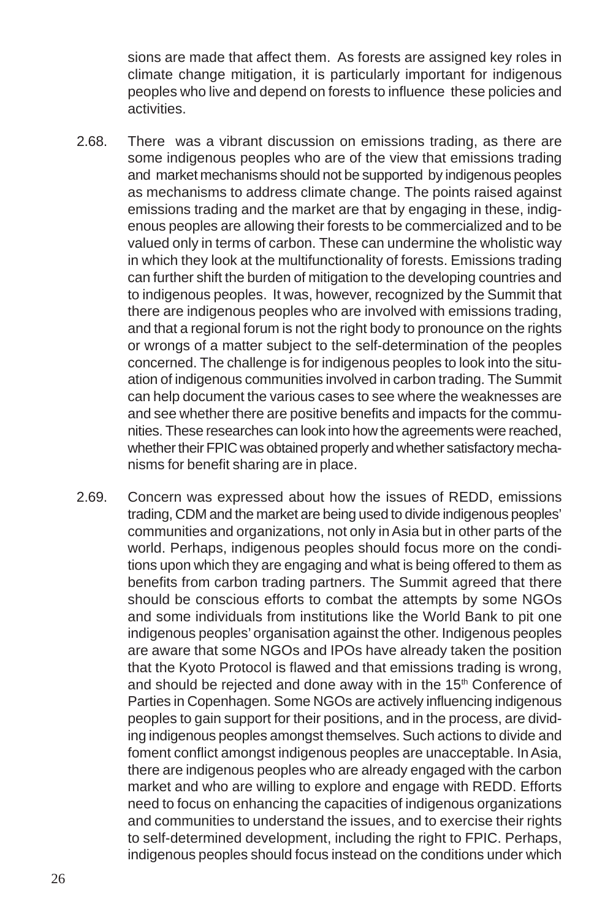sions are made that affect them. As forests are assigned key roles in climate change mitigation, it is particularly important for indigenous peoples who live and depend on forests to influence these policies and activities.

2.68. There was a vibrant discussion on emissions trading, as there are some indigenous peoples who are of the view that emissions trading and market mechanisms should not be supported by indigenous peoples as mechanisms to address climate change. The points raised against emissions trading and the market are that by engaging in these, indigenous peoples are allowing their forests to be commercialized and to be valued only in terms of carbon. These can undermine the wholistic way in which they look at the multifunctionality of forests. Emissions trading can further shift the burden of mitigation to the developing countries and to indigenous peoples. It was, however, recognized by the Summit that there are indigenous peoples who are involved with emissions trading, and that a regional forum is not the right body to pronounce on the rights or wrongs of a matter subject to the self-determination of the peoples concerned. The challenge is for indigenous peoples to look into the situation of indigenous communities involved in carbon trading. The Summit can help document the various cases to see where the weaknesses are and see whether there are positive benefits and impacts for the communities. These researches can look into how the agreements were reached, whether their FPIC was obtained properly and whether satisfactory mechanisms for benefit sharing are in place.

2.69. Concern was expressed about how the issues of REDD, emissions trading, CDM and the market are being used to divide indigenous peoples' communities and organizations, not only in Asia but in other parts of the world. Perhaps, indigenous peoples should focus more on the conditions upon which they are engaging and what is being offered to them as benefits from carbon trading partners. The Summit agreed that there should be conscious efforts to combat the attempts by some NGOs and some individuals from institutions like the World Bank to pit one indigenous peoples' organisation against the other. Indigenous peoples are aware that some NGOs and IPOs have already taken the position that the Kyoto Protocol is flawed and that emissions trading is wrong, and should be rejected and done away with in the 15th Conference of Parties in Copenhagen. Some NGOs are actively influencing indigenous peoples to gain support for their positions, and in the process, are dividing indigenous peoples amongst themselves. Such actions to divide and foment conflict amongst indigenous peoples are unacceptable. In Asia, there are indigenous peoples who are already engaged with the carbon market and who are willing to explore and engage with REDD. Efforts need to focus on enhancing the capacities of indigenous organizations and communities to understand the issues, and to exercise their rights to self-determined development, including the right to FPIC. Perhaps, indigenous peoples should focus instead on the conditions under which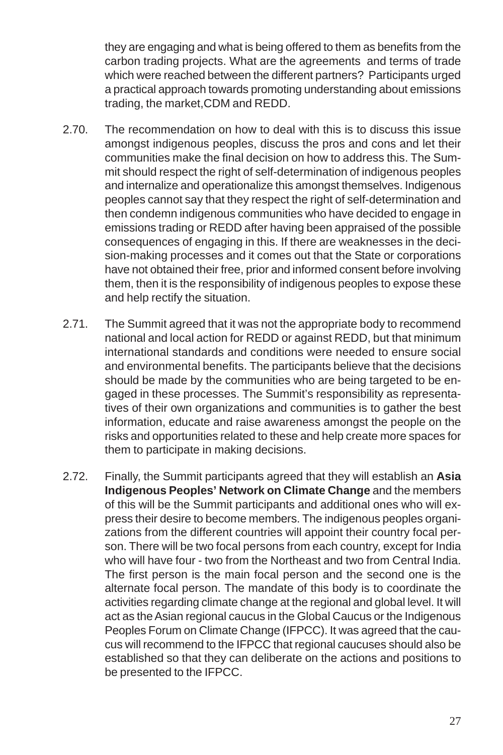they are engaging and what is being offered to them as benefits from the carbon trading projects. What are the agreements and terms of trade which were reached between the different partners? Participants urged a practical approach towards promoting understanding about emissions trading, the market,CDM and REDD.

2.70. The recommendation on how to deal with this is to discuss this issue amongst indigenous peoples, discuss the pros and cons and let their communities make the final decision on how to address this. The Summit should respect the right of self-determination of indigenous peoples and internalize and operationalize this amongst themselves. Indigenous peoples cannot say that they respect the right of self-determination and then condemn indigenous communities who have decided to engage in emissions trading or REDD after having been appraised of the possible consequences of engaging in this. If there are weaknesses in the decision-making processes and it comes out that the State or corporations have not obtained their free, prior and informed consent before involving them, then it is the responsibility of indigenous peoples to expose these and help rectify the situation.

2.71. The Summit agreed that it was not the appropriate body to recommend national and local action for REDD or against REDD, but that minimum international standards and conditions were needed to ensure social and environmental benefits. The participants believe that the decisions should be made by the communities who are being targeted to be engaged in these processes. The Summit's responsibility as representatives of their own organizations and communities is to gather the best information, educate and raise awareness amongst the people on the risks and opportunities related to these and help create more spaces for them to participate in making decisions.

2.72. Finally, the Summit participants agreed that they will establish an **Asia Indigenous Peoples' Network on Climate Change** and the members of this will be the Summit participants and additional ones who will express their desire to become members. The indigenous peoples organizations from the different countries will appoint their country focal person. There will be two focal persons from each country, except for India who will have four - two from the Northeast and two from Central India. The first person is the main focal person and the second one is the alternate focal person. The mandate of this body is to coordinate the activities regarding climate change at the regional and global level. It will act as the Asian regional caucus in the Global Caucus or the Indigenous Peoples Forum on Climate Change (IFPCC). It was agreed that the caucus will recommend to the IFPCC that regional caucuses should also be established so that they can deliberate on the actions and positions to be presented to the IFPCC.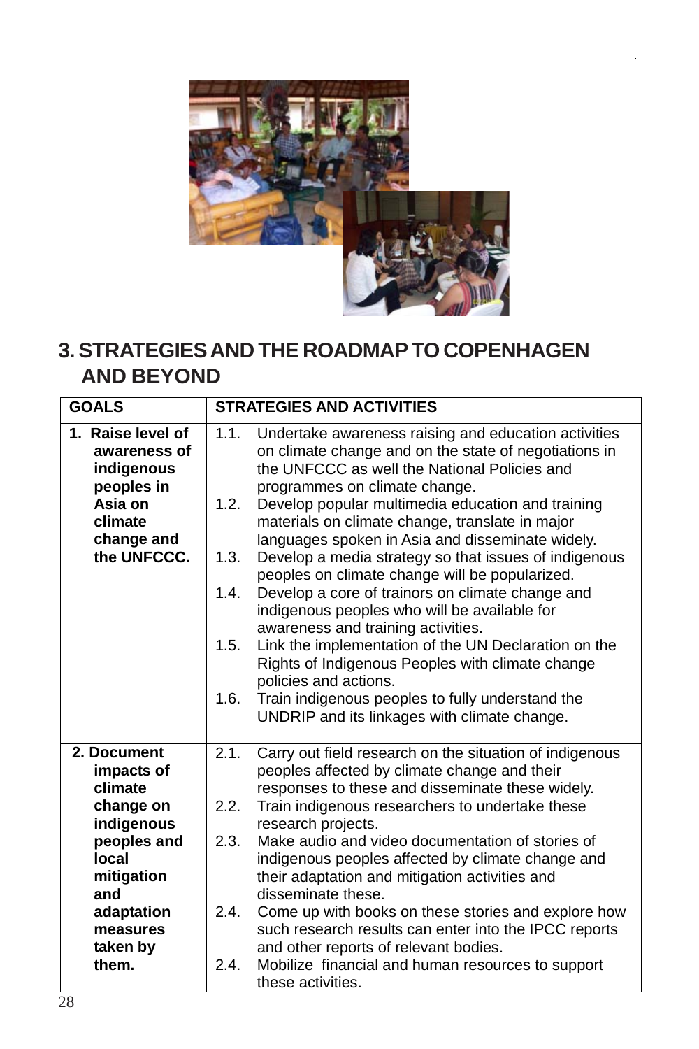## 3. STRATEGIES AND THE ROADMAP TO COPENHAGEN AND BEYOND

| GOALS | STRATEGIES AND ACTIVITIES |
|---|---|
| 1. Raise level of awareness of indigenous peoples in Asia on climate change and the UNFCCC. | 1.1. Undertake awareness raising and education activities on climate change and on the state of negotiations in the UNFCCC as well the National Policies and programmes on climate change.<br>1.2. Develop popular multimedia education and training materials on climate change, translate in major languages spoken in Asia and disseminate widely.<br>1.3. Develop a media strategy so that issues of indigenous peoples on climate change will be popularized.<br>1.4. Develop a core of trainors on climate change and indigenous peoples who will be available for awareness and training activities.<br>1.5. Link the implementation of the UN Declaration on the Rights of Indigenous Peoples with climate change policies and actions.<br>1.6. Train indigenous peoples to fully understand the UNDRIP and its linkages with climate change. |
| 2. Document impacts of climate change on indigenous peoples and local mitigation and adaptation measures taken by them. | 2.1. Carry out field research on the situation of indigenous peoples affected by climate change and their responses to these and disseminate these widely.<br>2.2. Train indigenous researchers to undertake these research projects.<br>2.3. Make audio and video documentation of stories of indigenous peoples affected by climate change and their adaptation and mitigation activities and disseminate these.<br>2.4. Come up with books on these stories and explore how such research results can enter into the IPCC reports and other reports of relevant bodies.<br>2.4. Mobilize financial and human resources to support these activities. |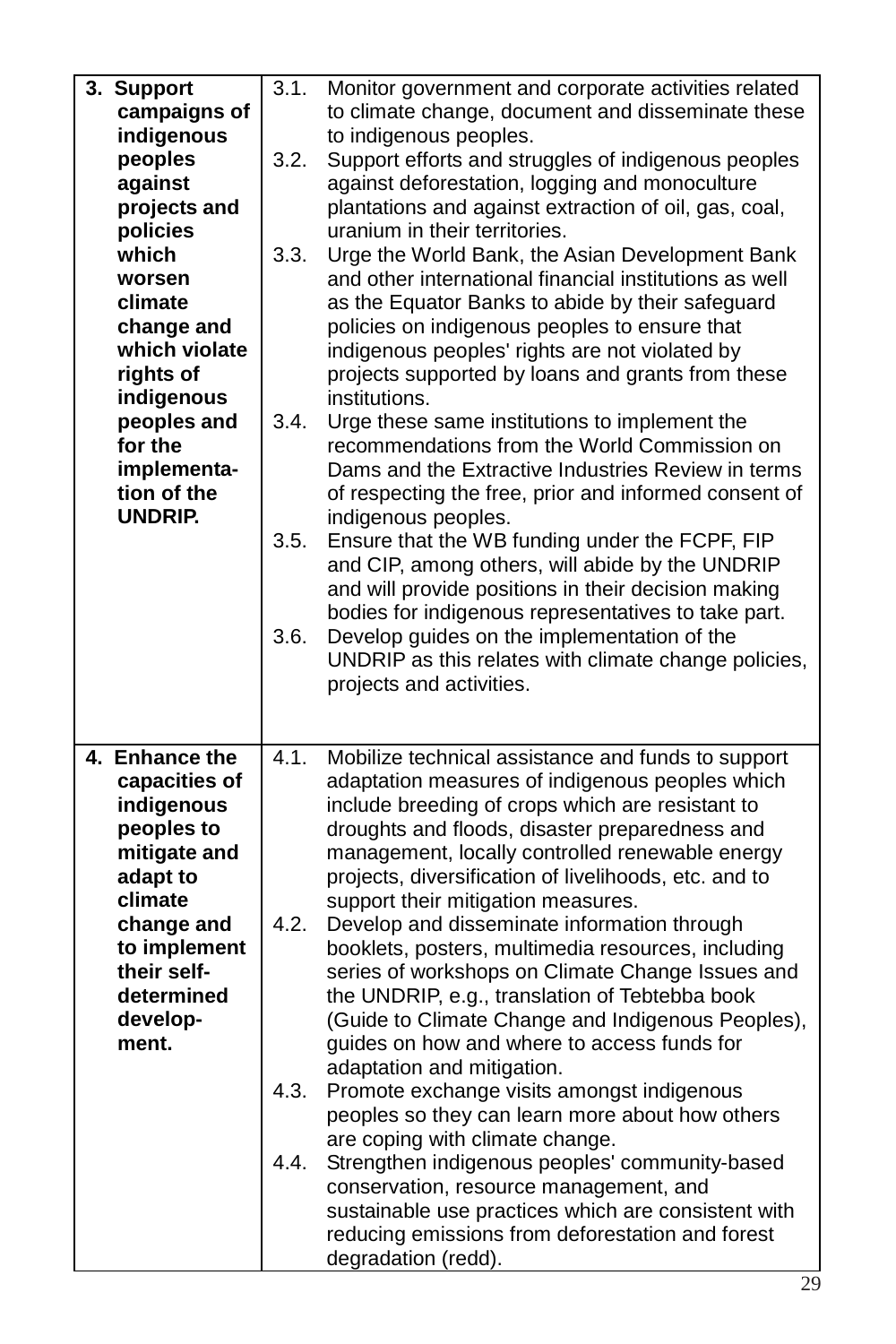| | |
|---|---|
| **3. Support campaigns of indigenous peoples against projects and policies which worsen climate change and which violate rights of indigenous peoples and for the implementation of the UNDRIP.** | 3.1. Monitor government and corporate activities related to climate change, document and disseminate these to indigenous peoples.<br>3.2. Support efforts and struggles of indigenous peoples against deforestation, logging and monoculture plantations and against extraction of oil, gas, coal, uranium in their territories.<br>3.3. Urge the World Bank, the Asian Development Bank and other international financial institutions as well as the Equator Banks to abide by their safeguard policies on indigenous peoples to ensure that indigenous peoples' rights are not violated by projects supported by loans and grants from these institutions.<br>3.4. Urge these same institutions to implement the recommendations from the World Commission on Dams and the Extractive Industries Review in terms of respecting the free, prior and informed consent of indigenous peoples.<br>3.5. Ensure that the WB funding under the FCPF, FIP and CIP, among others, will abide by the UNDRIP and will provide positions in their decision making bodies for indigenous representatives to take part.<br>3.6. Develop guides on the implementation of the UNDRIP as this relates with climate change policies, projects and activities. |
| **4. Enhance the capacities of indigenous peoples to mitigate and adapt to climate change and to implement their self-determined development.** | 4.1. Mobilize technical assistance and funds to support adaptation measures of indigenous peoples which include breeding of crops which are resistant to droughts and floods, disaster preparedness and management, locally controlled renewable energy projects, diversification of livelihoods, etc. and to support their mitigation measures.<br>4.2. Develop and disseminate information through booklets, posters, multimedia resources, including series of workshops on Climate Change Issues and the UNDRIP, e.g., translation of Tebtebba book (Guide to Climate Change and Indigenous Peoples), guides on how and where to access funds for adaptation and mitigation.<br>4.3. Promote exchange visits amongst indigenous peoples so they can learn more about how others are coping with climate change.<br>4.4. Strengthen indigenous peoples' community-based conservation, resource management, and sustainable use practices which are consistent with reducing emissions from deforestation and forest degradation (redd). |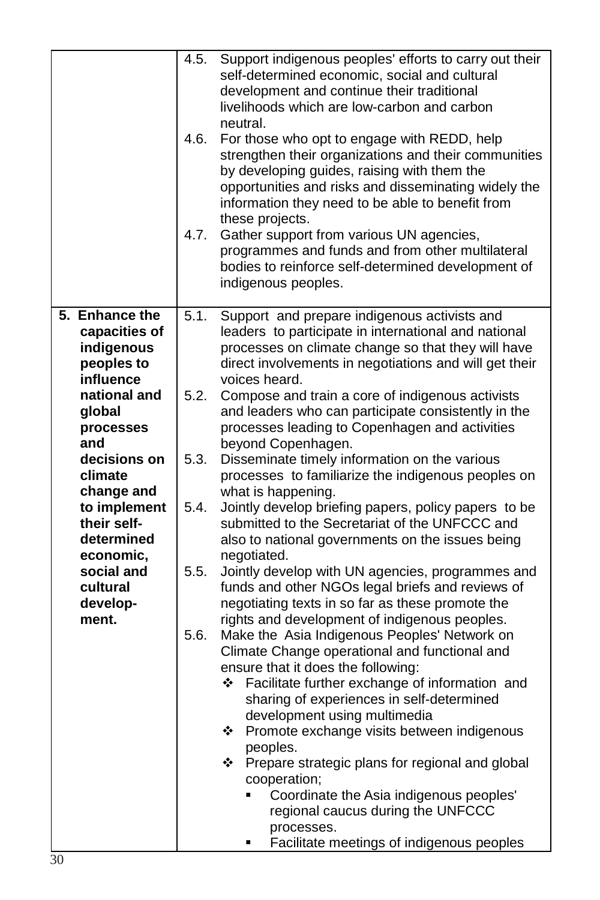| | |
|---|---|
| | 4.5. Support indigenous peoples' efforts to carry out their self-determined economic, social and cultural development and continue their traditional livelihoods which are low-carbon and carbon neutral.<br>4.6. For those who opt to engage with REDD, help strengthen their organizations and their communities by developing guides, raising with them the opportunities and risks and disseminating widely the information they need to be able to benefit from these projects.<br>4.7. Gather support from various UN agencies, programmes and funds and from other multilateral bodies to reinforce self-determined development of indigenous peoples. |
| **5. Enhance the capacities of indigenous peoples to influence national and global processes and decisions on climate change and to implement their self-determined economic, social and cultural develop-ment.** | 5.1. Support and prepare indigenous activists and leaders to participate in international and national processes on climate change so that they will have direct involvements in negotiations and will get their voices heard.<br>5.2. Compose and train a core of indigenous activists and leaders who can participate consistently in the processes leading to Copenhagen and activities beyond Copenhagen.<br>5.3. Disseminate timely information on the various processes to familiarize the indigenous peoples on what is happening.<br>5.4. Jointly develop briefing papers, policy papers to be submitted to the Secretariat of the UNFCCC and also to national governments on the issues being negotiated.<br>5.5. Jointly develop with UN agencies, programmes and funds and other NGOs legal briefs and reviews of negotiating texts in so far as these promote the rights and development of indigenous peoples.<br>5.6. Make the Asia Indigenous Peoples' Network on Climate Change operational and functional and ensure that it does the following:<br>❖ Facilitate further exchange of information and sharing of experiences in self-determined development using multimedia<br>❖ Promote exchange visits between indigenous peoples.<br>❖ Prepare strategic plans for regional and global cooperation;<br>▪ Coordinate the Asia indigenous peoples' regional caucus during the UNFCCC processes.<br>▪ Facilitate meetings of indigenous peoples |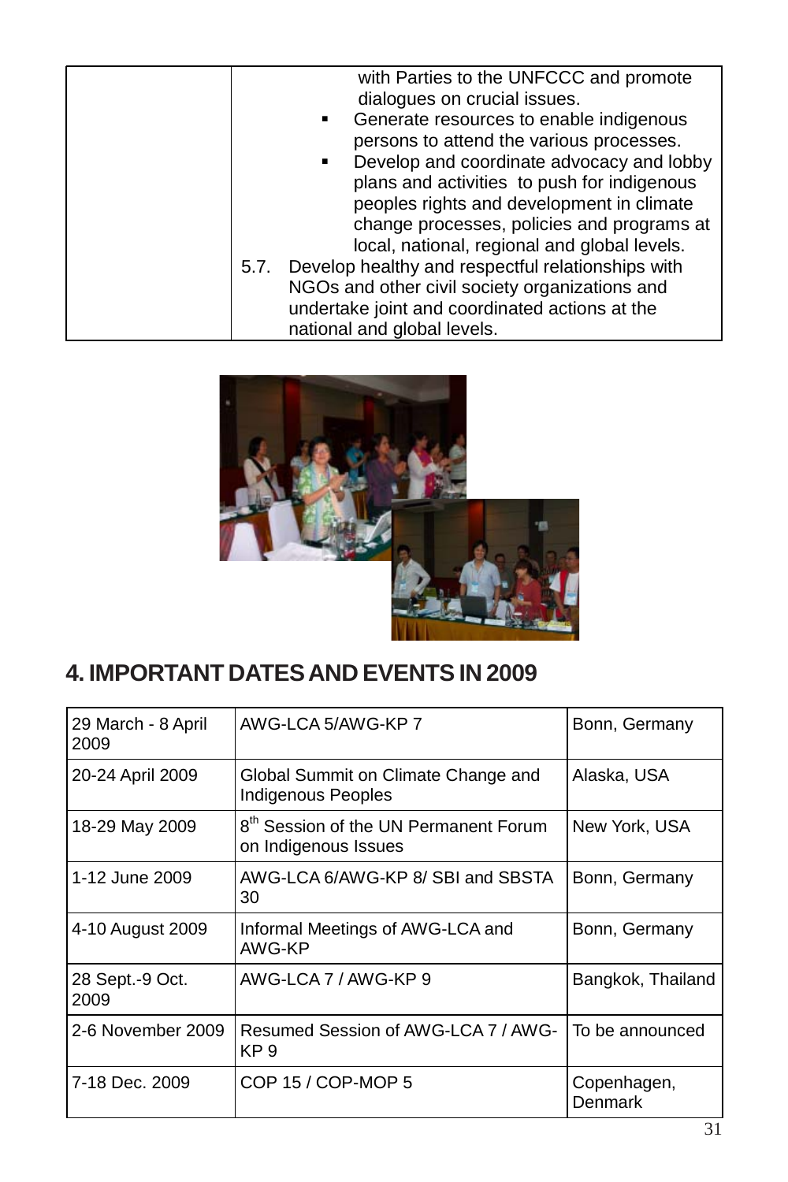| | with Parties to the UNFCCC and promote dialogues on crucial issues.<br>▪ Generate resources to enable indigenous persons to attend the various processes.<br>▪ Develop and coordinate advocacy and lobby plans and activities to push for indigenous peoples rights and development in climate change processes, policies and programs at local, national, regional and global levels.<br>5.7. Develop healthy and respectful relationships with NGOs and other civil society organizations and undertake joint and coordinated actions at the national and global levels. |
|---|---|

## 4. IMPORTANT DATES AND EVENTS IN 2009

| | | |
|---|---|---|
| 29 March - 8 April 2009 | AWG-LCA 5/AWG-KP 7 | Bonn, Germany |
| 20-24 April 2009 | Global Summit on Climate Change and Indigenous Peoples | Alaska, USA |
| 18-29 May 2009 | 8th Session of the UN Permanent Forum on Indigenous Issues | New York, USA |
| 1-12 June 2009 | AWG-LCA 6/AWG-KP 8/ SBI and SBSTA 30 | Bonn, Germany |
| 4-10 August 2009 | Informal Meetings of AWG-LCA and AWG-KP | Bonn, Germany |
| 28 Sept.-9 Oct. 2009 | AWG-LCA 7 / AWG-KP 9 | Bangkok, Thailand |
| 2-6 November 2009 | Resumed Session of AWG-LCA 7 / AWG-KP 9 | To be announced |
| 7-18 Dec. 2009 | COP 15 / COP-MOP 5 | Copenhagen, Denmark |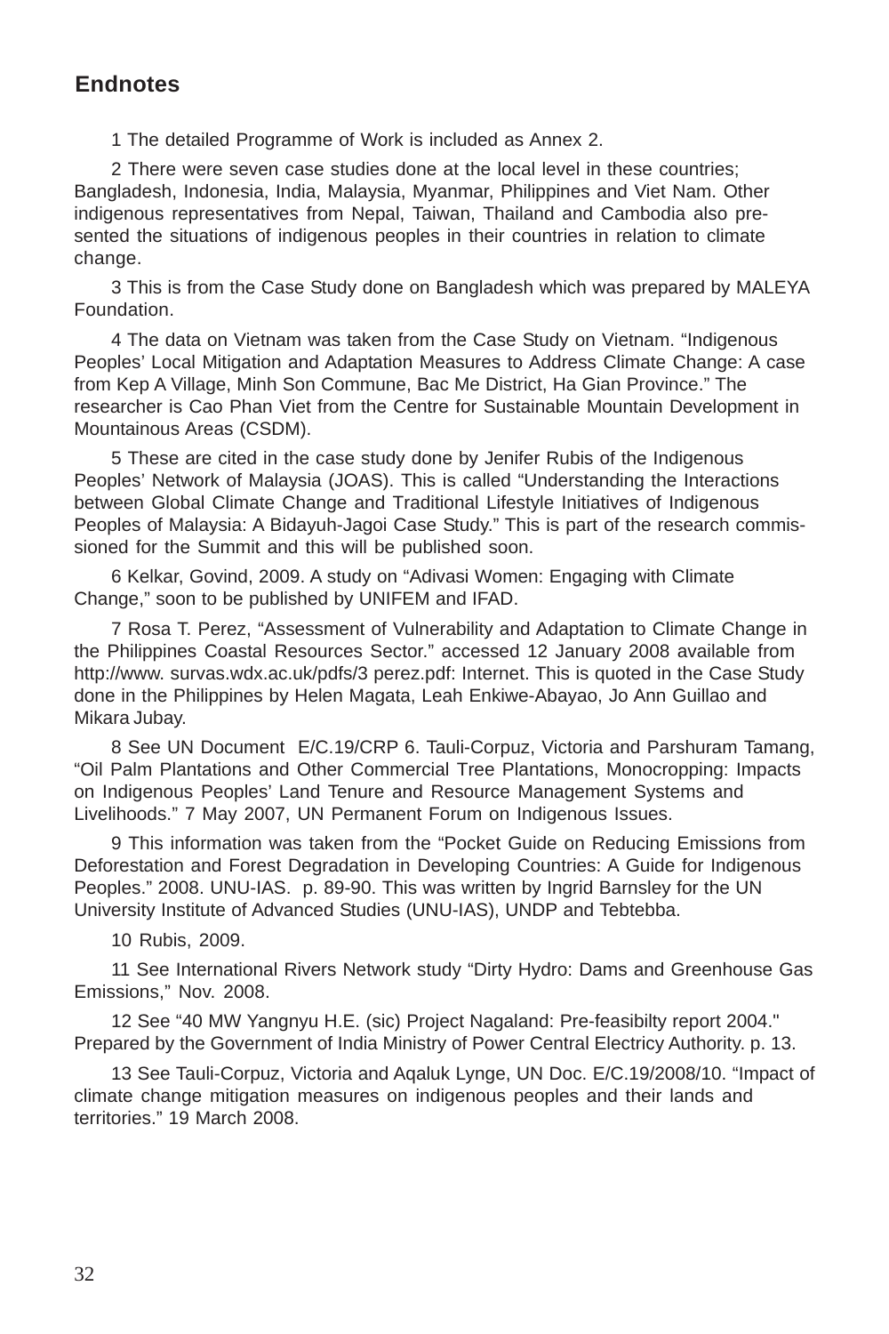## Endnotes

1 The detailed Programme of Work is included as Annex 2.

2 There were seven case studies done at the local level in these countries; Bangladesh, Indonesia, India, Malaysia, Myanmar, Philippines and Viet Nam. Other indigenous representatives from Nepal, Taiwan, Thailand and Cambodia also presented the situations of indigenous peoples in their countries in relation to climate change.

3 This is from the Case Study done on Bangladesh which was prepared by MALEYA Foundation.

4 The data on Vietnam was taken from the Case Study on Vietnam. "Indigenous Peoples' Local Mitigation and Adaptation Measures to Address Climate Change: A case from Kep A Village, Minh Son Commune, Bac Me District, Ha Gian Province." The researcher is Cao Phan Viet from the Centre for Sustainable Mountain Development in Mountainous Areas (CSDM).

5 These are cited in the case study done by Jenifer Rubis of the Indigenous Peoples' Network of Malaysia (JOAS). This is called "Understanding the Interactions between Global Climate Change and Traditional Lifestyle Initiatives of Indigenous Peoples of Malaysia: A Bidayuh-Jagoi Case Study." This is part of the research commissioned for the Summit and this will be published soon.

6 Kelkar, Govind, 2009. A study on "Adivasi Women: Engaging with Climate Change," soon to be published by UNIFEM and IFAD.

7 Rosa T. Perez, "Assessment of Vulnerability and Adaptation to Climate Change in the Philippines Coastal Resources Sector." accessed 12 January 2008 available from http://www. survas.wdx.ac.uk/pdfs/3 perez.pdf: Internet. This is quoted in the Case Study done in the Philippines by Helen Magata, Leah Enkiwe-Abayao, Jo Ann Guillao and Mikara Jubay.

8 See UN Document E/C.19/CRP 6. Tauli-Corpuz, Victoria and Parshuram Tamang, "Oil Palm Plantations and Other Commercial Tree Plantations, Monocropping: Impacts on Indigenous Peoples' Land Tenure and Resource Management Systems and Livelihoods." 7 May 2007, UN Permanent Forum on Indigenous Issues.

9 This information was taken from the "Pocket Guide on Reducing Emissions from Deforestation and Forest Degradation in Developing Countries: A Guide for Indigenous Peoples." 2008. UNU-IAS. p. 89-90. This was written by Ingrid Barnsley for the UN University Institute of Advanced Studies (UNU-IAS), UNDP and Tebtebba.

10 Rubis, 2009.

11 See International Rivers Network study "Dirty Hydro: Dams and Greenhouse Gas Emissions," Nov. 2008.

12 See "40 MW Yangnyu H.E. (sic) Project Nagaland: Pre-feasibilty report 2004." Prepared by the Government of India Ministry of Power Central Electricy Authority. p. 13.

13 See Tauli-Corpuz, Victoria and Aqaluk Lynge, UN Doc. E/C.19/2008/10. "Impact of climate change mitigation measures on indigenous peoples and their lands and territories." 19 March 2008.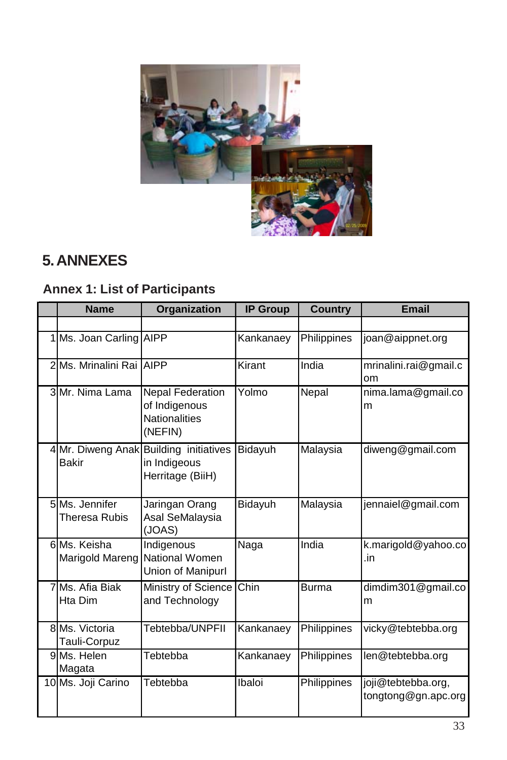# 5. ANNEXES

## Annex 1: List of Participants

| | Name | Organization | IP Group | Country | Email |
|---|---|---|---|---|---|
| | | | | | |
| 1 | Ms. Joan Carling | AIPP | Kankanaey | Philippines | joan@aippnet.org |
| 2 | Ms. Mrinalini Rai | AIPP | Kirant | India | mrinalini.rai@gmail.com |
| 3 | Mr. Nima Lama | Nepal Federation of Indigenous Nationalities (NEFIN) | Yolmo | Nepal | nima.lama@gmail.com |
| 4 | Mr. Diweng Anak Bakir | Building initiatives in Indigeous Herritage (BiiH) | Bidayuh | Malaysia | diweng@gmail.com |
| 5 | Ms. Jennifer Theresa Rubis | Jaringan Orang Asal SeMalaysia (JOAS) | Bidayuh | Malaysia | jennaiel@gmail.com |
| 6 | Ms. Keisha Marigold Mareng | Indigenous National Women Union of ManipurI | Naga | India | k.marigold@yahoo.co.in |
| 7 | Ms. Afia Biak Hta Dim | Ministry of Science and Technology | Chin | Burma | dimdim301@gmail.com |
| 8 | Ms. Victoria Tauli-Corpuz | Tebtebba/UNPFII | Kankanaey | Philippines | vicky@tebtebba.org |
| 9 | Ms. Helen Magata | Tebtebba | Kankanaey | Philippines | len@tebtebba.org |
| 10 | Ms. Joji Carino | Tebtebba | Ibaloi | Philippines | joji@tebtebba.org, tongtong@gn.apc.org |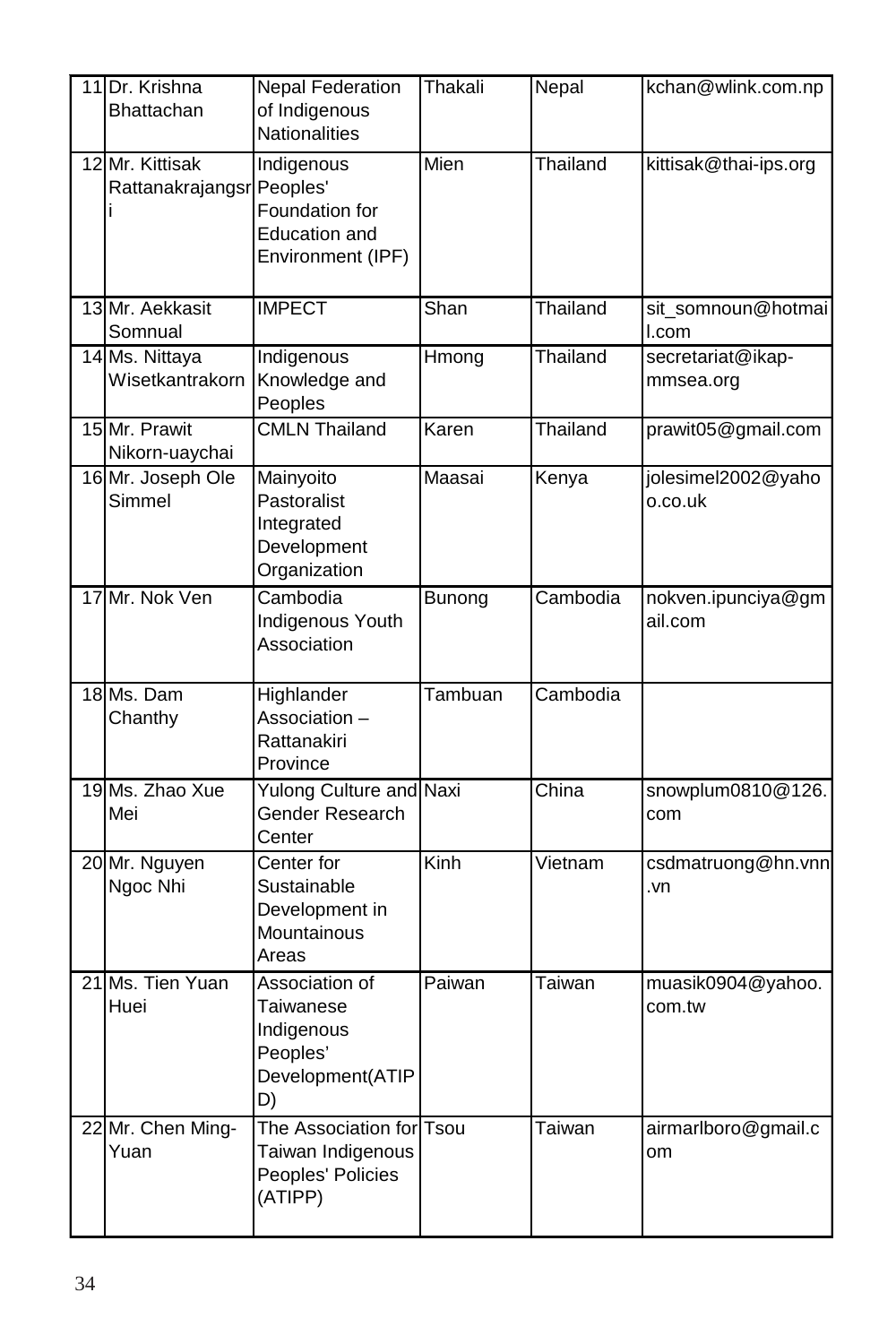| 11 | Dr. Krishna Bhattachan | Nepal Federation of Indigenous Nationalities | Thakali | Nepal | kchan@wlink.com.np |
|---|---|---|---|---|---|
| 12 | Mr. Kittisak Rattanakrajangsri | Indigenous Peoples' Foundation for Education and Environment (IPF) | Mien | Thailand | kittisak@thai-ips.org |
| 13 | Mr. Aekkasit Somnual | IMPECT | Shan | Thailand | sit_somnoun@hotmail.com |
| 14 | Ms. Nittaya Wisetkantrakorn | Indigenous Knowledge and Peoples | Hmong | Thailand | secretariat@ikap-mmsea.org |
| 15 | Mr. Prawit Nikorn-uaychai | CMLN Thailand | Karen | Thailand | prawit05@gmail.com |
| 16 | Mr. Joseph Ole Simmel | Mainyoito Pastoralist Integrated Development Organization | Maasai | Kenya | jolesimel2002@yahoo.co.uk |
| 17 | Mr. Nok Ven | Cambodia Indigenous Youth Association | Bunong | Cambodia | nokven.ipunciya@gmail.com |
| 18 | Ms. Dam Chanthy | Highlander Association – Rattanakiri Province | Tambuan | Cambodia | |
| 19 | Ms. Zhao Xue Mei | Yulong Culture and Gender Research Center | Naxi | China | snowplum0810@126.com |
| 20 | Mr. Nguyen Ngoc Nhi | Center for Sustainable Development in Mountainous Areas | Kinh | Vietnam | csdmatruong@hn.vnn.vn |
| 21 | Ms. Tien Yuan Huei | Association of Taiwanese Indigenous Peoples' Development(ATIPD) | Paiwan | Taiwan | muasik0904@yahoo.com.tw |
| 22 | Mr. Chen Ming-Yuan | The Association for Taiwan Indigenous Peoples' Policies (ATIPP) | Tsou | Taiwan | airmarlboro@gmail.com |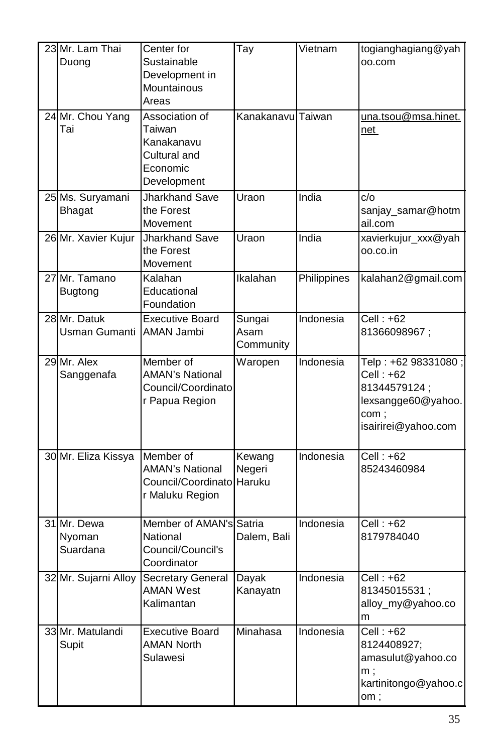| 23 | Mr. Lam Thai Duong | Center for Sustainable Development in Mountainous Areas | Tay | Vietnam | togianghagiang@yahoo.com |
|---|---|---|---|---|---|
| 24 | Mr. Chou Yang Tai | Association of Taiwan Kanakanavu Cultural and Economic Development | Kanakanavu | Taiwan | una.tsou@msa.hinet.net |
| 25 | Ms. Suryamani Bhagat | Jharkhand Save the Forest Movement | Uraon | India | c/o sanjay_samar@hotmail.com |
| 26 | Mr. Xavier Kujur | Jharkhand Save the Forest Movement | Uraon | India | xavierkujur_xxx@yahoo.co.in |
| 27 | Mr. Tamano Bugtong | Kalahan Educational Foundation | Ikalahan | Philippines | kalahan2@gmail.com |
| 28 | Mr. Datuk Usman Gumanti | Executive Board AMAN Jambi | Sungai Asam Community | Indonesia | Cell : +62 81366098967 ; |
| 29 | Mr. Alex Sanggenafa | Member of AMAN's National Council/Coordinator Papua Region | Waropen | Indonesia | Telp : +62 98331080 ; Cell : +62 81344579124 ; lexsangge60@yahoo.com ; isairirei@yahoo.com |
| 30 | Mr. Eliza Kissya | Member of AMAN's National Council/Coordinator Maluku Region | Kewang Negeri Haruku | Indonesia | Cell : +62 85243460984 |
| 31 | Mr. Dewa Nyoman Suardana | Member of AMAN's National Council/Council's Coordinator | Satria Dalem, Bali | Indonesia | Cell : +62 8179784040 |
| 32 | Mr. Sujarni Alloy | Secretary General AMAN West Kalimantan | Dayak Kanayatn | Indonesia | Cell : +62 81345015531 ; alloy_my@yahoo.com |
| 33 | Mr. Matulandi Supit | Executive Board AMAN North Sulawesi | Minahasa | Indonesia | Cell : +62 8124408927; amasulut@yahoo.com ; kartinitongo@yahoo.com ; |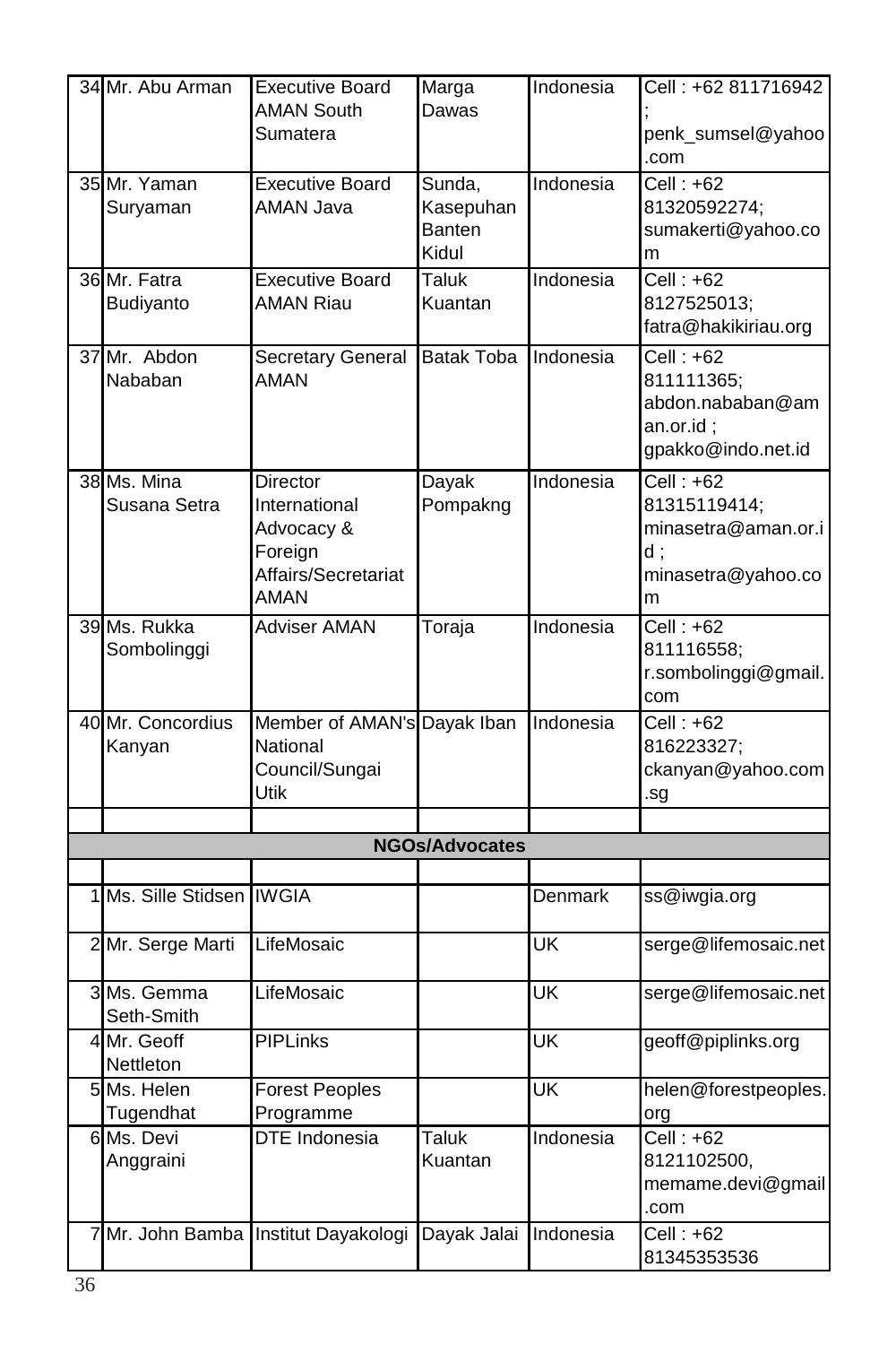| | | | | | |
|---|---|---|---|---|---|
| 34 | Mr. Abu Arman | Executive Board AMAN South Sumatera | Marga Dawas | Indonesia | Cell : +62 811716942 ; penk_sumsel@yahoo.com |
| 35 | Mr. Yaman Suryaman | Executive Board AMAN Java | Sunda, Kasepuhan Banten Kidul | Indonesia | Cell : +62 81320592274; sumakerti@yahoo.com |
| 36 | Mr. Fatra Budiyanto | Executive Board AMAN Riau | Taluk Kuantan | Indonesia | Cell : +62 8127525013; fatra@hakikiriau.org |
| 37 | Mr. Abdon Nababan | Secretary General AMAN | Batak Toba | Indonesia | Cell : +62 811111365; abdon.nababan@aman.or.id ; gpakko@indo.net.id |
| 38 | Ms. Mina Susana Setra | Director International Advocacy & Foreign Affairs/Secretariat AMAN | Dayak Pompakng | Indonesia | Cell : +62 81315119414; minasetra@aman.or.id ; minasetra@yahoo.com |
| 39 | Ms. Rukka Sombolinggi | Adviser AMAN | Toraja | Indonesia | Cell : +62 811116558; r.sombolinggi@gmail.com |
| 40 | Mr. Concordius Kanyan | Member of AMAN's National Council/Sungai Utik | Dayak Iban | Indonesia | Cell : +62 816223327; ckanyan@yahoo.com.sg |
| | | | | | |
| | | | **NGOs/Advocates** | | |
| | | | | | |
| 1 | Ms. Sille Stidsen | IWGIA | | Denmark | ss@iwgia.org |
| 2 | Mr. Serge Marti | LifeMosaic | | UK | serge@lifemosaic.net |
| 3 | Ms. Gemma Seth-Smith | LifeMosaic | | UK | serge@lifemosaic.net |
| 4 | Mr. Geoff Nettleton | PIPLinks | | UK | geoff@piplinks.org |
| 5 | Ms. Helen Tugendhat | Forest Peoples Programme | | UK | helen@forestpeoples.org |
| 6 | Ms. Devi Anggraini | DTE Indonesia | Taluk Kuantan | Indonesia | Cell : +62 8121102500, memame.devi@gmail.com |
| 7 | Mr. John Bamba | Institut Dayakologi | Dayak Jalai | Indonesia | Cell : +62 81345353536 |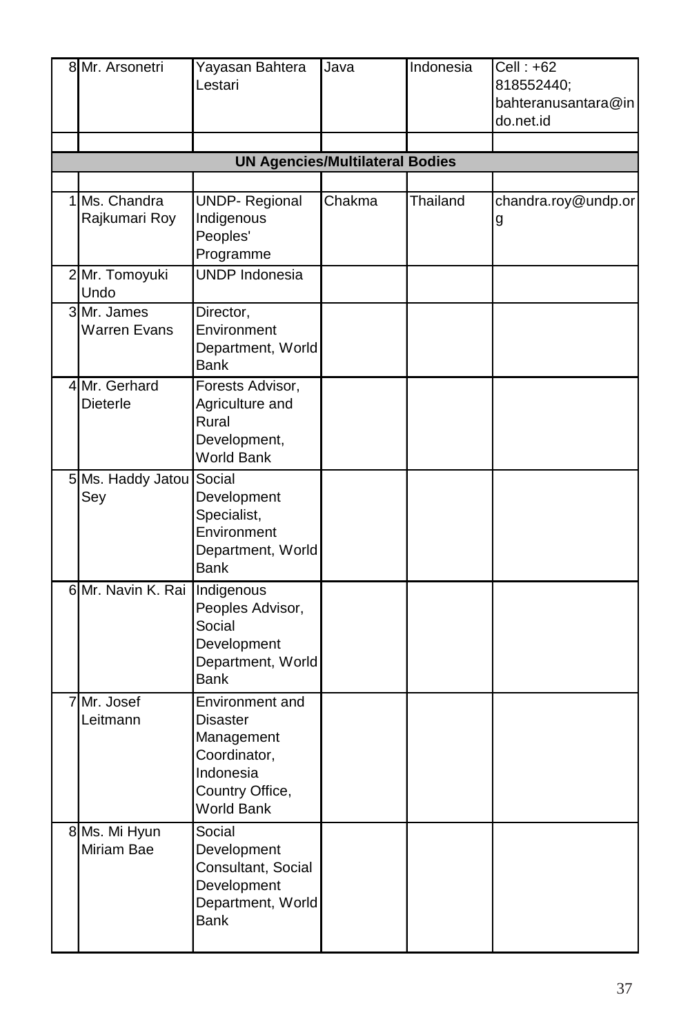| | | | | | |
|---|---|---|---|---|---|
| 8 | Mr. Arsonetri | Yayasan Bahtera Lestari | Java | Indonesia | Cell : +62 818552440; bahteranusantara@indo.net.id |
| | | | | | |
| **UN Agencies/Multilateral Bodies** | | | | | |
| | | | | | |
| 1 | Ms. Chandra Rajkumari Roy | UNDP- Regional Indigenous Peoples' Programme | Chakma | Thailand | chandra.roy@undp.org |
| 2 | Mr. Tomoyuki Undo | UNDP Indonesia | | | |
| 3 | Mr. James Warren Evans | Director, Environment Department, World Bank | | | |
| 4 | Mr. Gerhard Dieterle | Forests Advisor, Agriculture and Rural Development, World Bank | | | |
| 5 | Ms. Haddy Jatou Sey | Social Development Specialist, Environment Department, World Bank | | | |
| 6 | Mr. Navin K. Rai | Indigenous Peoples Advisor, Social Development Department, World Bank | | | |
| 7 | Mr. Josef Leitmann | Environment and Disaster Management Coordinator, Indonesia Country Office, World Bank | | | |
| 8 | Ms. Mi Hyun Miriam Bae | Social Development Consultant, Social Development Department, World Bank | | | |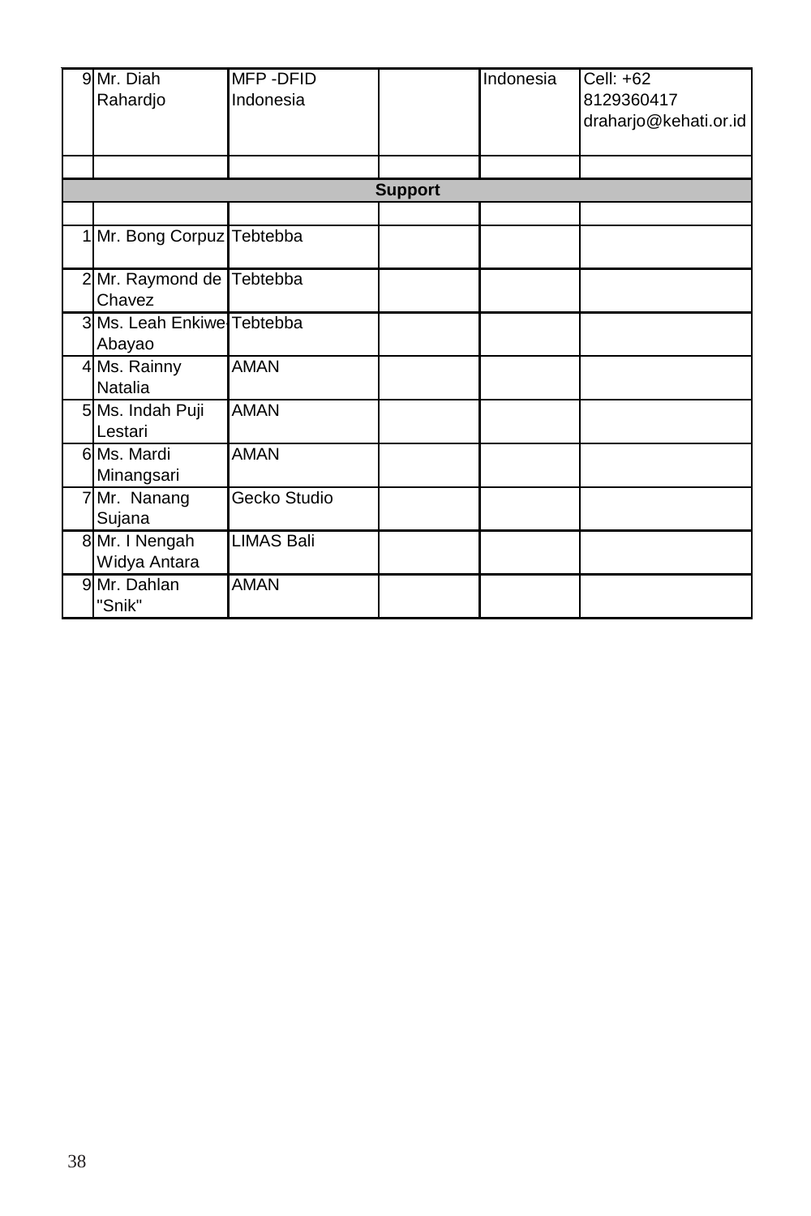| | | | | | |
|---|---|---|---|---|---|
| 9 | Mr. Diah Rahardjo | MFP -DFID Indonesia | | Indonesia | Cell: +62 8129360417 draharjo@kehati.or.id |
| | | | | | |
| | | **Support** | | | |
| | | | | | |
| 1 | Mr. Bong Corpuz | Tebtebba | | | |
| 2 | Mr. Raymond de Chavez | Tebtebba | | | |
| 3 | Ms. Leah Enkiwe Abayao | Tebtebba | | | |
| 4 | Ms. Rainny Natalia | AMAN | | | |
| 5 | Ms. Indah Puji Lestari | AMAN | | | |
| 6 | Ms. Mardi Minangsari | AMAN | | | |
| 7 | Mr. Nanang Sujana | Gecko Studio | | | |
| 8 | Mr. I Nengah Widya Antara | LIMAS Bali | | | |
| 9 | Mr. Dahlan "Snik" | AMAN | | | |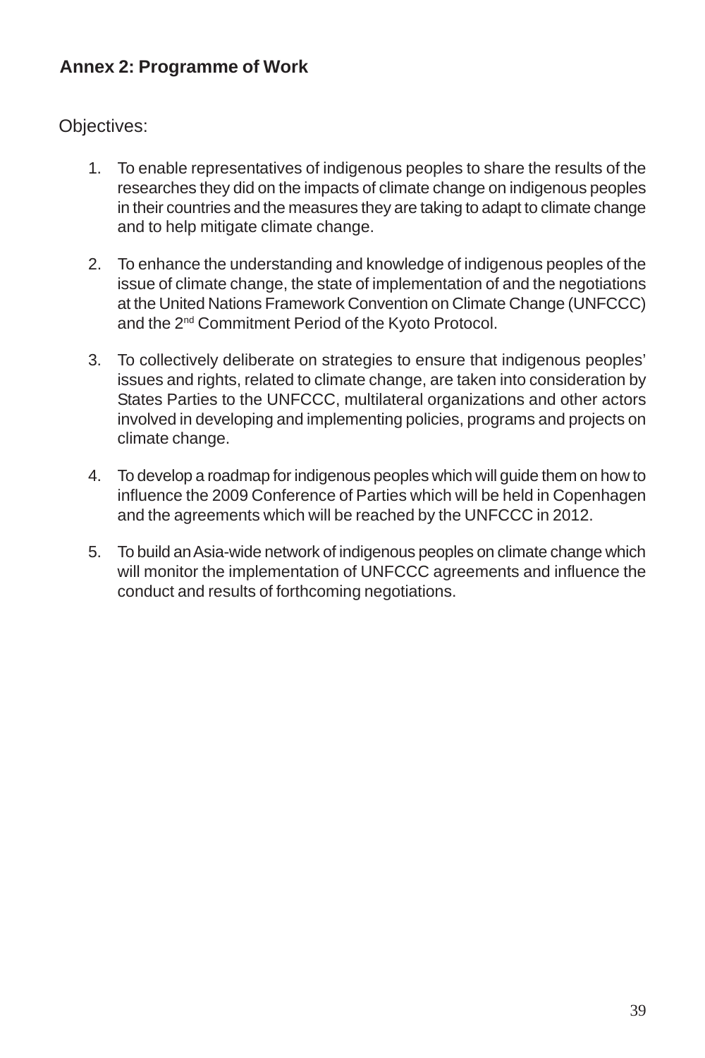## Annex 2: Programme of Work

Objectives:

1. To enable representatives of indigenous peoples to share the results of the researches they did on the impacts of climate change on indigenous peoples in their countries and the measures they are taking to adapt to climate change and to help mitigate climate change.

2. To enhance the understanding and knowledge of indigenous peoples of the issue of climate change, the state of implementation of and the negotiations at the United Nations Framework Convention on Climate Change (UNFCCC) and the 2nd Commitment Period of the Kyoto Protocol.

3. To collectively deliberate on strategies to ensure that indigenous peoples' issues and rights, related to climate change, are taken into consideration by States Parties to the UNFCCC, multilateral organizations and other actors involved in developing and implementing policies, programs and projects on climate change.

4. To develop a roadmap for indigenous peoples which will guide them on how to influence the 2009 Conference of Parties which will be held in Copenhagen and the agreements which will be reached by the UNFCCC in 2012.

5. To build an Asia-wide network of indigenous peoples on climate change which will monitor the implementation of UNFCCC agreements and influence the conduct and results of forthcoming negotiations.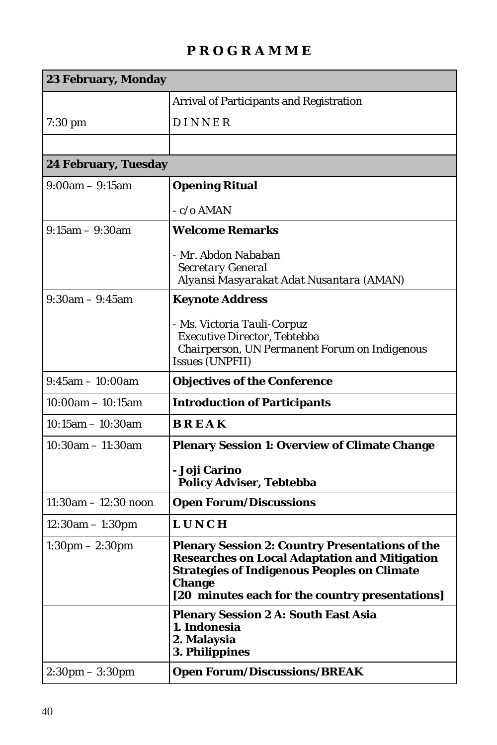# P R O G R A M M E

| 23 February, Monday | |
|---|---|
| | Arrival of Participants and Registration |
| 7:30 pm | D I N N E R |
| | |
| **24 February, Tuesday** | |
| 9:00am – 9:15am | **Opening Ritual**<br><br>- c/o AMAN |
| 9:15am – 9:30am | **Welcome Remarks**<br><br>- *Mr. Abdon Nababan*<br>*Secretary General*<br>*Alyansi Masyarakat Adat Nusantara (AMAN)* |
| 9:30am – 9:45am | **Keynote Address**<br><br>- *Ms. Victoria Tauli-Corpuz*<br>*Executive Director, Tebtebba*<br>*Chairperson, UN Permanent Forum on Indigenous Issues (UNPFII)* |
| 9:45am – 10:00am | **Objectives of the Conference** |
| 10:00am – 10:15am | **Introduction of Participants** |
| 10:15am – 10:30am | **B R E A K** |
| 10:30am – 11:30am | **Plenary Session 1: Overview of Climate Change**<br><br>**- Joji Carino**<br>**Policy Adviser, Tebtebba** |
| 11:30am – 12:30 noon | **Open Forum/Discussions** |
| 12:30am – 1:30pm | **L U N C H** |
| 1:30pm – 2:30pm | **Plenary Session 2: Country Presentations of the Researches on Local Adaptation and Mitigation Strategies of Indigenous Peoples on Climate Change**<br>**[20 minutes each for the country presentations]** |
| | **Plenary Session 2 A: South East Asia**<br>**1. Indonesia**<br>**2. Malaysia**<br>**3. Philippines** |
| 2:30pm – 3:30pm | **Open Forum/Discussions/BREAK** |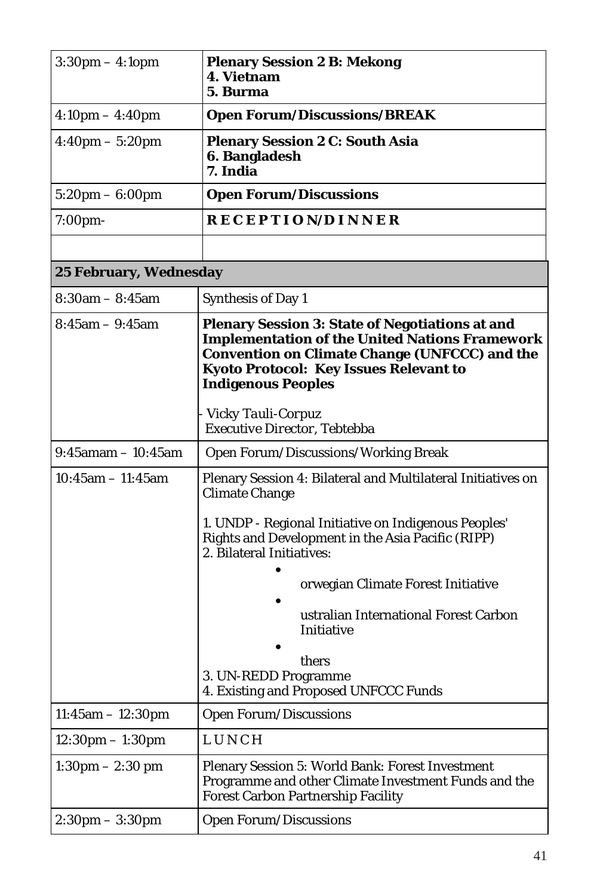| | |
|---|---|
| 3:30pm – 4:1opm | **Plenary Session 2 B: Mekong**<br>**4. Vietnam**<br>**5. Burma** |
| 4:10pm – 4:40pm | **Open Forum/Discussions/BREAK** |
| 4:40pm – 5:20pm | **Plenary Session 2 C: South Asia**<br>**6. Bangladesh**<br>**7. India** |
| 5:20pm – 6:00pm | **Open Forum/Discussions** |
| 7:00pm- | **R E C E P T I O N/D I N N E R** |
| | |
| **25 February, Wednesday** | |
| 8:30am – 8:45am | Synthesis of Day 1 |
| 8:45am – 9:45am | **Plenary Session 3: State of Negotiations at and Implementation of the United Nations Framework Convention on Climate Change (UNFCCC) and the Kyoto Protocol: Key Issues Relevant to Indigenous Peoples**<br><br>- *Vicky Tauli-Corpuz*<br>*Executive Director, Tebtebba* |
| 9:45amam – 10:45am | Open Forum/Discussions/Working Break |
| 10:45am – 11:45am | Plenary Session 4: Bilateral and Multilateral Initiatives on Climate Change<br><br>1. UNDP - Regional Initiative on Indigenous Peoples' Rights and Development in the Asia Pacific (RIPP)<br>2. Bilateral Initiatives:<br>• orwegian Climate Forest Initiative<br>• ustralian International Forest Carbon Initiative<br>• thers<br>3. UN-REDD Programme<br>4. Existing and Proposed UNFCCC Funds |
| 11:45am – 12:30pm | Open Forum/Discussions |
| 12:30pm – 1:30pm | L U N C H |
| 1:30pm – 2:30 pm | Plenary Session 5: World Bank: Forest Investment Programme and other Climate Investment Funds and the Forest Carbon Partnership Facility |
| 2:30pm – 3:30pm | Open Forum/Discussions |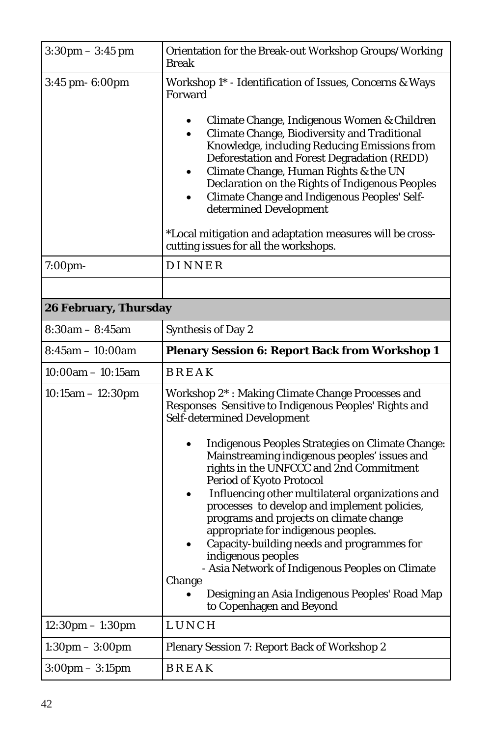| | |
|---|---|
| 3:30pm – 3:45 pm | Orientation for the Break-out Workshop Groups/Working Break |
| 3:45 pm- 6:00pm | Workshop 1* - Identification of Issues, Concerns & Ways Forward<br><br>• Climate Change, Indigenous Women & Children<br>• Climate Change, Biodiversity and Traditional Knowledge, including Reducing Emissions from Deforestation and Forest Degradation (REDD)<br>• Climate Change, Human Rights & the UN Declaration on the Rights of Indigenous Peoples<br>• Climate Change and Indigenous Peoples' Self-determined Development<br><br>*Local mitigation and adaptation measures will be cross-cutting issues for all the workshops. |
| 7:00pm- | D I N N E R |
| | |
| **26 February, Thursday** | |
| 8:30am – 8:45am | Synthesis of Day 2 |
| 8:45am – 10:00am | **Plenary Session 6: Report Back from Workshop 1** |
| 10:00am – 10:15am | B R E A K |
| 10:15am – 12:30pm | Workshop 2* : Making Climate Change Processes and Responses Sensitive to Indigenous Peoples' Rights and Self-determined Development<br><br>• Indigenous Peoples Strategies on Climate Change: Mainstreaming indigenous peoples' issues and rights in the UNFCCC and 2nd Commitment Period of Kyoto Protocol<br>• Influencing other multilateral organizations and processes to develop and implement policies, programs and projects on climate change appropriate for indigenous peoples.<br>• Capacity-building needs and programmes for indigenous peoples<br>- Asia Network of Indigenous Peoples on Climate Change<br>• Designing an Asia Indigenous Peoples' Road Map to Copenhagen and Beyond |
| 12:30pm – 1:30pm | L U N C H |
| 1:30pm – 3:00pm | Plenary Session 7: Report Back of Workshop 2 |
| 3:00pm – 3:15pm | B R E A K |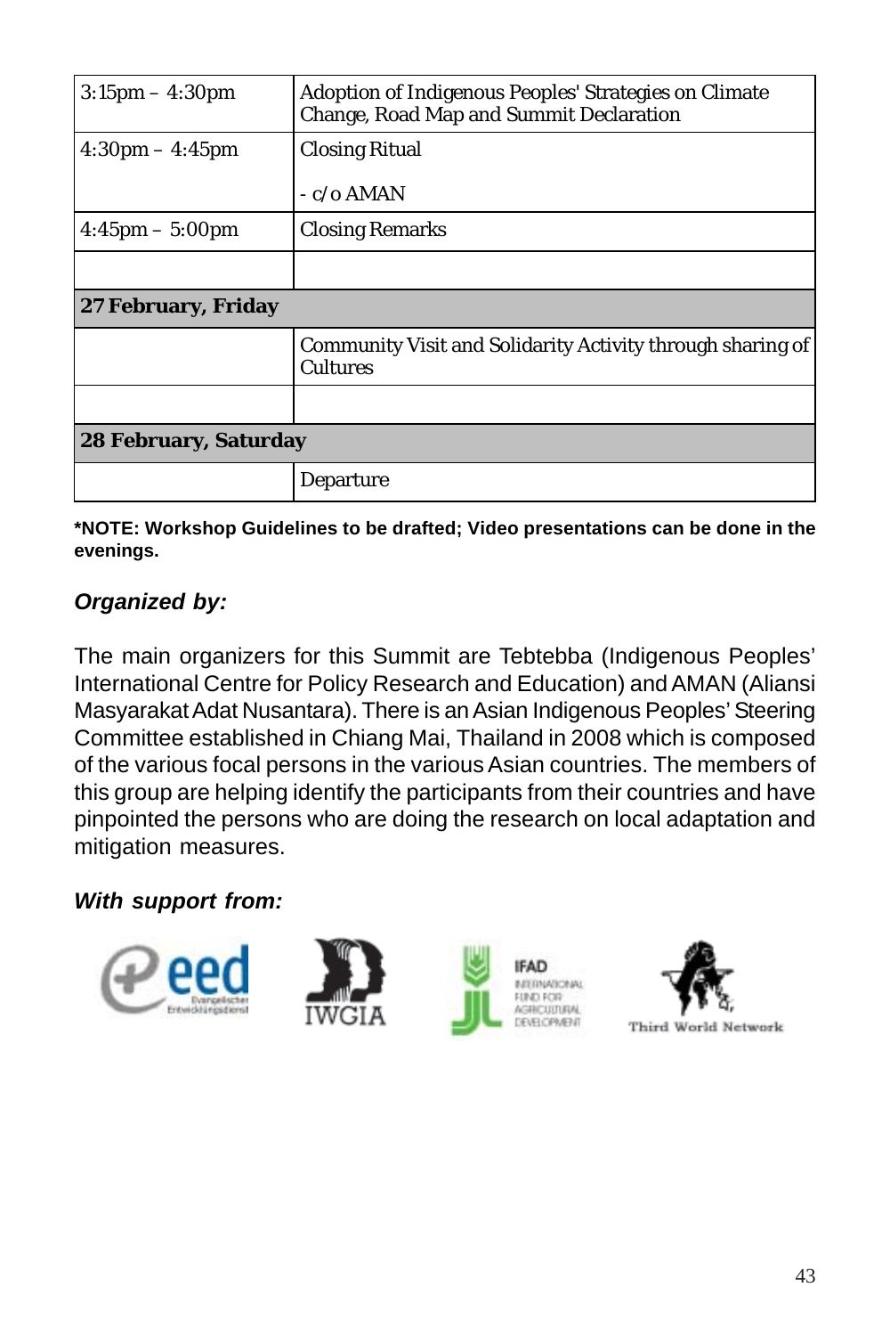| | |
|---|---|
| 3:15pm – 4:30pm | Adoption of Indigenous Peoples' Strategies on Climate Change, Road Map and Summit Declaration |
| 4:30pm – 4:45pm | Closing Ritual<br><br>- c/o AMAN |
| 4:45pm – 5:00pm | Closing Remarks |
| | |
| **27 February, Friday** | |
| | Community Visit and Solidarity Activity through sharing of Cultures |
| | |
| **28 February, Saturday** | |
| | Departure |

**\*NOTE: Workshop Guidelines to be drafted; Video presentations can be done in the evenings.**

***Organized by:***

The main organizers for this Summit are Tebtebba (Indigenous Peoples' International Centre for Policy Research and Education) and AMAN (Aliansi Masyarakat Adat Nusantara). There is an Asian Indigenous Peoples' Steering Committee established in Chiang Mai, Thailand in 2008 which is composed of the various focal persons in the various Asian countries. The members of this group are helping identify the participants from their countries and have pinpointed the persons who are doing the research on local adaptation and mitigation measures.

***With support from:***

eed Evangelischer Entwicklungsdienst | IWGIA | IFAD International Fund for Agricultural Development | Third World Network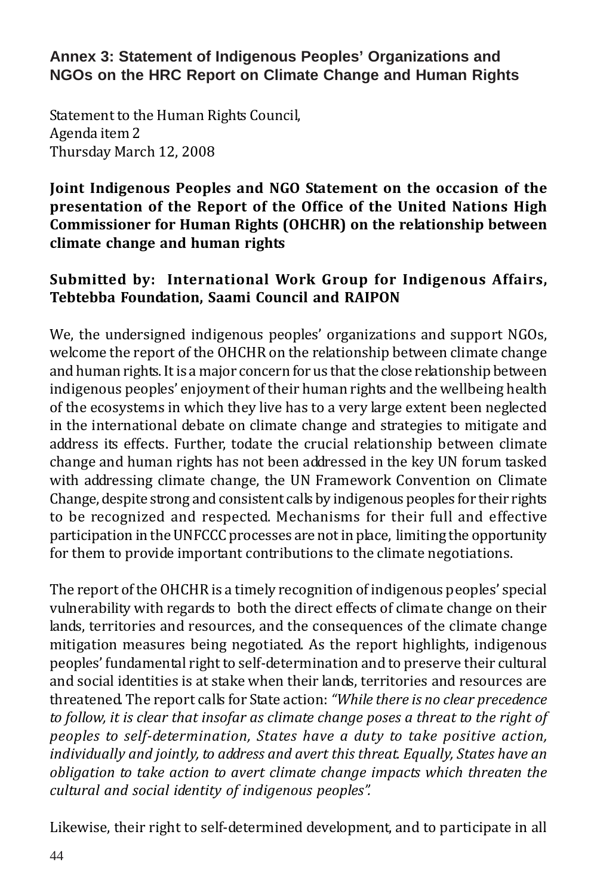## Annex 3: Statement of Indigenous Peoples' Organizations and NGOs on the HRC Report on Climate Change and Human Rights

Statement to the Human Rights Council,
Agenda item 2
Thursday March 12, 2008

**Joint Indigenous Peoples and NGO Statement on the occasion of the presentation of the Report of the Office of the United Nations High Commissioner for Human Rights (OHCHR) on the relationship between climate change and human rights**

**Submitted by: International Work Group for Indigenous Affairs, Tebtebba Foundation, Saami Council and RAIPON**

We, the undersigned indigenous peoples' organizations and support NGOs, welcome the report of the OHCHR on the relationship between climate change and human rights. It is a major concern for us that the close relationship between indigenous peoples' enjoyment of their human rights and the wellbeing health of the ecosystems in which they live has to a very large extent been neglected in the international debate on climate change and strategies to mitigate and address its effects. Further, todate the crucial relationship between climate change and human rights has not been addressed in the key UN forum tasked with addressing climate change, the UN Framework Convention on Climate Change, despite strong and consistent calls by indigenous peoples for their rights to be recognized and respected. Mechanisms for their full and effective participation in the UNFCCC processes are not in place, limiting the opportunity for them to provide important contributions to the climate negotiations.

The report of the OHCHR is a timely recognition of indigenous peoples' special vulnerability with regards to both the direct effects of climate change on their lands, territories and resources, and the consequences of the climate change mitigation measures being negotiated. As the report highlights, indigenous peoples' fundamental right to self-determination and to preserve their cultural and social identities is at stake when their lands, territories and resources are threatened. The report calls for State action: *"While there is no clear precedence to follow, it is clear that insofar as climate change poses a threat to the right of peoples to self-determination, States have a duty to take positive action, individually and jointly, to address and avert this threat. Equally, States have an obligation to take action to avert climate change impacts which threaten the cultural and social identity of indigenous peoples".*

Likewise, their right to self-determined development, and to participate in all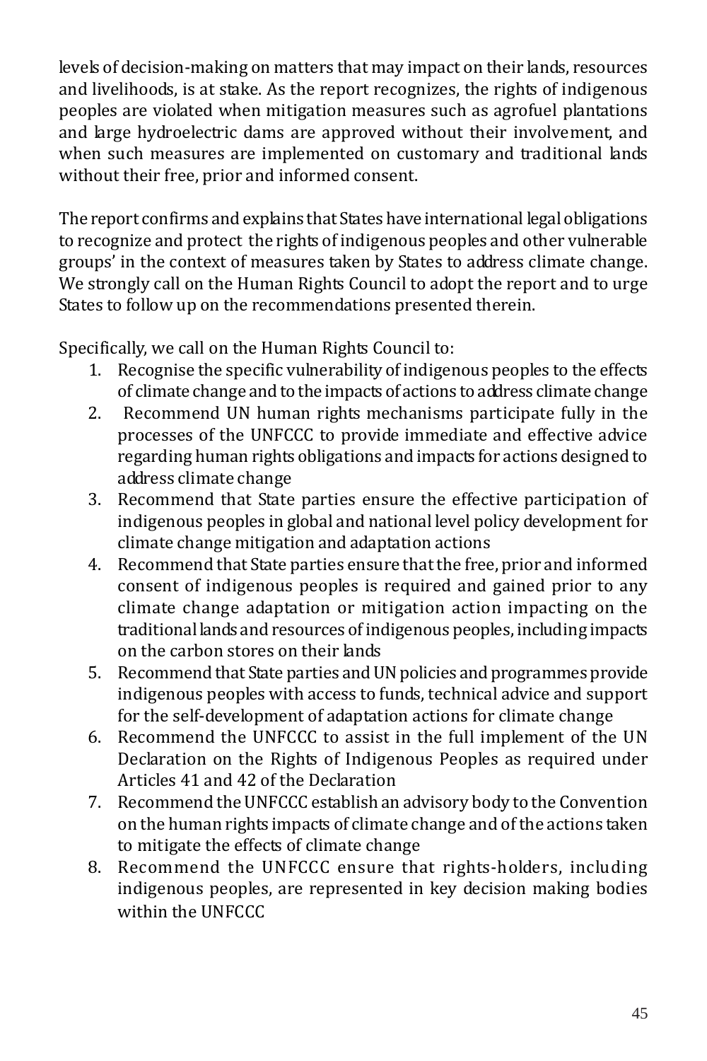levels of decision-making on matters that may impact on their lands, resources and livelihoods, is at stake. As the report recognizes, the rights of indigenous peoples are violated when mitigation measures such as agrofuel plantations and large hydroelectric dams are approved without their involvement, and when such measures are implemented on customary and traditional lands without their free, prior and informed consent.

The report confirms and explains that States have international legal obligations to recognize and protect the rights of indigenous peoples and other vulnerable groups' in the context of measures taken by States to address climate change. We strongly call on the Human Rights Council to adopt the report and to urge States to follow up on the recommendations presented therein.

Specifically, we call on the Human Rights Council to:

1. Recognise the specific vulnerability of indigenous peoples to the effects of climate change and to the impacts of actions to address climate change
2. Recommend UN human rights mechanisms participate fully in the processes of the UNFCCC to provide immediate and effective advice regarding human rights obligations and impacts for actions designed to address climate change
3. Recommend that State parties ensure the effective participation of indigenous peoples in global and national level policy development for climate change mitigation and adaptation actions
4. Recommend that State parties ensure that the free, prior and informed consent of indigenous peoples is required and gained prior to any climate change adaptation or mitigation action impacting on the traditional lands and resources of indigenous peoples, including impacts on the carbon stores on their lands
5. Recommend that State parties and UN policies and programmes provide indigenous peoples with access to funds, technical advice and support for the self-development of adaptation actions for climate change
6. Recommend the UNFCCC to assist in the full implement of the UN Declaration on the Rights of Indigenous Peoples as required under Articles 41 and 42 of the Declaration
7. Recommend the UNFCCC establish an advisory body to the Convention on the human rights impacts of climate change and of the actions taken to mitigate the effects of climate change
8. Recommend the UNFCCC ensure that rights-holders, including indigenous peoples, are represented in key decision making bodies within the UNFCCC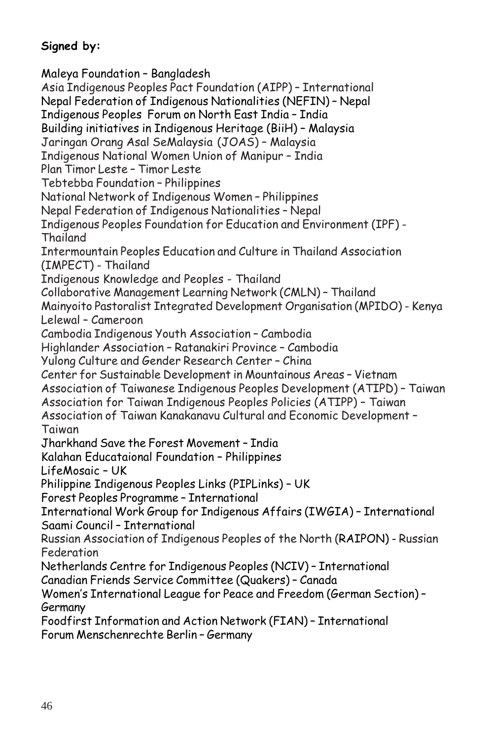**Signed by:**

Maleya Foundation – Bangladesh
Asia Indigenous Peoples Pact Foundation (AIPP) – International
Nepal Federation of Indigenous Nationalities (NEFIN) – Nepal
Indigenous Peoples  Forum on North East India – India
Building initiatives in Indigenous Heritage (BiiH) – Malaysia
Jaringan Orang Asal SeMalaysia (JOAS) – Malaysia
Indigenous National Women Union of Manipur – India
Plan Timor Leste – Timor Leste
Tebtebba Foundation – Philippines
National Network of Indigenous Women – Philippines
Nepal Federation of Indigenous Nationalities – Nepal
Indigenous Peoples Foundation for Education and Environment (IPF) - Thailand
Intermountain Peoples Education and Culture in Thailand Association (IMPECT) - Thailand
Indigenous Knowledge and Peoples - Thailand
Collaborative Management Learning Network (CMLN) – Thailand
Mainyoito Pastoralist Integrated Development Organisation (MPIDO) - Kenya
Lelewal – Cameroon
Cambodia Indigenous Youth Association – Cambodia
Highlander Association – Ratanakiri Province – Cambodia
Yulong Culture and Gender Research Center – China
Center for Sustainable Development in Mountainous Areas – Vietnam
Association of Taiwanese Indigenous Peoples Development (ATIPD) – Taiwan
Association for Taiwan Indigenous Peoples Policies (ATIPP) – Taiwan
Association of Taiwan Kanakanavu Cultural and Economic Development – Taiwan
Jharkhand Save the Forest Movement – India
Kalahan Educataional Foundation – Philippines
LifeMosaic – UK
Philippine Indigenous Peoples Links (PIPLinks) – UK
Forest Peoples Programme – International
International Work Group for Indigenous Affairs (IWGIA) – International
Saami Council – International
Russian Association of Indigenous Peoples of the North (RAIPON) - Russian Federation
Netherlands Centre for Indigenous Peoples (NCIV) – International
Canadian Friends Service Committee (Quakers) – Canada
Women's International League for Peace and Freedom (German Section) – Germany
Foodfirst Information and Action Network (FIAN) – International
Forum Menschenrechte Berlin – Germany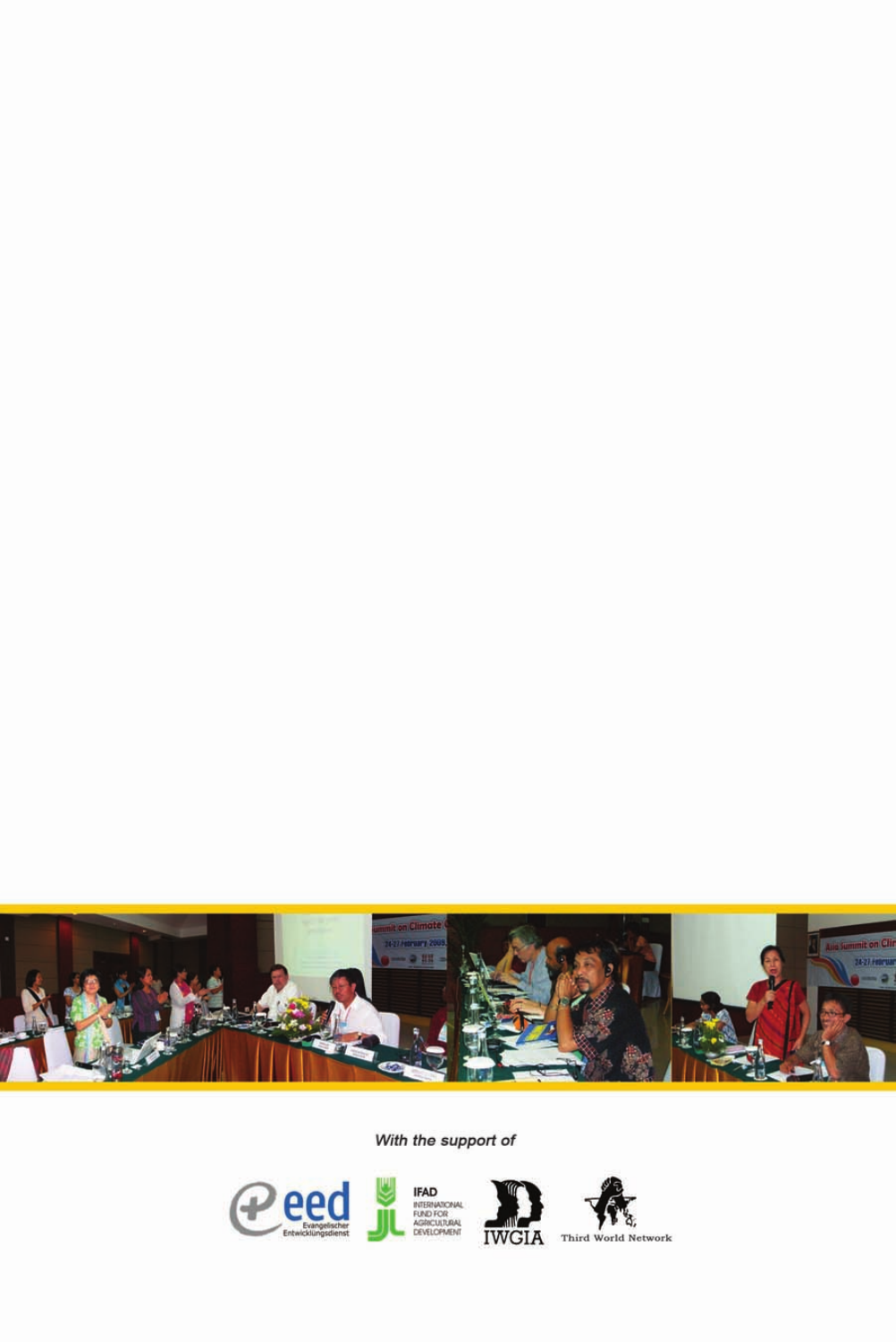*With the support of*

eed Evangelischer Entwicklungsdienst

IFAD INTERNATIONAL FUND FOR AGRICULTURAL DEVELOPMENT

IWGIA

Third World Network